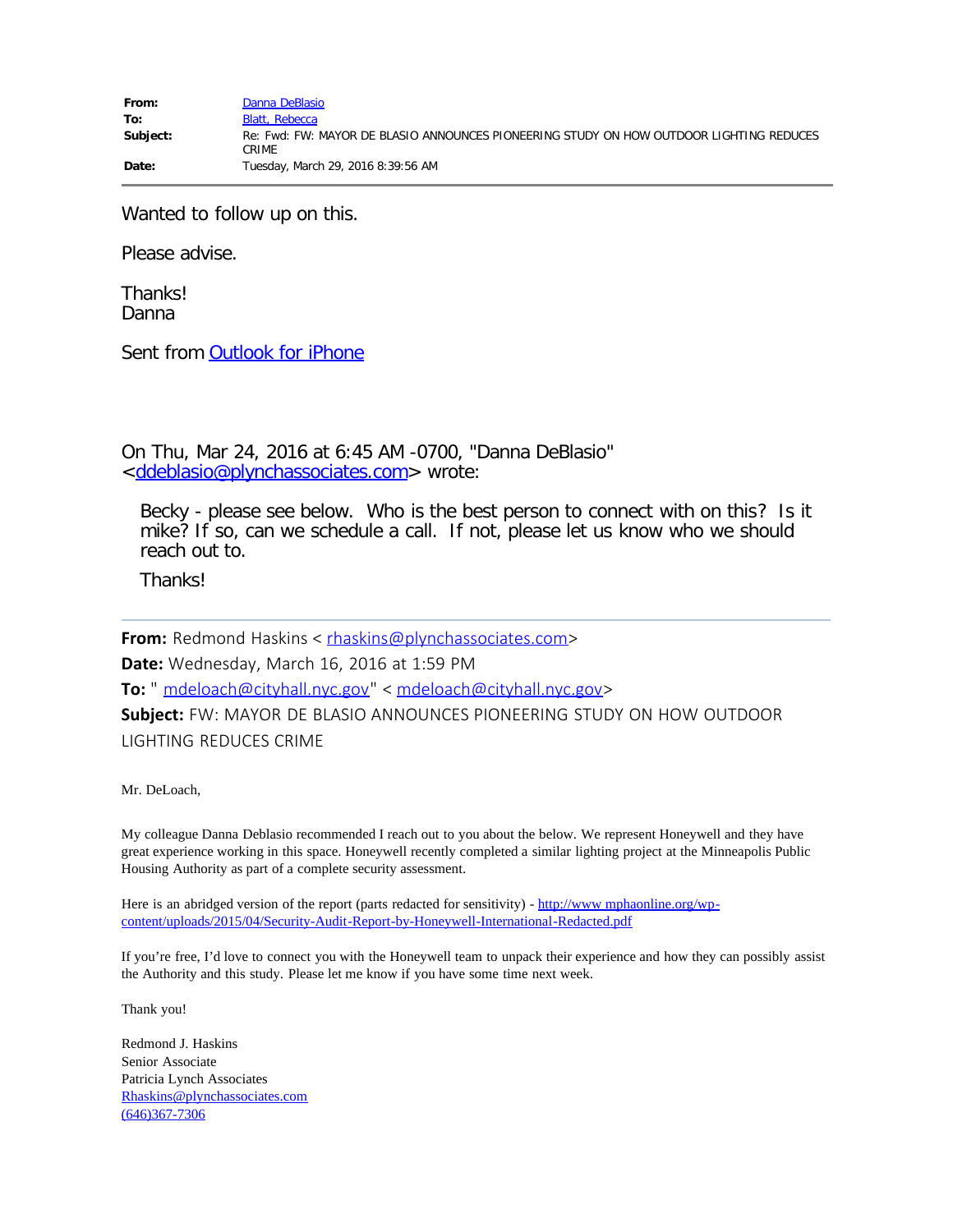| | |
|---|---|
| **From:** | Danna DeBlasio |
| **To:** | Blatt, Rebecca |
| **Subject:** | Re: Fwd: FW: MAYOR DE BLASIO ANNOUNCES PIONEERING STUDY ON HOW OUTDOOR LIGHTING REDUCES CRIME |
| **Date:** | Tuesday, March 29, 2016 8:39:56 AM |

---

Wanted to follow up on this.

Please advise.

Thanks!
Danna

Sent from Outlook for iPhone

On Thu, Mar 24, 2016 at 6:45 AM -0700, "Danna DeBlasio" <ddeblasio@plynchassociates.com> wrote:

> Becky - please see below. Who is the best person to connect with on this? Is it mike? If so, can we schedule a call. If not, please let us know who we should reach out to.
>
> Thanks!

---

**From:** Redmond Haskins < rhaskins@plynchassociates.com>
**Date:** Wednesday, March 16, 2016 at 1:59 PM
**To:** " mdeloach@cityhall.nyc.gov" < mdeloach@cityhall.nyc.gov>
**Subject:** FW: MAYOR DE BLASIO ANNOUNCES PIONEERING STUDY ON HOW OUTDOOR LIGHTING REDUCES CRIME

Mr. DeLoach,

My colleague Danna Deblasio recommended I reach out to you about the below. We represent Honeywell and they have great experience working in this space. Honeywell recently completed a similar lighting project at the Minneapolis Public Housing Authority as part of a complete security assessment.

Here is an abridged version of the report (parts redacted for sensitivity) - http://www mphaonline.org/wp-content/uploads/2015/04/Security-Audit-Report-by-Honeywell-International-Redacted.pdf

If you're free, I'd love to connect you with the Honeywell team to unpack their experience and how they can possibly assist the Authority and this study. Please let me know if you have some time next week.

Thank you!

Redmond J. Haskins
Senior Associate
Patricia Lynch Associates
Rhaskins@plynchassociates.com
(646)367-7306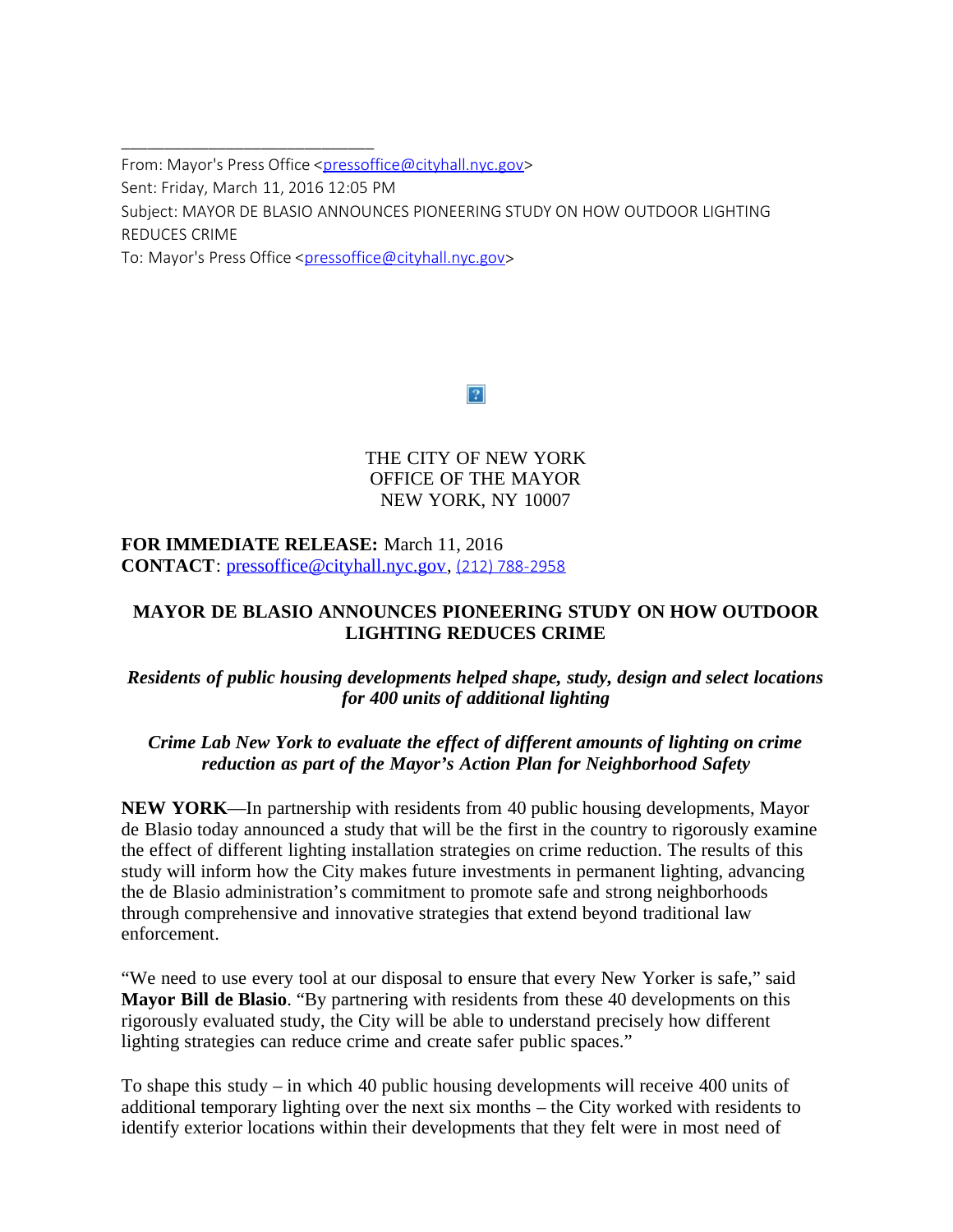From: Mayor's Press Office <pressoffice@cityhall.nyc.gov>
Sent: Friday, March 11, 2016 12:05 PM
Subject: MAYOR DE BLASIO ANNOUNCES PIONEERING STUDY ON HOW OUTDOOR LIGHTING REDUCES CRIME
To: Mayor's Press Office <pressoffice@cityhall.nyc.gov>

THE CITY OF NEW YORK
OFFICE OF THE MAYOR
NEW YORK, NY 10007

**FOR IMMEDIATE RELEASE:** March 11, 2016
**CONTACT**: pressoffice@cityhall.nyc.gov, (212) 788-2958

## MAYOR DE BLASIO ANNOUNCES PIONEERING STUDY ON HOW OUTDOOR LIGHTING REDUCES CRIME

***Residents of public housing developments helped shape, study, design and select locations for 400 units of additional lighting***

***Crime Lab New York to evaluate the effect of different amounts of lighting on crime reduction as part of the Mayor's Action Plan for Neighborhood Safety***

**NEW YORK**—In partnership with residents from 40 public housing developments, Mayor de Blasio today announced a study that will be the first in the country to rigorously examine the effect of different lighting installation strategies on crime reduction. The results of this study will inform how the City makes future investments in permanent lighting, advancing the de Blasio administration's commitment to promote safe and strong neighborhoods through comprehensive and innovative strategies that extend beyond traditional law enforcement.

"We need to use every tool at our disposal to ensure that every New Yorker is safe," said **Mayor Bill de Blasio**. "By partnering with residents from these 40 developments on this rigorously evaluated study, the City will be able to understand precisely how different lighting strategies can reduce crime and create safer public spaces."

To shape this study – in which 40 public housing developments will receive 400 units of additional temporary lighting over the next six months – the City worked with residents to identify exterior locations within their developments that they felt were in most need of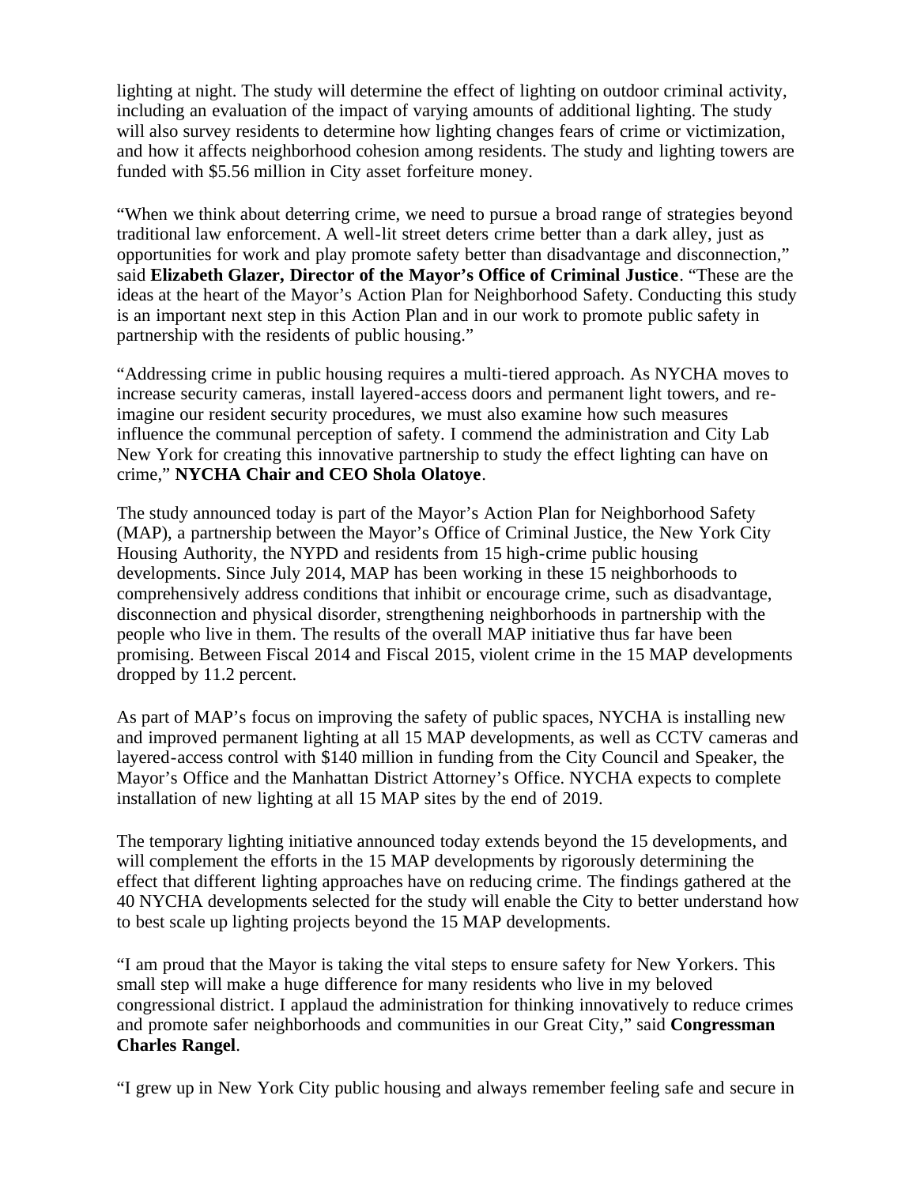lighting at night. The study will determine the effect of lighting on outdoor criminal activity, including an evaluation of the impact of varying amounts of additional lighting. The study will also survey residents to determine how lighting changes fears of crime or victimization, and how it affects neighborhood cohesion among residents. The study and lighting towers are funded with $5.56 million in City asset forfeiture money.

"When we think about deterring crime, we need to pursue a broad range of strategies beyond traditional law enforcement. A well-lit street deters crime better than a dark alley, just as opportunities for work and play promote safety better than disadvantage and disconnection," said **Elizabeth Glazer, Director of the Mayor's Office of Criminal Justice**. "These are the ideas at the heart of the Mayor's Action Plan for Neighborhood Safety. Conducting this study is an important next step in this Action Plan and in our work to promote public safety in partnership with the residents of public housing."

"Addressing crime in public housing requires a multi-tiered approach. As NYCHA moves to increase security cameras, install layered-access doors and permanent light towers, and re-imagine our resident security procedures, we must also examine how such measures influence the communal perception of safety. I commend the administration and City Lab New York for creating this innovative partnership to study the effect lighting can have on crime," **NYCHA Chair and CEO Shola Olatoye**.

The study announced today is part of the Mayor's Action Plan for Neighborhood Safety (MAP), a partnership between the Mayor's Office of Criminal Justice, the New York City Housing Authority, the NYPD and residents from 15 high-crime public housing developments. Since July 2014, MAP has been working in these 15 neighborhoods to comprehensively address conditions that inhibit or encourage crime, such as disadvantage, disconnection and physical disorder, strengthening neighborhoods in partnership with the people who live in them. The results of the overall MAP initiative thus far have been promising. Between Fiscal 2014 and Fiscal 2015, violent crime in the 15 MAP developments dropped by 11.2 percent.

As part of MAP's focus on improving the safety of public spaces, NYCHA is installing new and improved permanent lighting at all 15 MAP developments, as well as CCTV cameras and layered-access control with $140 million in funding from the City Council and Speaker, the Mayor's Office and the Manhattan District Attorney's Office. NYCHA expects to complete installation of new lighting at all 15 MAP sites by the end of 2019.

The temporary lighting initiative announced today extends beyond the 15 developments, and will complement the efforts in the 15 MAP developments by rigorously determining the effect that different lighting approaches have on reducing crime. The findings gathered at the 40 NYCHA developments selected for the study will enable the City to better understand how to best scale up lighting projects beyond the 15 MAP developments.

"I am proud that the Mayor is taking the vital steps to ensure safety for New Yorkers. This small step will make a huge difference for many residents who live in my beloved congressional district. I applaud the administration for thinking innovatively to reduce crimes and promote safer neighborhoods and communities in our Great City," said **Congressman Charles Rangel**.

"I grew up in New York City public housing and always remember feeling safe and secure in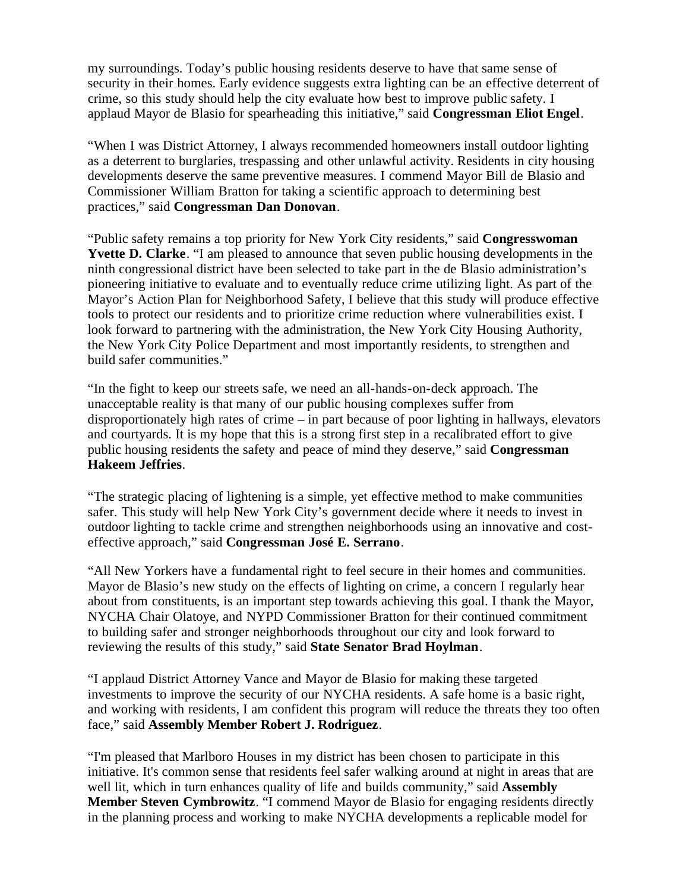my surroundings. Today's public housing residents deserve to have that same sense of security in their homes. Early evidence suggests extra lighting can be an effective deterrent of crime, so this study should help the city evaluate how best to improve public safety. I applaud Mayor de Blasio for spearheading this initiative," said **Congressman Eliot Engel**.

"When I was District Attorney, I always recommended homeowners install outdoor lighting as a deterrent to burglaries, trespassing and other unlawful activity. Residents in city housing developments deserve the same preventive measures. I commend Mayor Bill de Blasio and Commissioner William Bratton for taking a scientific approach to determining best practices," said **Congressman Dan Donovan**.

"Public safety remains a top priority for New York City residents," said **Congresswoman Yvette D. Clarke**. "I am pleased to announce that seven public housing developments in the ninth congressional district have been selected to take part in the de Blasio administration's pioneering initiative to evaluate and to eventually reduce crime utilizing light. As part of the Mayor's Action Plan for Neighborhood Safety, I believe that this study will produce effective tools to protect our residents and to prioritize crime reduction where vulnerabilities exist. I look forward to partnering with the administration, the New York City Housing Authority, the New York City Police Department and most importantly residents, to strengthen and build safer communities."

"In the fight to keep our streets safe, we need an all-hands-on-deck approach. The unacceptable reality is that many of our public housing complexes suffer from disproportionately high rates of crime – in part because of poor lighting in hallways, elevators and courtyards. It is my hope that this is a strong first step in a recalibrated effort to give public housing residents the safety and peace of mind they deserve," said **Congressman Hakeem Jeffries**.

"The strategic placing of lightening is a simple, yet effective method to make communities safer. This study will help New York City's government decide where it needs to invest in outdoor lighting to tackle crime and strengthen neighborhoods using an innovative and cost-effective approach," said **Congressman José E. Serrano**.

"All New Yorkers have a fundamental right to feel secure in their homes and communities. Mayor de Blasio's new study on the effects of lighting on crime, a concern I regularly hear about from constituents, is an important step towards achieving this goal. I thank the Mayor, NYCHA Chair Olatoye, and NYPD Commissioner Bratton for their continued commitment to building safer and stronger neighborhoods throughout our city and look forward to reviewing the results of this study," said **State Senator Brad Hoylman**.

"I applaud District Attorney Vance and Mayor de Blasio for making these targeted investments to improve the security of our NYCHA residents. A safe home is a basic right, and working with residents, I am confident this program will reduce the threats they too often face," said **Assembly Member Robert J. Rodriguez**.

"I'm pleased that Marlboro Houses in my district has been chosen to participate in this initiative. It's common sense that residents feel safer walking around at night in areas that are well lit, which in turn enhances quality of life and builds community," said **Assembly Member Steven Cymbrowitz**. "I commend Mayor de Blasio for engaging residents directly in the planning process and working to make NYCHA developments a replicable model for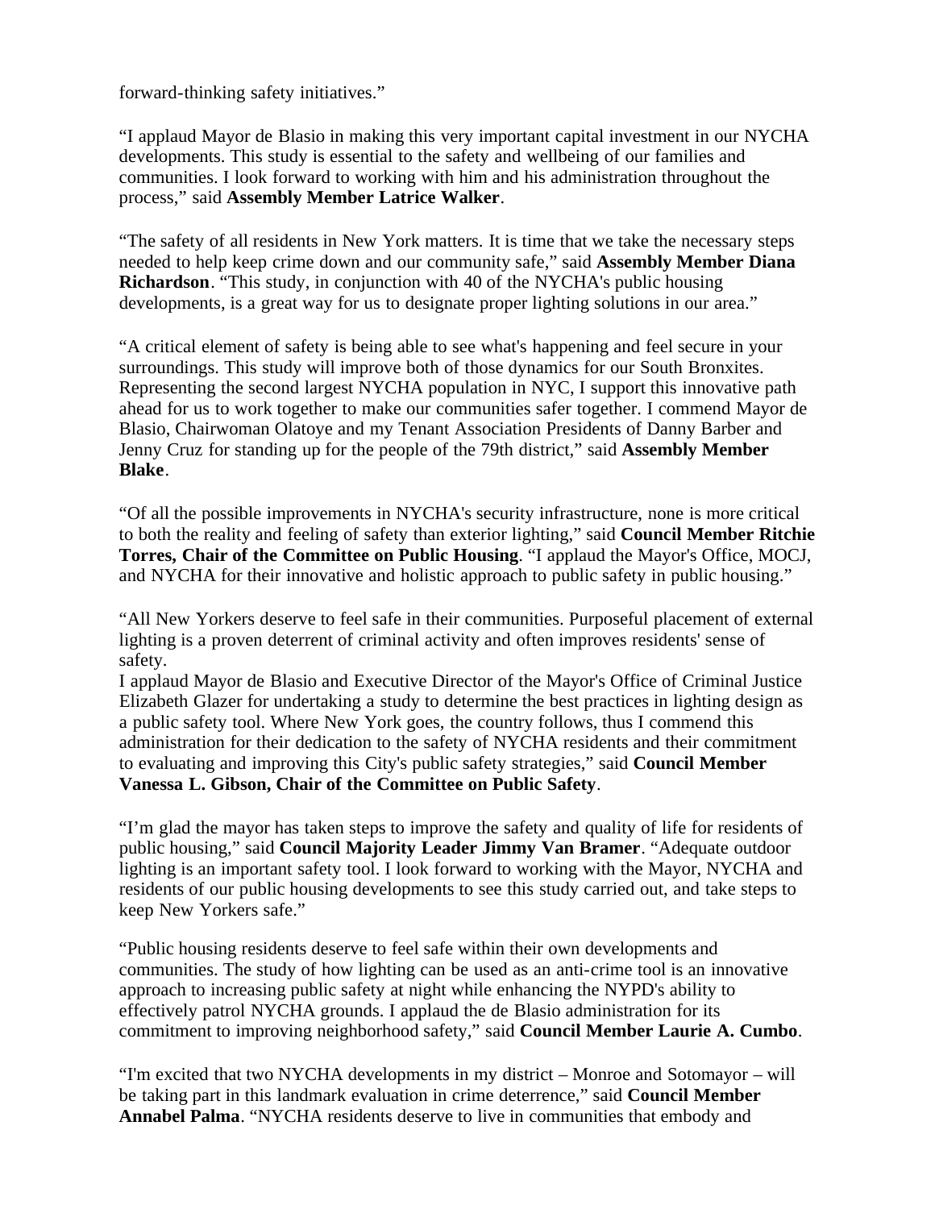forward-thinking safety initiatives."

"I applaud Mayor de Blasio in making this very important capital investment in our NYCHA developments. This study is essential to the safety and wellbeing of our families and communities. I look forward to working with him and his administration throughout the process," said **Assembly Member Latrice Walker**.

"The safety of all residents in New York matters. It is time that we take the necessary steps needed to help keep crime down and our community safe," said **Assembly Member Diana Richardson**. "This study, in conjunction with 40 of the NYCHA's public housing developments, is a great way for us to designate proper lighting solutions in our area."

"A critical element of safety is being able to see what's happening and feel secure in your surroundings. This study will improve both of those dynamics for our South Bronxites. Representing the second largest NYCHA population in NYC, I support this innovative path ahead for us to work together to make our communities safer together. I commend Mayor de Blasio, Chairwoman Olatoye and my Tenant Association Presidents of Danny Barber and Jenny Cruz for standing up for the people of the 79th district," said **Assembly Member Blake**.

"Of all the possible improvements in NYCHA's security infrastructure, none is more critical to both the reality and feeling of safety than exterior lighting," said **Council Member Ritchie Torres, Chair of the Committee on Public Housing**. "I applaud the Mayor's Office, MOCJ, and NYCHA for their innovative and holistic approach to public safety in public housing."

"All New Yorkers deserve to feel safe in their communities. Purposeful placement of external lighting is a proven deterrent of criminal activity and often improves residents' sense of safety.
I applaud Mayor de Blasio and Executive Director of the Mayor's Office of Criminal Justice Elizabeth Glazer for undertaking a study to determine the best practices in lighting design as a public safety tool. Where New York goes, the country follows, thus I commend this administration for their dedication to the safety of NYCHA residents and their commitment to evaluating and improving this City's public safety strategies," said **Council Member Vanessa L. Gibson, Chair of the Committee on Public Safety**.

"I'm glad the mayor has taken steps to improve the safety and quality of life for residents of public housing," said **Council Majority Leader Jimmy Van Bramer**. "Adequate outdoor lighting is an important safety tool. I look forward to working with the Mayor, NYCHA and residents of our public housing developments to see this study carried out, and take steps to keep New Yorkers safe."

"Public housing residents deserve to feel safe within their own developments and communities. The study of how lighting can be used as an anti-crime tool is an innovative approach to increasing public safety at night while enhancing the NYPD's ability to effectively patrol NYCHA grounds. I applaud the de Blasio administration for its commitment to improving neighborhood safety," said **Council Member Laurie A. Cumbo**.

"I'm excited that two NYCHA developments in my district – Monroe and Sotomayor – will be taking part in this landmark evaluation in crime deterrence," said **Council Member Annabel Palma**. "NYCHA residents deserve to live in communities that embody and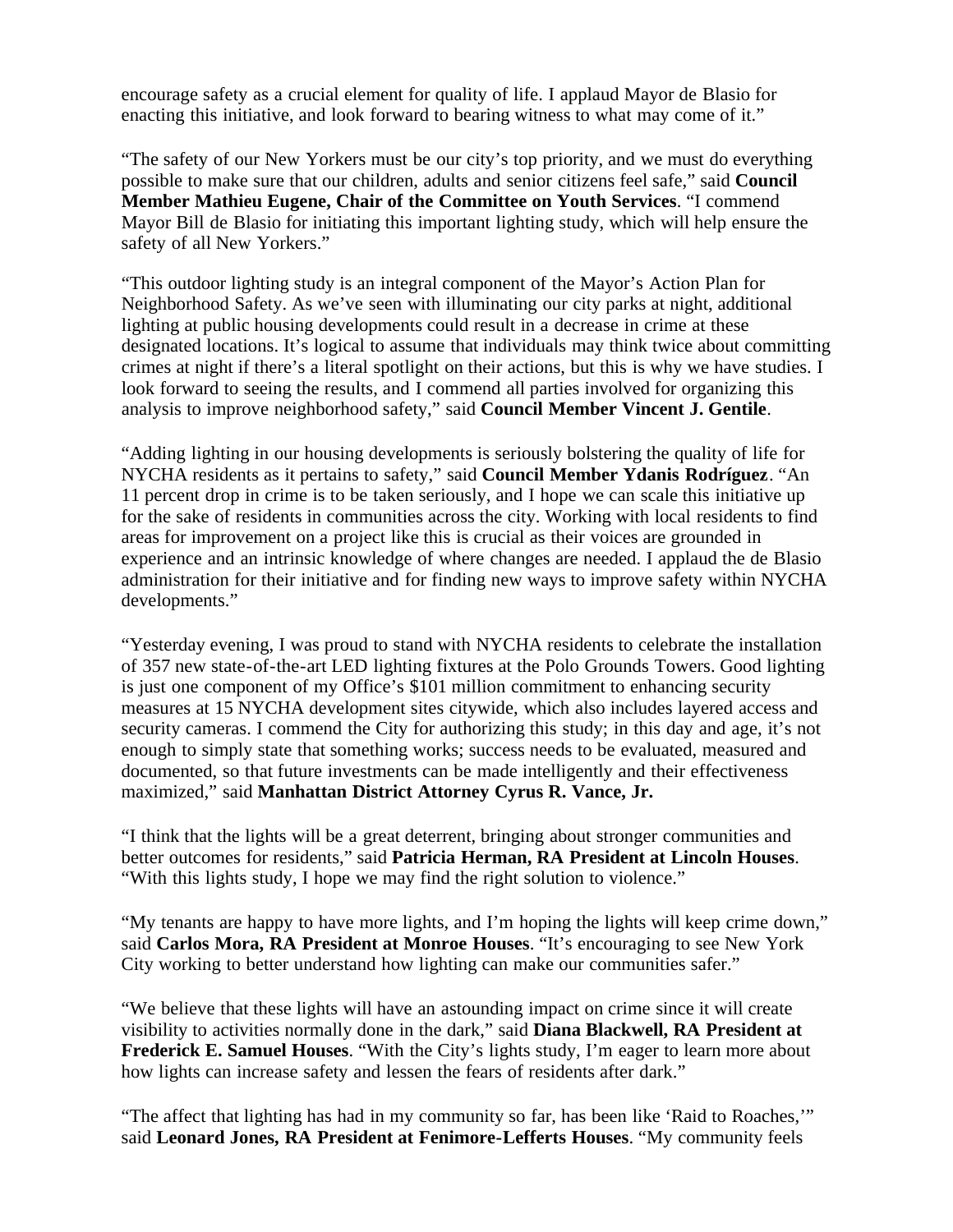encourage safety as a crucial element for quality of life. I applaud Mayor de Blasio for enacting this initiative, and look forward to bearing witness to what may come of it."

"The safety of our New Yorkers must be our city's top priority, and we must do everything possible to make sure that our children, adults and senior citizens feel safe," said **Council Member Mathieu Eugene, Chair of the Committee on Youth Services**. "I commend Mayor Bill de Blasio for initiating this important lighting study, which will help ensure the safety of all New Yorkers."

"This outdoor lighting study is an integral component of the Mayor's Action Plan for Neighborhood Safety. As we've seen with illuminating our city parks at night, additional lighting at public housing developments could result in a decrease in crime at these designated locations. It's logical to assume that individuals may think twice about committing crimes at night if there's a literal spotlight on their actions, but this is why we have studies. I look forward to seeing the results, and I commend all parties involved for organizing this analysis to improve neighborhood safety," said **Council Member Vincent J. Gentile**.

"Adding lighting in our housing developments is seriously bolstering the quality of life for NYCHA residents as it pertains to safety," said **Council Member Ydanis Rodríguez**. "An 11 percent drop in crime is to be taken seriously, and I hope we can scale this initiative up for the sake of residents in communities across the city. Working with local residents to find areas for improvement on a project like this is crucial as their voices are grounded in experience and an intrinsic knowledge of where changes are needed. I applaud the de Blasio administration for their initiative and for finding new ways to improve safety within NYCHA developments."

"Yesterday evening, I was proud to stand with NYCHA residents to celebrate the installation of 357 new state-of-the-art LED lighting fixtures at the Polo Grounds Towers. Good lighting is just one component of my Office's $101 million commitment to enhancing security measures at 15 NYCHA development sites citywide, which also includes layered access and security cameras. I commend the City for authorizing this study; in this day and age, it's not enough to simply state that something works; success needs to be evaluated, measured and documented, so that future investments can be made intelligently and their effectiveness maximized," said **Manhattan District Attorney Cyrus R. Vance, Jr.**

"I think that the lights will be a great deterrent, bringing about stronger communities and better outcomes for residents," said **Patricia Herman, RA President at Lincoln Houses**. "With this lights study, I hope we may find the right solution to violence."

"My tenants are happy to have more lights, and I'm hoping the lights will keep crime down," said **Carlos Mora, RA President at Monroe Houses**. "It's encouraging to see New York City working to better understand how lighting can make our communities safer."

"We believe that these lights will have an astounding impact on crime since it will create visibility to activities normally done in the dark," said **Diana Blackwell, RA President at Frederick E. Samuel Houses**. "With the City's lights study, I'm eager to learn more about how lights can increase safety and lessen the fears of residents after dark."

"The affect that lighting has had in my community so far, has been like 'Raid to Roaches,'" said **Leonard Jones, RA President at Fenimore-Lefferts Houses**. "My community feels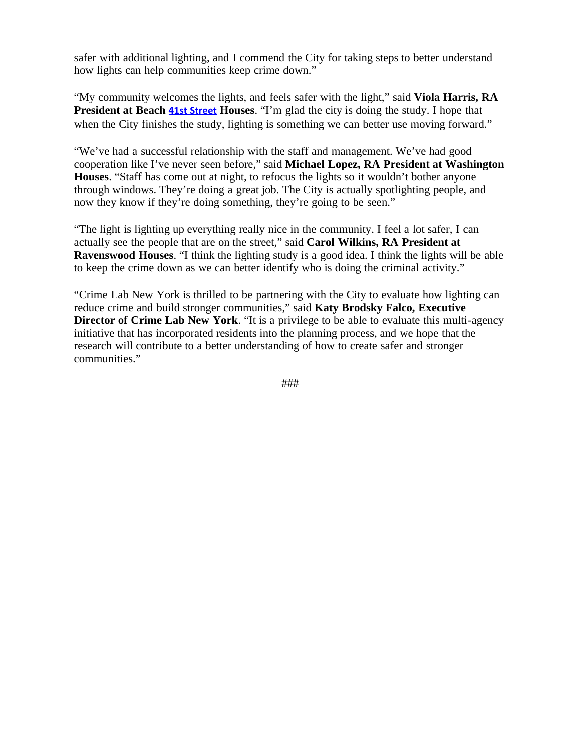safer with additional lighting, and I commend the City for taking steps to better understand how lights can help communities keep crime down."

"My community welcomes the lights, and feels safer with the light," said **Viola Harris, RA President at Beach 41st Street Houses**. "I'm glad the city is doing the study. I hope that when the City finishes the study, lighting is something we can better use moving forward."

"We've had a successful relationship with the staff and management. We've had good cooperation like I've never seen before," said **Michael Lopez, RA President at Washington Houses**. "Staff has come out at night, to refocus the lights so it wouldn't bother anyone through windows. They're doing a great job. The City is actually spotlighting people, and now they know if they're doing something, they're going to be seen."

"The light is lighting up everything really nice in the community. I feel a lot safer, I can actually see the people that are on the street," said **Carol Wilkins, RA President at Ravenswood Houses**. "I think the lighting study is a good idea. I think the lights will be able to keep the crime down as we can better identify who is doing the criminal activity."

"Crime Lab New York is thrilled to be partnering with the City to evaluate how lighting can reduce crime and build stronger communities," said **Katy Brodsky Falco, Executive Director of Crime Lab New York**. "It is a privilege to be able to evaluate this multi-agency initiative that has incorporated residents into the planning process, and we hope that the research will contribute to a better understanding of how to create safer and stronger communities."

###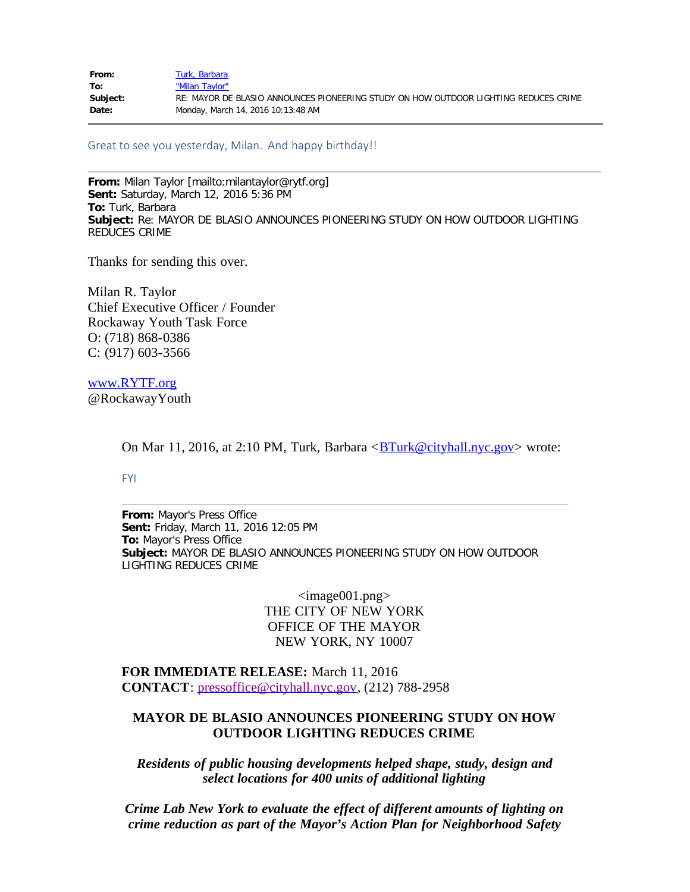**From:** Turk, Barbara
**To:** "Milan Taylor"
**Subject:** RE: MAYOR DE BLASIO ANNOUNCES PIONEERING STUDY ON HOW OUTDOOR LIGHTING REDUCES CRIME
**Date:** Monday, March 14, 2016 10:13:48 AM

---

Great to see you yesterday, Milan. And happy birthday!!

---

**From:** Milan Taylor [mailto:milantaylor@rytf.org]
**Sent:** Saturday, March 12, 2016 5:36 PM
**To:** Turk, Barbara
**Subject:** Re: MAYOR DE BLASIO ANNOUNCES PIONEERING STUDY ON HOW OUTDOOR LIGHTING REDUCES CRIME

Thanks for sending this over.

Milan R. Taylor
Chief Executive Officer / Founder
Rockaway Youth Task Force
O: (718) 868-0386
C: (917) 603-3566

www.RYTF.org
@RockawayYouth

> On Mar 11, 2016, at 2:10 PM, Turk, Barbara <BTurk@cityhall.nyc.gov> wrote:
>
> FYI
>
> ---
>
> **From:** Mayor's Press Office
> **Sent:** Friday, March 11, 2016 12:05 PM
> **To:** Mayor's Press Office
> **Subject:** MAYOR DE BLASIO ANNOUNCES PIONEERING STUDY ON HOW OUTDOOR LIGHTING REDUCES CRIME
>
> <image001.png>
> THE CITY OF NEW YORK
> OFFICE OF THE MAYOR
> NEW YORK, NY 10007
>
> **FOR IMMEDIATE RELEASE:** March 11, 2016
> **CONTACT**: pressoffice@cityhall.nyc.gov, (212) 788-2958
>
> **MAYOR DE BLASIO ANNOUNCES PIONEERING STUDY ON HOW OUTDOOR LIGHTING REDUCES CRIME**
>
> ***Residents of public housing developments helped shape, study, design and select locations for 400 units of additional lighting***
>
> ***Crime Lab New York to evaluate the effect of different amounts of lighting on crime reduction as part of the Mayor's Action Plan for Neighborhood Safety***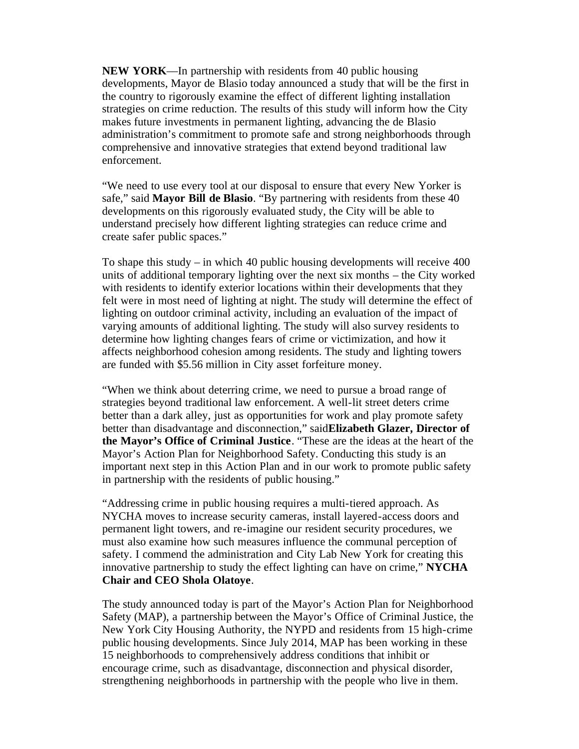**NEW YORK**—In partnership with residents from 40 public housing developments, Mayor de Blasio today announced a study that will be the first in the country to rigorously examine the effect of different lighting installation strategies on crime reduction. The results of this study will inform how the City makes future investments in permanent lighting, advancing the de Blasio administration's commitment to promote safe and strong neighborhoods through comprehensive and innovative strategies that extend beyond traditional law enforcement.

"We need to use every tool at our disposal to ensure that every New Yorker is safe," said **Mayor Bill de Blasio**. "By partnering with residents from these 40 developments on this rigorously evaluated study, the City will be able to understand precisely how different lighting strategies can reduce crime and create safer public spaces."

To shape this study – in which 40 public housing developments will receive 400 units of additional temporary lighting over the next six months – the City worked with residents to identify exterior locations within their developments that they felt were in most need of lighting at night. The study will determine the effect of lighting on outdoor criminal activity, including an evaluation of the impact of varying amounts of additional lighting. The study will also survey residents to determine how lighting changes fears of crime or victimization, and how it affects neighborhood cohesion among residents. The study and lighting towers are funded with $5.56 million in City asset forfeiture money.

"When we think about deterring crime, we need to pursue a broad range of strategies beyond traditional law enforcement. A well-lit street deters crime better than a dark alley, just as opportunities for work and play promote safety better than disadvantage and disconnection," said**Elizabeth Glazer, Director of the Mayor's Office of Criminal Justice**. "These are the ideas at the heart of the Mayor's Action Plan for Neighborhood Safety. Conducting this study is an important next step in this Action Plan and in our work to promote public safety in partnership with the residents of public housing."

"Addressing crime in public housing requires a multi-tiered approach. As NYCHA moves to increase security cameras, install layered-access doors and permanent light towers, and re-imagine our resident security procedures, we must also examine how such measures influence the communal perception of safety. I commend the administration and City Lab New York for creating this innovative partnership to study the effect lighting can have on crime," **NYCHA Chair and CEO Shola Olatoye**.

The study announced today is part of the Mayor's Action Plan for Neighborhood Safety (MAP), a partnership between the Mayor's Office of Criminal Justice, the New York City Housing Authority, the NYPD and residents from 15 high-crime public housing developments. Since July 2014, MAP has been working in these 15 neighborhoods to comprehensively address conditions that inhibit or encourage crime, such as disadvantage, disconnection and physical disorder, strengthening neighborhoods in partnership with the people who live in them.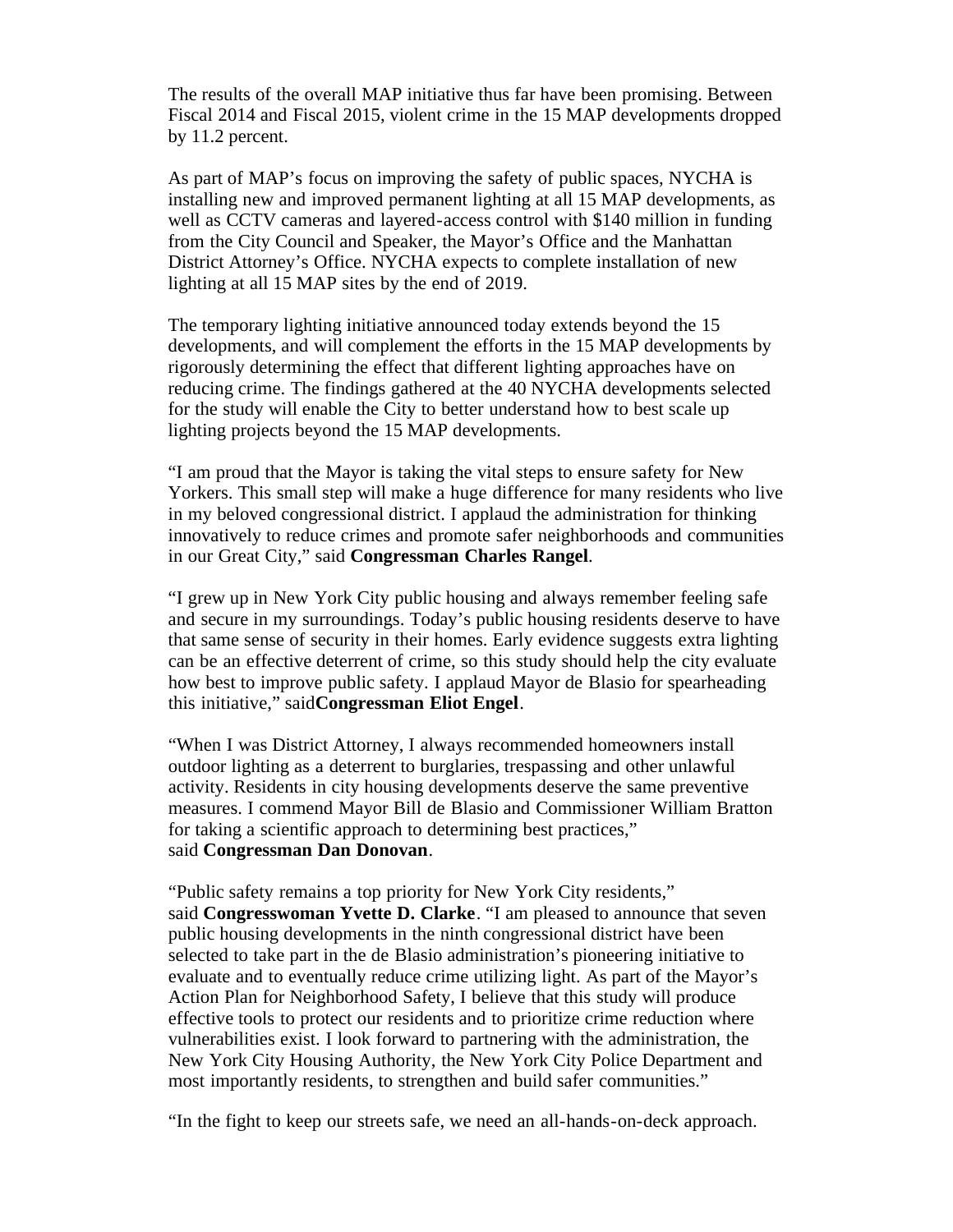The results of the overall MAP initiative thus far have been promising. Between Fiscal 2014 and Fiscal 2015, violent crime in the 15 MAP developments dropped by 11.2 percent.

As part of MAP's focus on improving the safety of public spaces, NYCHA is installing new and improved permanent lighting at all 15 MAP developments, as well as CCTV cameras and layered-access control with $140 million in funding from the City Council and Speaker, the Mayor's Office and the Manhattan District Attorney's Office. NYCHA expects to complete installation of new lighting at all 15 MAP sites by the end of 2019.

The temporary lighting initiative announced today extends beyond the 15 developments, and will complement the efforts in the 15 MAP developments by rigorously determining the effect that different lighting approaches have on reducing crime. The findings gathered at the 40 NYCHA developments selected for the study will enable the City to better understand how to best scale up lighting projects beyond the 15 MAP developments.

"I am proud that the Mayor is taking the vital steps to ensure safety for New Yorkers. This small step will make a huge difference for many residents who live in my beloved congressional district. I applaud the administration for thinking innovatively to reduce crimes and promote safer neighborhoods and communities in our Great City," said **Congressman Charles Rangel**.

"I grew up in New York City public housing and always remember feeling safe and secure in my surroundings. Today's public housing residents deserve to have that same sense of security in their homes. Early evidence suggests extra lighting can be an effective deterrent of crime, so this study should help the city evaluate how best to improve public safety. I applaud Mayor de Blasio for spearheading this initiative," said**Congressman Eliot Engel**.

"When I was District Attorney, I always recommended homeowners install outdoor lighting as a deterrent to burglaries, trespassing and other unlawful activity. Residents in city housing developments deserve the same preventive measures. I commend Mayor Bill de Blasio and Commissioner William Bratton for taking a scientific approach to determining best practices," said **Congressman Dan Donovan**.

"Public safety remains a top priority for New York City residents," said **Congresswoman Yvette D. Clarke**. "I am pleased to announce that seven public housing developments in the ninth congressional district have been selected to take part in the de Blasio administration's pioneering initiative to evaluate and to eventually reduce crime utilizing light. As part of the Mayor's Action Plan for Neighborhood Safety, I believe that this study will produce effective tools to protect our residents and to prioritize crime reduction where vulnerabilities exist. I look forward to partnering with the administration, the New York City Housing Authority, the New York City Police Department and most importantly residents, to strengthen and build safer communities."

"In the fight to keep our streets safe, we need an all-hands-on-deck approach.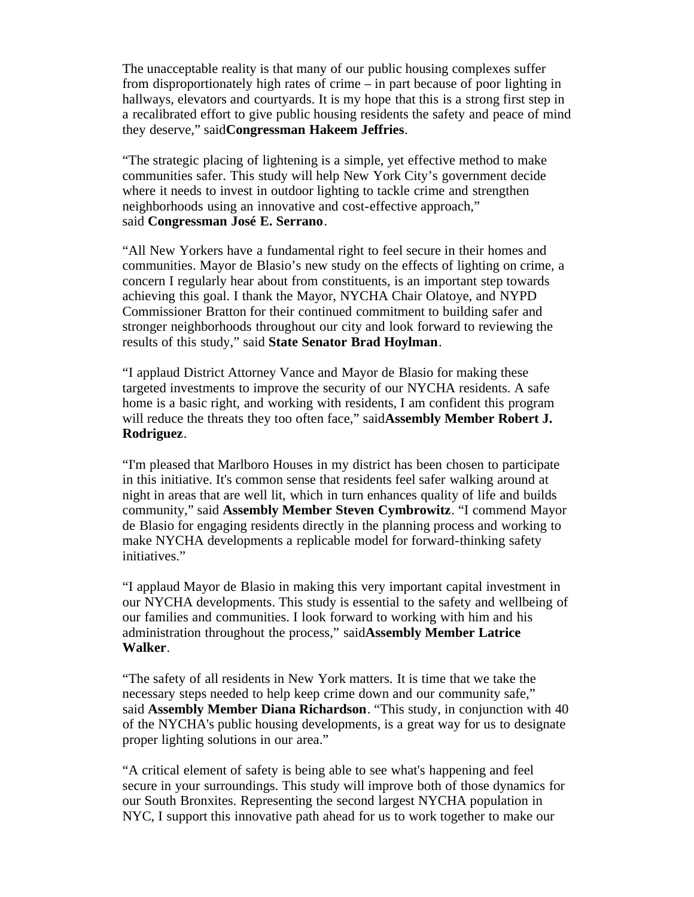The unacceptable reality is that many of our public housing complexes suffer from disproportionately high rates of crime – in part because of poor lighting in hallways, elevators and courtyards. It is my hope that this is a strong first step in a recalibrated effort to give public housing residents the safety and peace of mind they deserve," said**Congressman Hakeem Jeffries**.

"The strategic placing of lightening is a simple, yet effective method to make communities safer. This study will help New York City's government decide where it needs to invest in outdoor lighting to tackle crime and strengthen neighborhoods using an innovative and cost-effective approach," said **Congressman José E. Serrano**.

"All New Yorkers have a fundamental right to feel secure in their homes and communities. Mayor de Blasio's new study on the effects of lighting on crime, a concern I regularly hear about from constituents, is an important step towards achieving this goal. I thank the Mayor, NYCHA Chair Olatoye, and NYPD Commissioner Bratton for their continued commitment to building safer and stronger neighborhoods throughout our city and look forward to reviewing the results of this study," said **State Senator Brad Hoylman**.

"I applaud District Attorney Vance and Mayor de Blasio for making these targeted investments to improve the security of our NYCHA residents. A safe home is a basic right, and working with residents, I am confident this program will reduce the threats they too often face," said**Assembly Member Robert J. Rodriguez**.

"I'm pleased that Marlboro Houses in my district has been chosen to participate in this initiative. It's common sense that residents feel safer walking around at night in areas that are well lit, which in turn enhances quality of life and builds community," said **Assembly Member Steven Cymbrowitz**. "I commend Mayor de Blasio for engaging residents directly in the planning process and working to make NYCHA developments a replicable model for forward-thinking safety initiatives."

"I applaud Mayor de Blasio in making this very important capital investment in our NYCHA developments. This study is essential to the safety and wellbeing of our families and communities. I look forward to working with him and his administration throughout the process," said**Assembly Member Latrice Walker**.

"The safety of all residents in New York matters. It is time that we take the necessary steps needed to help keep crime down and our community safe," said **Assembly Member Diana Richardson**. "This study, in conjunction with 40 of the NYCHA's public housing developments, is a great way for us to designate proper lighting solutions in our area."

"A critical element of safety is being able to see what's happening and feel secure in your surroundings. This study will improve both of those dynamics for our South Bronxites. Representing the second largest NYCHA population in NYC, I support this innovative path ahead for us to work together to make our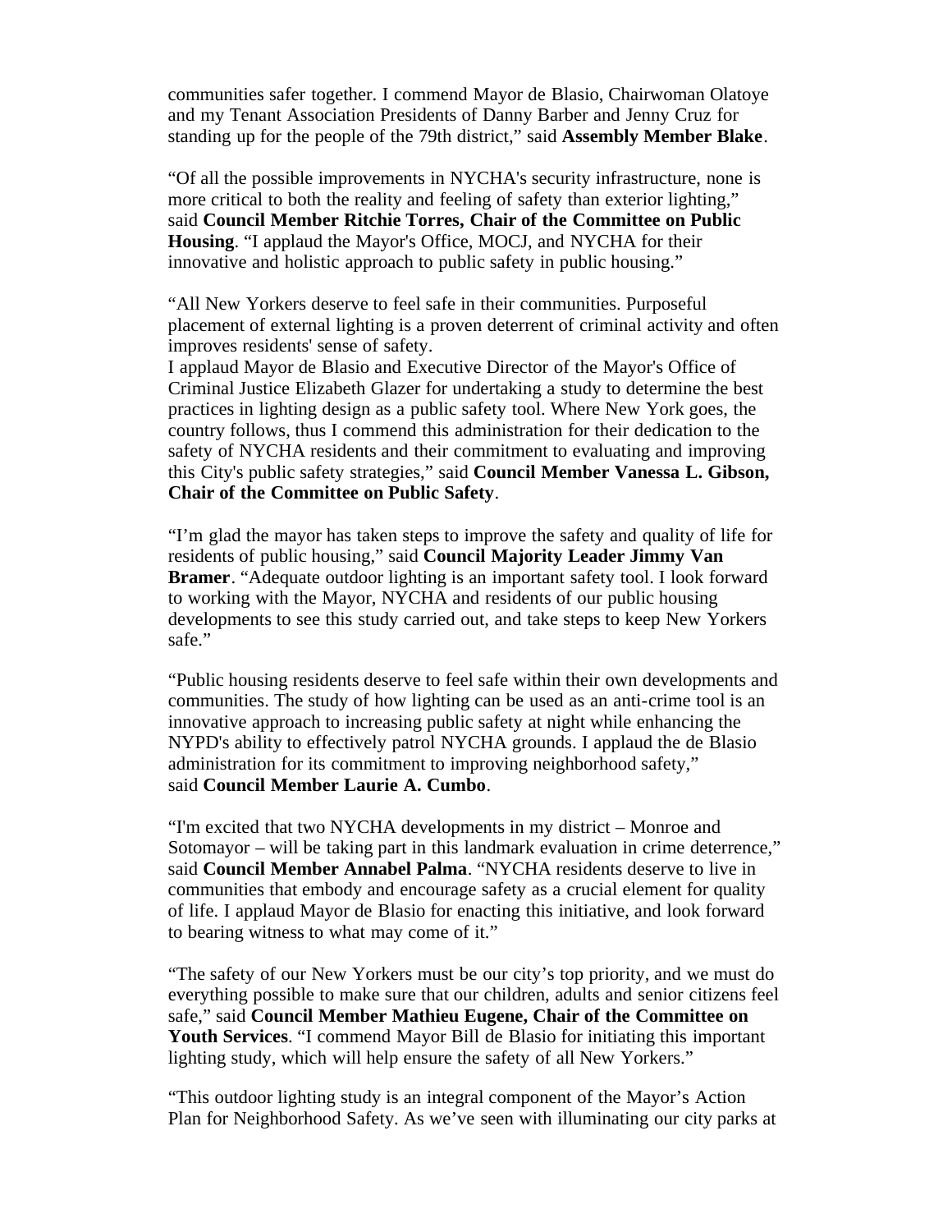communities safer together. I commend Mayor de Blasio, Chairwoman Olatoye and my Tenant Association Presidents of Danny Barber and Jenny Cruz for standing up for the people of the 79th district," said **Assembly Member Blake**.

"Of all the possible improvements in NYCHA's security infrastructure, none is more critical to both the reality and feeling of safety than exterior lighting," said **Council Member Ritchie Torres, Chair of the Committee on Public Housing**. "I applaud the Mayor's Office, MOCJ, and NYCHA for their innovative and holistic approach to public safety in public housing."

"All New Yorkers deserve to feel safe in their communities. Purposeful placement of external lighting is a proven deterrent of criminal activity and often improves residents' sense of safety.
I applaud Mayor de Blasio and Executive Director of the Mayor's Office of Criminal Justice Elizabeth Glazer for undertaking a study to determine the best practices in lighting design as a public safety tool. Where New York goes, the country follows, thus I commend this administration for their dedication to the safety of NYCHA residents and their commitment to evaluating and improving this City's public safety strategies," said **Council Member Vanessa L. Gibson, Chair of the Committee on Public Safety**.

"I'm glad the mayor has taken steps to improve the safety and quality of life for residents of public housing," said **Council Majority Leader Jimmy Van Bramer**. "Adequate outdoor lighting is an important safety tool. I look forward to working with the Mayor, NYCHA and residents of our public housing developments to see this study carried out, and take steps to keep New Yorkers safe."

"Public housing residents deserve to feel safe within their own developments and communities. The study of how lighting can be used as an anti-crime tool is an innovative approach to increasing public safety at night while enhancing the NYPD's ability to effectively patrol NYCHA grounds. I applaud the de Blasio administration for its commitment to improving neighborhood safety," said **Council Member Laurie A. Cumbo**.

"I'm excited that two NYCHA developments in my district – Monroe and Sotomayor – will be taking part in this landmark evaluation in crime deterrence," said **Council Member Annabel Palma**. "NYCHA residents deserve to live in communities that embody and encourage safety as a crucial element for quality of life. I applaud Mayor de Blasio for enacting this initiative, and look forward to bearing witness to what may come of it."

"The safety of our New Yorkers must be our city's top priority, and we must do everything possible to make sure that our children, adults and senior citizens feel safe," said **Council Member Mathieu Eugene, Chair of the Committee on Youth Services**. "I commend Mayor Bill de Blasio for initiating this important lighting study, which will help ensure the safety of all New Yorkers."

"This outdoor lighting study is an integral component of the Mayor's Action Plan for Neighborhood Safety. As we've seen with illuminating our city parks at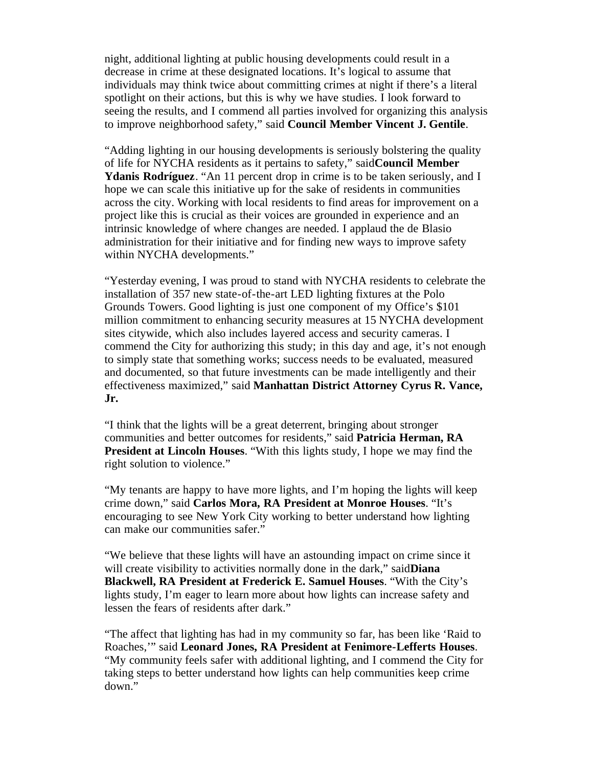night, additional lighting at public housing developments could result in a decrease in crime at these designated locations. It's logical to assume that individuals may think twice about committing crimes at night if there's a literal spotlight on their actions, but this is why we have studies. I look forward to seeing the results, and I commend all parties involved for organizing this analysis to improve neighborhood safety," said **Council Member Vincent J. Gentile**.

"Adding lighting in our housing developments is seriously bolstering the quality of life for NYCHA residents as it pertains to safety," said**Council Member Ydanis Rodríguez**. "An 11 percent drop in crime is to be taken seriously, and I hope we can scale this initiative up for the sake of residents in communities across the city. Working with local residents to find areas for improvement on a project like this is crucial as their voices are grounded in experience and an intrinsic knowledge of where changes are needed. I applaud the de Blasio administration for their initiative and for finding new ways to improve safety within NYCHA developments."

"Yesterday evening, I was proud to stand with NYCHA residents to celebrate the installation of 357 new state-of-the-art LED lighting fixtures at the Polo Grounds Towers. Good lighting is just one component of my Office's $101 million commitment to enhancing security measures at 15 NYCHA development sites citywide, which also includes layered access and security cameras. I commend the City for authorizing this study; in this day and age, it's not enough to simply state that something works; success needs to be evaluated, measured and documented, so that future investments can be made intelligently and their effectiveness maximized," said **Manhattan District Attorney Cyrus R. Vance, Jr.**

"I think that the lights will be a great deterrent, bringing about stronger communities and better outcomes for residents," said **Patricia Herman, RA President at Lincoln Houses**. "With this lights study, I hope we may find the right solution to violence."

"My tenants are happy to have more lights, and I'm hoping the lights will keep crime down," said **Carlos Mora, RA President at Monroe Houses**. "It's encouraging to see New York City working to better understand how lighting can make our communities safer."

"We believe that these lights will have an astounding impact on crime since it will create visibility to activities normally done in the dark," said**Diana Blackwell, RA President at Frederick E. Samuel Houses**. "With the City's lights study, I'm eager to learn more about how lights can increase safety and lessen the fears of residents after dark."

"The affect that lighting has had in my community so far, has been like 'Raid to Roaches,'" said **Leonard Jones, RA President at Fenimore-Lefferts Houses**. "My community feels safer with additional lighting, and I commend the City for taking steps to better understand how lights can help communities keep crime down."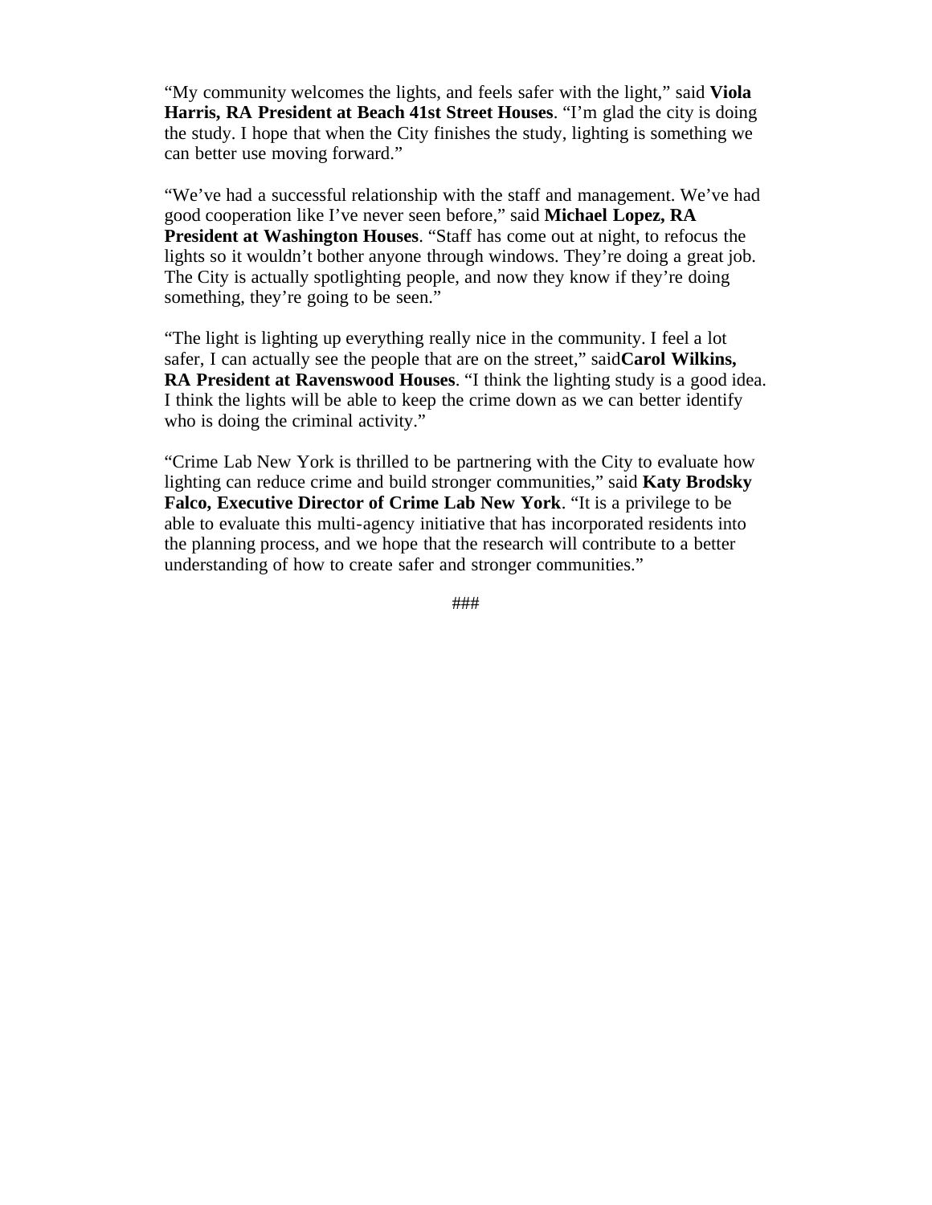"My community welcomes the lights, and feels safer with the light," said **Viola Harris, RA President at Beach 41st Street Houses**. "I'm glad the city is doing the study. I hope that when the City finishes the study, lighting is something we can better use moving forward."

"We've had a successful relationship with the staff and management. We've had good cooperation like I've never seen before," said **Michael Lopez, RA President at Washington Houses**. "Staff has come out at night, to refocus the lights so it wouldn't bother anyone through windows. They're doing a great job. The City is actually spotlighting people, and now they know if they're doing something, they're going to be seen."

"The light is lighting up everything really nice in the community. I feel a lot safer, I can actually see the people that are on the street," said**Carol Wilkins, RA President at Ravenswood Houses**. "I think the lighting study is a good idea. I think the lights will be able to keep the crime down as we can better identify who is doing the criminal activity."

"Crime Lab New York is thrilled to be partnering with the City to evaluate how lighting can reduce crime and build stronger communities," said **Katy Brodsky Falco, Executive Director of Crime Lab New York**. "It is a privilege to be able to evaluate this multi-agency initiative that has incorporated residents into the planning process, and we hope that the research will contribute to a better understanding of how to create safer and stronger communities."

###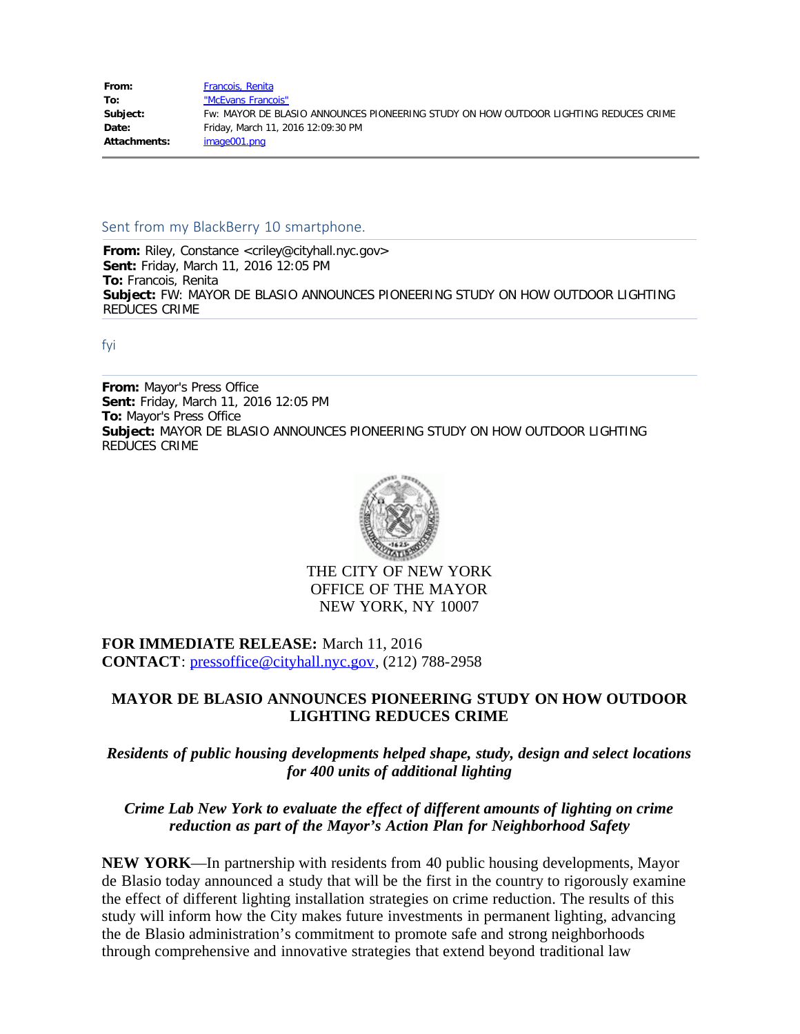| | |
|---|---|
| **From:** | Francois, Renita |
| **To:** | "McEvans Francois" |
| **Subject:** | Fw: MAYOR DE BLASIO ANNOUNCES PIONEERING STUDY ON HOW OUTDOOR LIGHTING REDUCES CRIME |
| **Date:** | Friday, March 11, 2016 12:09:30 PM |
| **Attachments:** | image001.png |

Sent from my BlackBerry 10 smartphone.

**From:** Riley, Constance <criley@cityhall.nyc.gov>
**Sent:** Friday, March 11, 2016 12:05 PM
**To:** Francois, Renita
**Subject:** FW: MAYOR DE BLASIO ANNOUNCES PIONEERING STUDY ON HOW OUTDOOR LIGHTING REDUCES CRIME

fyi

**From:** Mayor's Press Office
**Sent:** Friday, March 11, 2016 12:05 PM
**To:** Mayor's Press Office
**Subject:** MAYOR DE BLASIO ANNOUNCES PIONEERING STUDY ON HOW OUTDOOR LIGHTING REDUCES CRIME

THE CITY OF NEW YORK
OFFICE OF THE MAYOR
NEW YORK, NY 10007

**FOR IMMEDIATE RELEASE:** March 11, 2016
**CONTACT**: pressoffice@cityhall.nyc.gov, (212) 788-2958

**MAYOR DE BLASIO ANNOUNCES PIONEERING STUDY ON HOW OUTDOOR LIGHTING REDUCES CRIME**

***Residents of public housing developments helped shape, study, design and select locations for 400 units of additional lighting***

***Crime Lab New York to evaluate the effect of different amounts of lighting on crime reduction as part of the Mayor's Action Plan for Neighborhood Safety***

**NEW YORK**—In partnership with residents from 40 public housing developments, Mayor de Blasio today announced a study that will be the first in the country to rigorously examine the effect of different lighting installation strategies on crime reduction. The results of this study will inform how the City makes future investments in permanent lighting, advancing the de Blasio administration's commitment to promote safe and strong neighborhoods through comprehensive and innovative strategies that extend beyond traditional law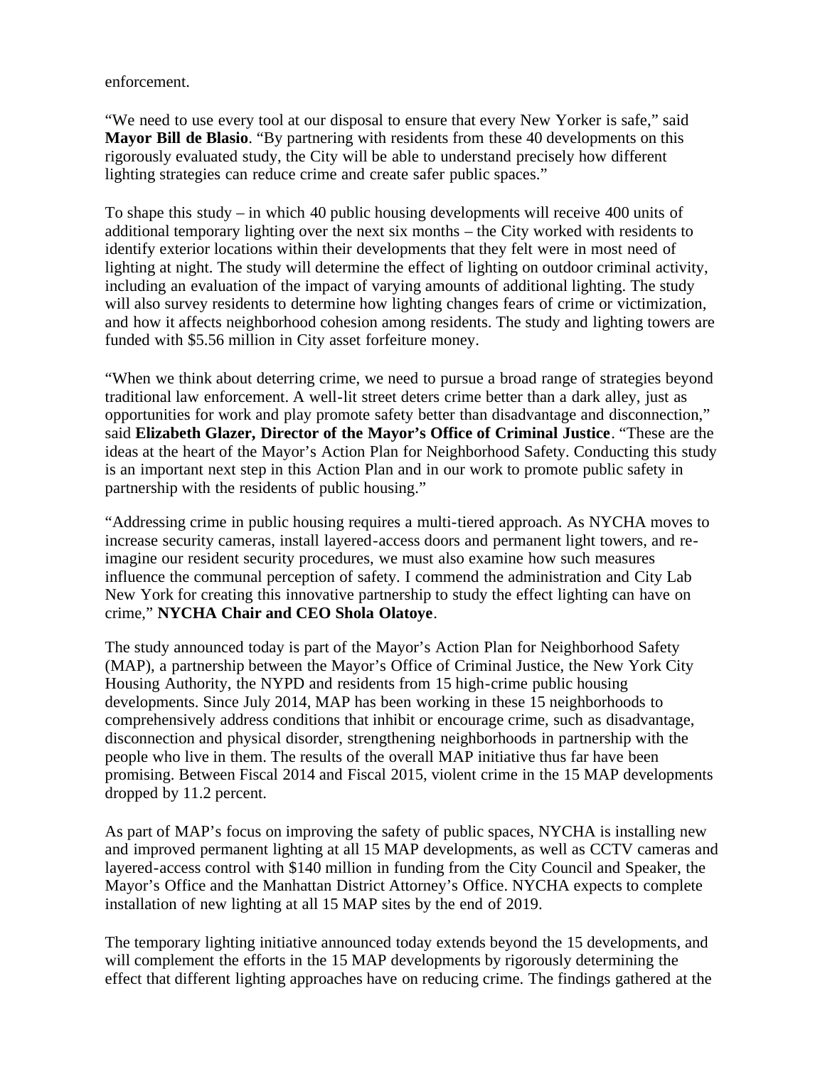enforcement.

"We need to use every tool at our disposal to ensure that every New Yorker is safe," said **Mayor Bill de Blasio**. "By partnering with residents from these 40 developments on this rigorously evaluated study, the City will be able to understand precisely how different lighting strategies can reduce crime and create safer public spaces."

To shape this study – in which 40 public housing developments will receive 400 units of additional temporary lighting over the next six months – the City worked with residents to identify exterior locations within their developments that they felt were in most need of lighting at night. The study will determine the effect of lighting on outdoor criminal activity, including an evaluation of the impact of varying amounts of additional lighting. The study will also survey residents to determine how lighting changes fears of crime or victimization, and how it affects neighborhood cohesion among residents. The study and lighting towers are funded with $5.56 million in City asset forfeiture money.

"When we think about deterring crime, we need to pursue a broad range of strategies beyond traditional law enforcement. A well-lit street deters crime better than a dark alley, just as opportunities for work and play promote safety better than disadvantage and disconnection," said **Elizabeth Glazer, Director of the Mayor's Office of Criminal Justice**. "These are the ideas at the heart of the Mayor's Action Plan for Neighborhood Safety. Conducting this study is an important next step in this Action Plan and in our work to promote public safety in partnership with the residents of public housing."

"Addressing crime in public housing requires a multi-tiered approach. As NYCHA moves to increase security cameras, install layered-access doors and permanent light towers, and re-imagine our resident security procedures, we must also examine how such measures influence the communal perception of safety. I commend the administration and City Lab New York for creating this innovative partnership to study the effect lighting can have on crime," **NYCHA Chair and CEO Shola Olatoye**.

The study announced today is part of the Mayor's Action Plan for Neighborhood Safety (MAP), a partnership between the Mayor's Office of Criminal Justice, the New York City Housing Authority, the NYPD and residents from 15 high-crime public housing developments. Since July 2014, MAP has been working in these 15 neighborhoods to comprehensively address conditions that inhibit or encourage crime, such as disadvantage, disconnection and physical disorder, strengthening neighborhoods in partnership with the people who live in them. The results of the overall MAP initiative thus far have been promising. Between Fiscal 2014 and Fiscal 2015, violent crime in the 15 MAP developments dropped by 11.2 percent.

As part of MAP's focus on improving the safety of public spaces, NYCHA is installing new and improved permanent lighting at all 15 MAP developments, as well as CCTV cameras and layered-access control with $140 million in funding from the City Council and Speaker, the Mayor's Office and the Manhattan District Attorney's Office. NYCHA expects to complete installation of new lighting at all 15 MAP sites by the end of 2019.

The temporary lighting initiative announced today extends beyond the 15 developments, and will complement the efforts in the 15 MAP developments by rigorously determining the effect that different lighting approaches have on reducing crime. The findings gathered at the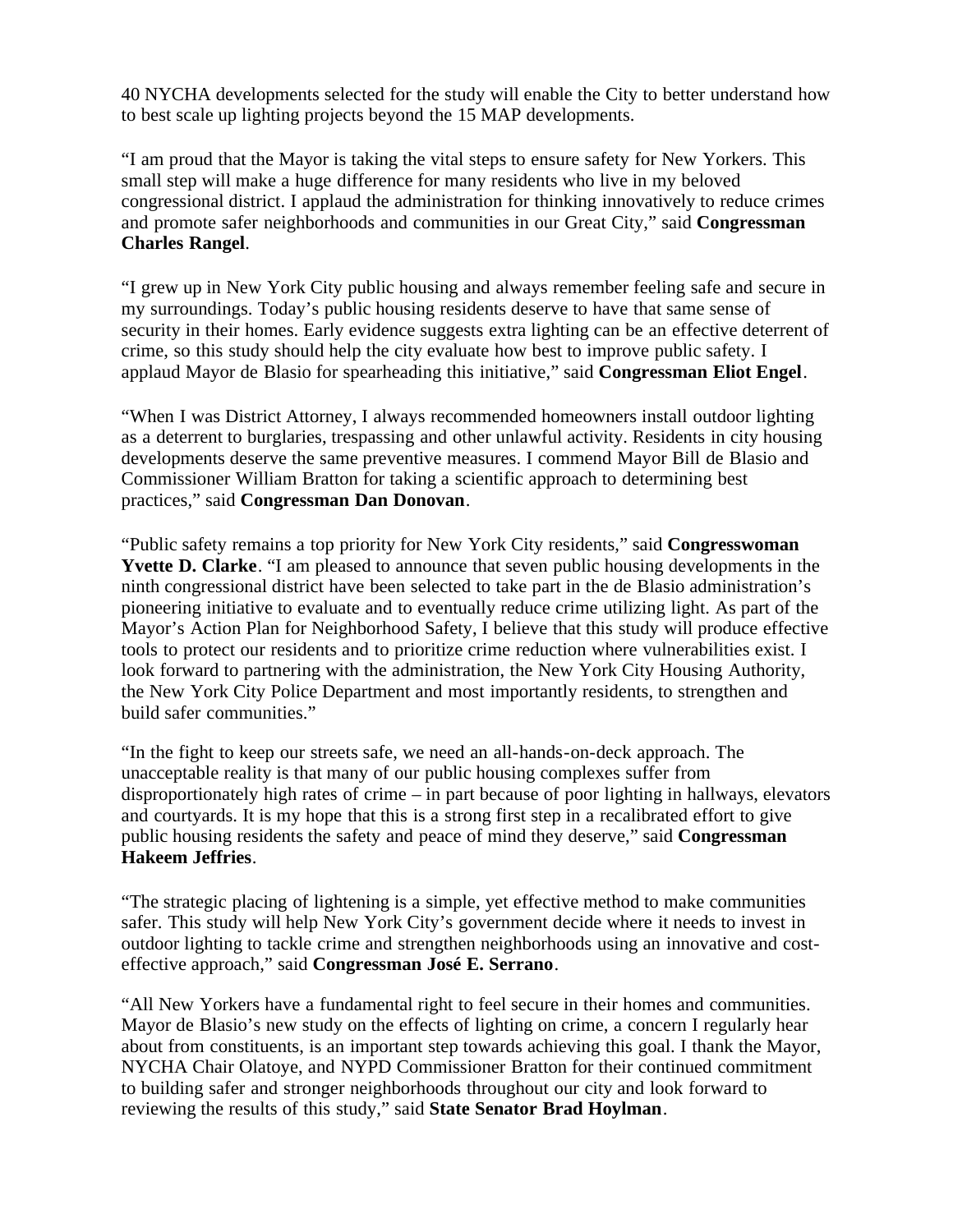40 NYCHA developments selected for the study will enable the City to better understand how to best scale up lighting projects beyond the 15 MAP developments.

"I am proud that the Mayor is taking the vital steps to ensure safety for New Yorkers. This small step will make a huge difference for many residents who live in my beloved congressional district. I applaud the administration for thinking innovatively to reduce crimes and promote safer neighborhoods and communities in our Great City," said **Congressman Charles Rangel**.

"I grew up in New York City public housing and always remember feeling safe and secure in my surroundings. Today's public housing residents deserve to have that same sense of security in their homes. Early evidence suggests extra lighting can be an effective deterrent of crime, so this study should help the city evaluate how best to improve public safety. I applaud Mayor de Blasio for spearheading this initiative," said **Congressman Eliot Engel**.

"When I was District Attorney, I always recommended homeowners install outdoor lighting as a deterrent to burglaries, trespassing and other unlawful activity. Residents in city housing developments deserve the same preventive measures. I commend Mayor Bill de Blasio and Commissioner William Bratton for taking a scientific approach to determining best practices," said **Congressman Dan Donovan**.

"Public safety remains a top priority for New York City residents," said **Congresswoman Yvette D. Clarke**. "I am pleased to announce that seven public housing developments in the ninth congressional district have been selected to take part in the de Blasio administration's pioneering initiative to evaluate and to eventually reduce crime utilizing light. As part of the Mayor's Action Plan for Neighborhood Safety, I believe that this study will produce effective tools to protect our residents and to prioritize crime reduction where vulnerabilities exist. I look forward to partnering with the administration, the New York City Housing Authority, the New York City Police Department and most importantly residents, to strengthen and build safer communities."

"In the fight to keep our streets safe, we need an all-hands-on-deck approach. The unacceptable reality is that many of our public housing complexes suffer from disproportionately high rates of crime – in part because of poor lighting in hallways, elevators and courtyards. It is my hope that this is a strong first step in a recalibrated effort to give public housing residents the safety and peace of mind they deserve," said **Congressman Hakeem Jeffries**.

"The strategic placing of lightening is a simple, yet effective method to make communities safer. This study will help New York City's government decide where it needs to invest in outdoor lighting to tackle crime and strengthen neighborhoods using an innovative and cost-effective approach," said **Congressman José E. Serrano**.

"All New Yorkers have a fundamental right to feel secure in their homes and communities. Mayor de Blasio's new study on the effects of lighting on crime, a concern I regularly hear about from constituents, is an important step towards achieving this goal. I thank the Mayor, NYCHA Chair Olatoye, and NYPD Commissioner Bratton for their continued commitment to building safer and stronger neighborhoods throughout our city and look forward to reviewing the results of this study," said **State Senator Brad Hoylman**.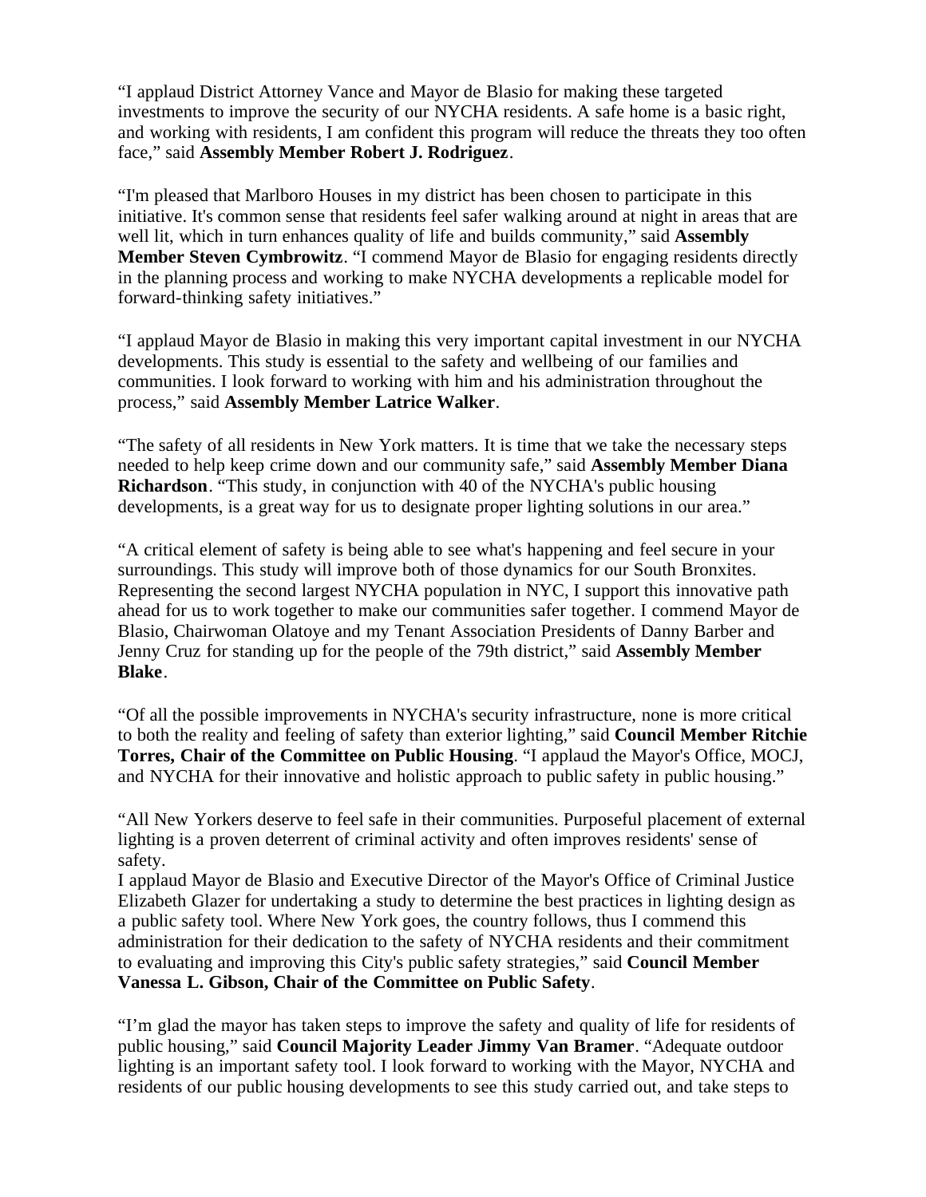"I applaud District Attorney Vance and Mayor de Blasio for making these targeted investments to improve the security of our NYCHA residents. A safe home is a basic right, and working with residents, I am confident this program will reduce the threats they too often face," said **Assembly Member Robert J. Rodriguez**.

"I'm pleased that Marlboro Houses in my district has been chosen to participate in this initiative. It's common sense that residents feel safer walking around at night in areas that are well lit, which in turn enhances quality of life and builds community," said **Assembly Member Steven Cymbrowitz**. "I commend Mayor de Blasio for engaging residents directly in the planning process and working to make NYCHA developments a replicable model for forward-thinking safety initiatives."

"I applaud Mayor de Blasio in making this very important capital investment in our NYCHA developments. This study is essential to the safety and wellbeing of our families and communities. I look forward to working with him and his administration throughout the process," said **Assembly Member Latrice Walker**.

"The safety of all residents in New York matters. It is time that we take the necessary steps needed to help keep crime down and our community safe," said **Assembly Member Diana Richardson**. "This study, in conjunction with 40 of the NYCHA's public housing developments, is a great way for us to designate proper lighting solutions in our area."

"A critical element of safety is being able to see what's happening and feel secure in your surroundings. This study will improve both of those dynamics for our South Bronxites. Representing the second largest NYCHA population in NYC, I support this innovative path ahead for us to work together to make our communities safer together. I commend Mayor de Blasio, Chairwoman Olatoye and my Tenant Association Presidents of Danny Barber and Jenny Cruz for standing up for the people of the 79th district," said **Assembly Member Blake**.

"Of all the possible improvements in NYCHA's security infrastructure, none is more critical to both the reality and feeling of safety than exterior lighting," said **Council Member Ritchie Torres, Chair of the Committee on Public Housing**. "I applaud the Mayor's Office, MOCJ, and NYCHA for their innovative and holistic approach to public safety in public housing."

"All New Yorkers deserve to feel safe in their communities. Purposeful placement of external lighting is a proven deterrent of criminal activity and often improves residents' sense of safety.
I applaud Mayor de Blasio and Executive Director of the Mayor's Office of Criminal Justice Elizabeth Glazer for undertaking a study to determine the best practices in lighting design as a public safety tool. Where New York goes, the country follows, thus I commend this administration for their dedication to the safety of NYCHA residents and their commitment to evaluating and improving this City's public safety strategies," said **Council Member Vanessa L. Gibson, Chair of the Committee on Public Safety**.

"I'm glad the mayor has taken steps to improve the safety and quality of life for residents of public housing," said **Council Majority Leader Jimmy Van Bramer**. "Adequate outdoor lighting is an important safety tool. I look forward to working with the Mayor, NYCHA and residents of our public housing developments to see this study carried out, and take steps to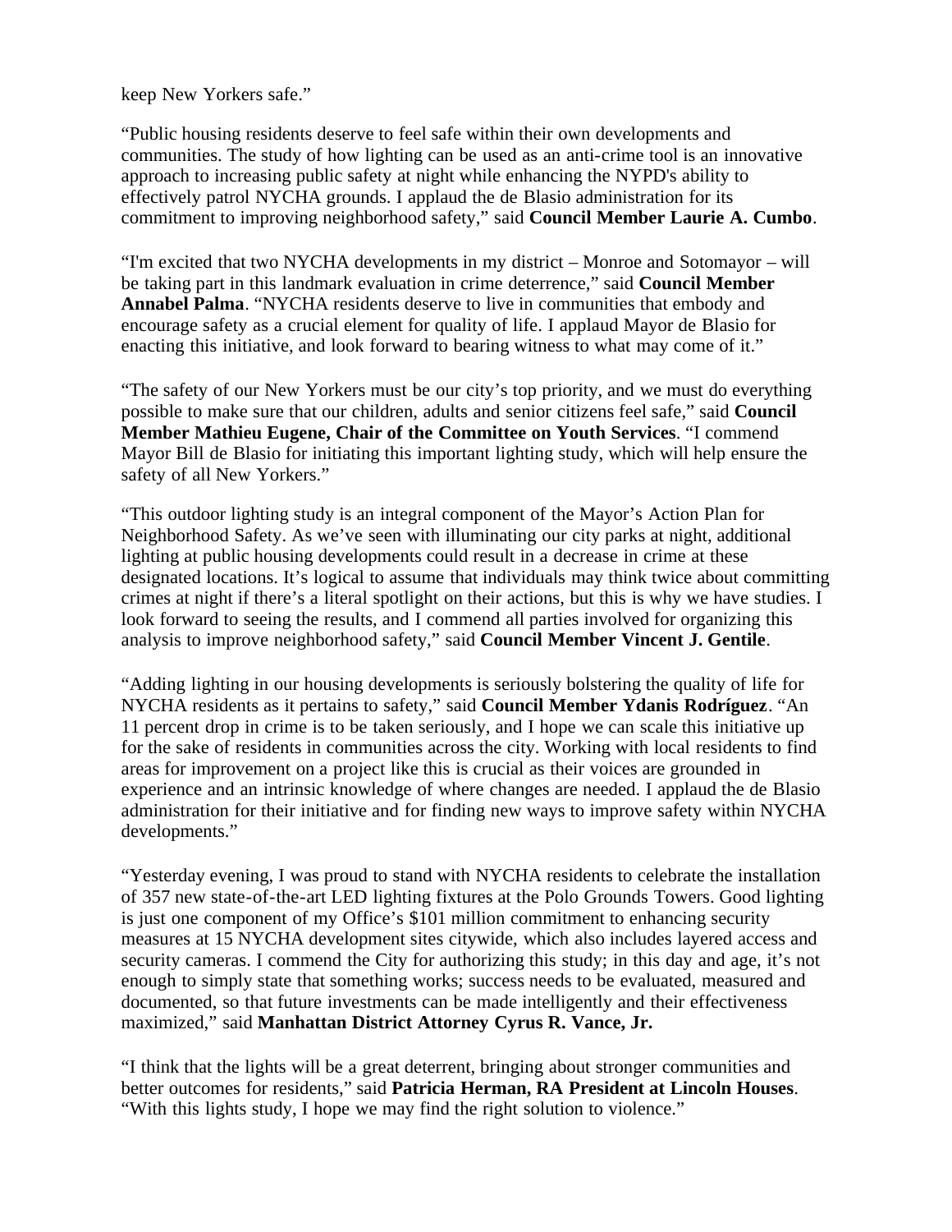keep New Yorkers safe."

"Public housing residents deserve to feel safe within their own developments and communities. The study of how lighting can be used as an anti-crime tool is an innovative approach to increasing public safety at night while enhancing the NYPD's ability to effectively patrol NYCHA grounds. I applaud the de Blasio administration for its commitment to improving neighborhood safety," said **Council Member Laurie A. Cumbo**.

"I'm excited that two NYCHA developments in my district – Monroe and Sotomayor – will be taking part in this landmark evaluation in crime deterrence," said **Council Member Annabel Palma**. "NYCHA residents deserve to live in communities that embody and encourage safety as a crucial element for quality of life. I applaud Mayor de Blasio for enacting this initiative, and look forward to bearing witness to what may come of it."

"The safety of our New Yorkers must be our city's top priority, and we must do everything possible to make sure that our children, adults and senior citizens feel safe," said **Council Member Mathieu Eugene, Chair of the Committee on Youth Services**. "I commend Mayor Bill de Blasio for initiating this important lighting study, which will help ensure the safety of all New Yorkers."

"This outdoor lighting study is an integral component of the Mayor's Action Plan for Neighborhood Safety. As we've seen with illuminating our city parks at night, additional lighting at public housing developments could result in a decrease in crime at these designated locations. It's logical to assume that individuals may think twice about committing crimes at night if there's a literal spotlight on their actions, but this is why we have studies. I look forward to seeing the results, and I commend all parties involved for organizing this analysis to improve neighborhood safety," said **Council Member Vincent J. Gentile**.

"Adding lighting in our housing developments is seriously bolstering the quality of life for NYCHA residents as it pertains to safety," said **Council Member Ydanis Rodríguez**. "An 11 percent drop in crime is to be taken seriously, and I hope we can scale this initiative up for the sake of residents in communities across the city. Working with local residents to find areas for improvement on a project like this is crucial as their voices are grounded in experience and an intrinsic knowledge of where changes are needed. I applaud the de Blasio administration for their initiative and for finding new ways to improve safety within NYCHA developments."

"Yesterday evening, I was proud to stand with NYCHA residents to celebrate the installation of 357 new state-of-the-art LED lighting fixtures at the Polo Grounds Towers. Good lighting is just one component of my Office's $101 million commitment to enhancing security measures at 15 NYCHA development sites citywide, which also includes layered access and security cameras. I commend the City for authorizing this study; in this day and age, it's not enough to simply state that something works; success needs to be evaluated, measured and documented, so that future investments can be made intelligently and their effectiveness maximized," said **Manhattan District Attorney Cyrus R. Vance, Jr.**

"I think that the lights will be a great deterrent, bringing about stronger communities and better outcomes for residents," said **Patricia Herman, RA President at Lincoln Houses**. "With this lights study, I hope we may find the right solution to violence."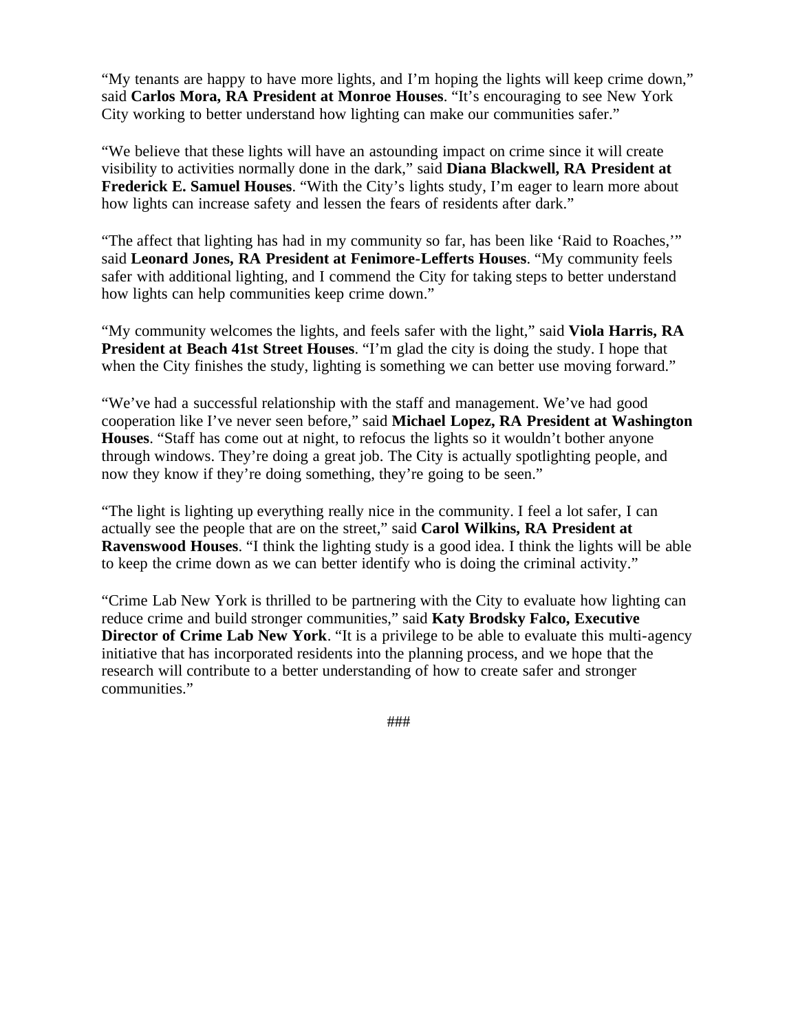"My tenants are happy to have more lights, and I'm hoping the lights will keep crime down," said **Carlos Mora, RA President at Monroe Houses**. "It's encouraging to see New York City working to better understand how lighting can make our communities safer."

"We believe that these lights will have an astounding impact on crime since it will create visibility to activities normally done in the dark," said **Diana Blackwell, RA President at Frederick E. Samuel Houses**. "With the City's lights study, I'm eager to learn more about how lights can increase safety and lessen the fears of residents after dark."

"The affect that lighting has had in my community so far, has been like 'Raid to Roaches,'" said **Leonard Jones, RA President at Fenimore-Lefferts Houses**. "My community feels safer with additional lighting, and I commend the City for taking steps to better understand how lights can help communities keep crime down."

"My community welcomes the lights, and feels safer with the light," said **Viola Harris, RA President at Beach 41st Street Houses**. "I'm glad the city is doing the study. I hope that when the City finishes the study, lighting is something we can better use moving forward."

"We've had a successful relationship with the staff and management. We've had good cooperation like I've never seen before," said **Michael Lopez, RA President at Washington Houses**. "Staff has come out at night, to refocus the lights so it wouldn't bother anyone through windows. They're doing a great job. The City is actually spotlighting people, and now they know if they're doing something, they're going to be seen."

"The light is lighting up everything really nice in the community. I feel a lot safer, I can actually see the people that are on the street," said **Carol Wilkins, RA President at Ravenswood Houses**. "I think the lighting study is a good idea. I think the lights will be able to keep the crime down as we can better identify who is doing the criminal activity."

"Crime Lab New York is thrilled to be partnering with the City to evaluate how lighting can reduce crime and build stronger communities," said **Katy Brodsky Falco, Executive Director of Crime Lab New York**. "It is a privilege to be able to evaluate this multi-agency initiative that has incorporated residents into the planning process, and we hope that the research will contribute to a better understanding of how to create safer and stronger communities."

###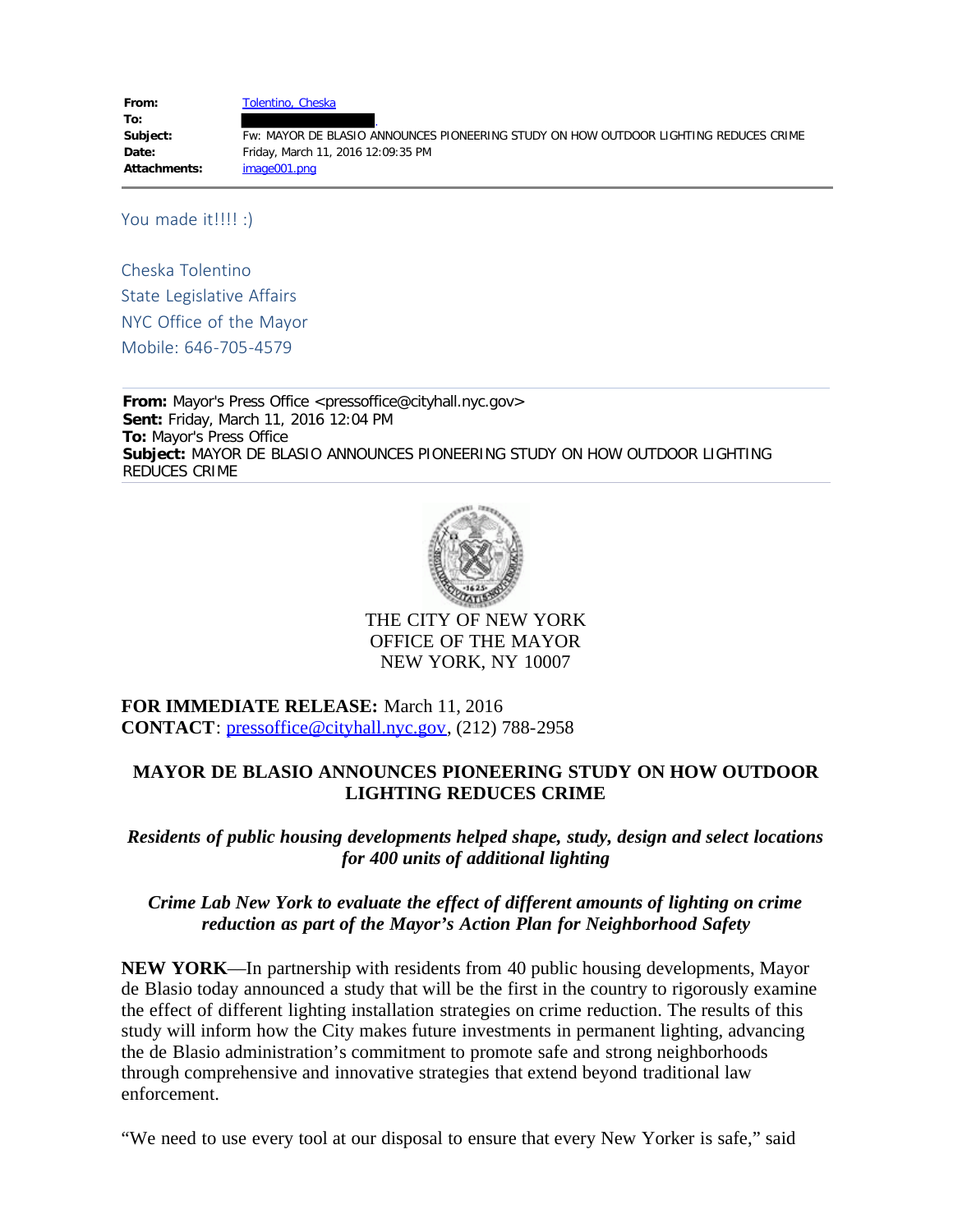| | |
|---|---|
| **From:** | Tolentino, Cheska |
| **To:** | |
| **Subject:** | Fw: MAYOR DE BLASIO ANNOUNCES PIONEERING STUDY ON HOW OUTDOOR LIGHTING REDUCES CRIME |
| **Date:** | Friday, March 11, 2016 12:09:35 PM |
| **Attachments:** | image001.png |

You made it!!!! :)

Cheska Tolentino
State Legislative Affairs
NYC Office of the Mayor
Mobile: 646-705-4579

**From:** Mayor's Press Office <pressoffice@cityhall.nyc.gov>
**Sent:** Friday, March 11, 2016 12:04 PM
**To:** Mayor's Press Office
**Subject:** MAYOR DE BLASIO ANNOUNCES PIONEERING STUDY ON HOW OUTDOOR LIGHTING REDUCES CRIME

THE CITY OF NEW YORK
OFFICE OF THE MAYOR
NEW YORK, NY 10007

**FOR IMMEDIATE RELEASE:** March 11, 2016
**CONTACT**: pressoffice@cityhall.nyc.gov, (212) 788-2958

## MAYOR DE BLASIO ANNOUNCES PIONEERING STUDY ON HOW OUTDOOR LIGHTING REDUCES CRIME

***Residents of public housing developments helped shape, study, design and select locations for 400 units of additional lighting***

***Crime Lab New York to evaluate the effect of different amounts of lighting on crime reduction as part of the Mayor's Action Plan for Neighborhood Safety***

**NEW YORK**—In partnership with residents from 40 public housing developments, Mayor de Blasio today announced a study that will be the first in the country to rigorously examine the effect of different lighting installation strategies on crime reduction. The results of this study will inform how the City makes future investments in permanent lighting, advancing the de Blasio administration's commitment to promote safe and strong neighborhoods through comprehensive and innovative strategies that extend beyond traditional law enforcement.

"We need to use every tool at our disposal to ensure that every New Yorker is safe," said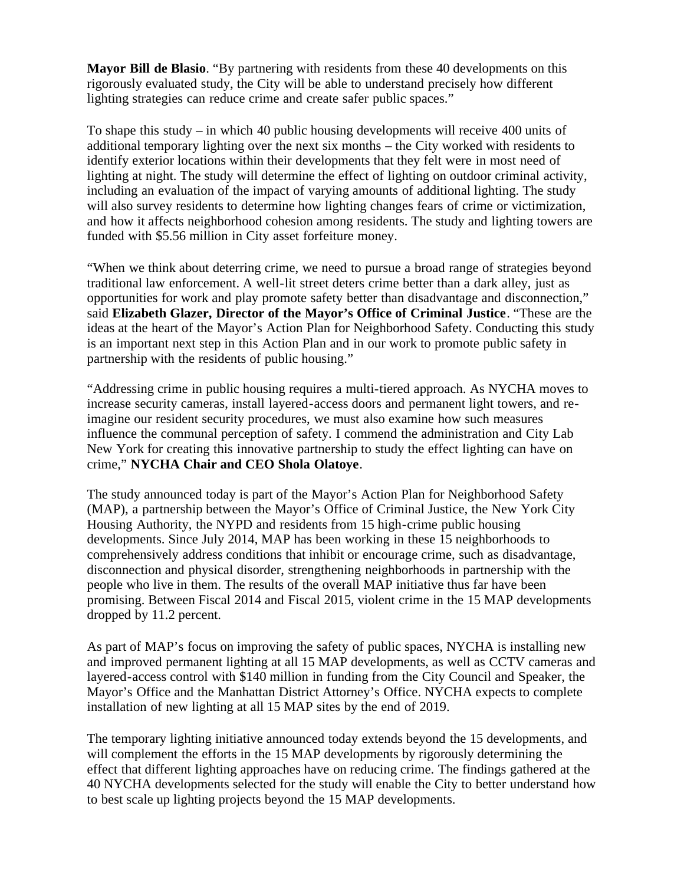**Mayor Bill de Blasio**. "By partnering with residents from these 40 developments on this rigorously evaluated study, the City will be able to understand precisely how different lighting strategies can reduce crime and create safer public spaces."

To shape this study – in which 40 public housing developments will receive 400 units of additional temporary lighting over the next six months – the City worked with residents to identify exterior locations within their developments that they felt were in most need of lighting at night. The study will determine the effect of lighting on outdoor criminal activity, including an evaluation of the impact of varying amounts of additional lighting. The study will also survey residents to determine how lighting changes fears of crime or victimization, and how it affects neighborhood cohesion among residents. The study and lighting towers are funded with $5.56 million in City asset forfeiture money.

"When we think about deterring crime, we need to pursue a broad range of strategies beyond traditional law enforcement. A well-lit street deters crime better than a dark alley, just as opportunities for work and play promote safety better than disadvantage and disconnection," said **Elizabeth Glazer, Director of the Mayor's Office of Criminal Justice**. "These are the ideas at the heart of the Mayor's Action Plan for Neighborhood Safety. Conducting this study is an important next step in this Action Plan and in our work to promote public safety in partnership with the residents of public housing."

"Addressing crime in public housing requires a multi-tiered approach. As NYCHA moves to increase security cameras, install layered-access doors and permanent light towers, and re-imagine our resident security procedures, we must also examine how such measures influence the communal perception of safety. I commend the administration and City Lab New York for creating this innovative partnership to study the effect lighting can have on crime," **NYCHA Chair and CEO Shola Olatoye**.

The study announced today is part of the Mayor's Action Plan for Neighborhood Safety (MAP), a partnership between the Mayor's Office of Criminal Justice, the New York City Housing Authority, the NYPD and residents from 15 high-crime public housing developments. Since July 2014, MAP has been working in these 15 neighborhoods to comprehensively address conditions that inhibit or encourage crime, such as disadvantage, disconnection and physical disorder, strengthening neighborhoods in partnership with the people who live in them. The results of the overall MAP initiative thus far have been promising. Between Fiscal 2014 and Fiscal 2015, violent crime in the 15 MAP developments dropped by 11.2 percent.

As part of MAP's focus on improving the safety of public spaces, NYCHA is installing new and improved permanent lighting at all 15 MAP developments, as well as CCTV cameras and layered-access control with $140 million in funding from the City Council and Speaker, the Mayor's Office and the Manhattan District Attorney's Office. NYCHA expects to complete installation of new lighting at all 15 MAP sites by the end of 2019.

The temporary lighting initiative announced today extends beyond the 15 developments, and will complement the efforts in the 15 MAP developments by rigorously determining the effect that different lighting approaches have on reducing crime. The findings gathered at the 40 NYCHA developments selected for the study will enable the City to better understand how to best scale up lighting projects beyond the 15 MAP developments.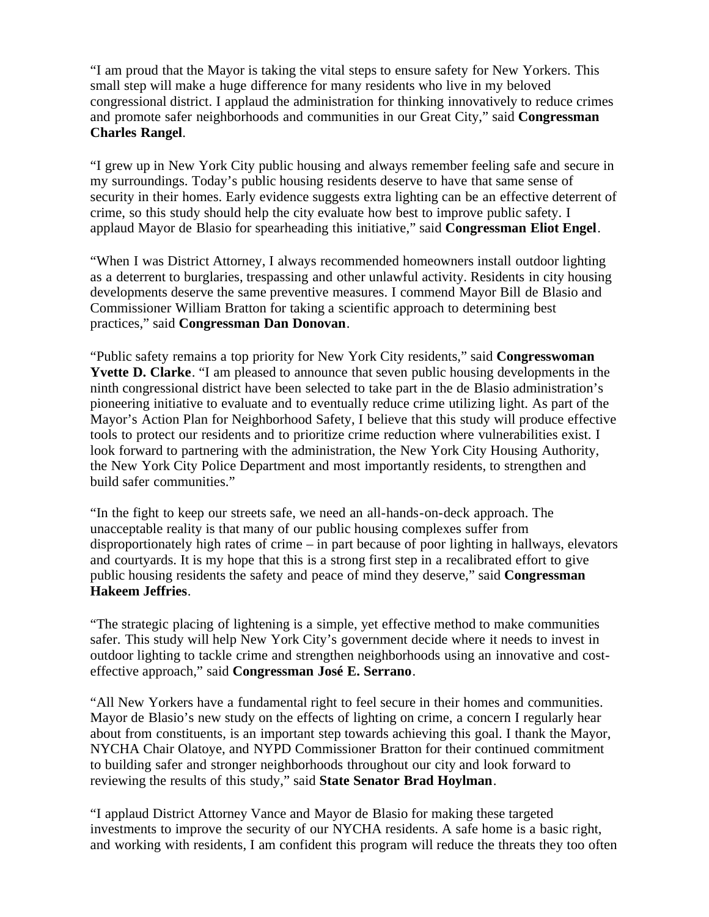"I am proud that the Mayor is taking the vital steps to ensure safety for New Yorkers. This small step will make a huge difference for many residents who live in my beloved congressional district. I applaud the administration for thinking innovatively to reduce crimes and promote safer neighborhoods and communities in our Great City," said **Congressman Charles Rangel**.

"I grew up in New York City public housing and always remember feeling safe and secure in my surroundings. Today's public housing residents deserve to have that same sense of security in their homes. Early evidence suggests extra lighting can be an effective deterrent of crime, so this study should help the city evaluate how best to improve public safety. I applaud Mayor de Blasio for spearheading this initiative," said **Congressman Eliot Engel**.

"When I was District Attorney, I always recommended homeowners install outdoor lighting as a deterrent to burglaries, trespassing and other unlawful activity. Residents in city housing developments deserve the same preventive measures. I commend Mayor Bill de Blasio and Commissioner William Bratton for taking a scientific approach to determining best practices," said **Congressman Dan Donovan**.

"Public safety remains a top priority for New York City residents," said **Congresswoman Yvette D. Clarke**. "I am pleased to announce that seven public housing developments in the ninth congressional district have been selected to take part in the de Blasio administration's pioneering initiative to evaluate and to eventually reduce crime utilizing light. As part of the Mayor's Action Plan for Neighborhood Safety, I believe that this study will produce effective tools to protect our residents and to prioritize crime reduction where vulnerabilities exist. I look forward to partnering with the administration, the New York City Housing Authority, the New York City Police Department and most importantly residents, to strengthen and build safer communities."

"In the fight to keep our streets safe, we need an all-hands-on-deck approach. The unacceptable reality is that many of our public housing complexes suffer from disproportionately high rates of crime – in part because of poor lighting in hallways, elevators and courtyards. It is my hope that this is a strong first step in a recalibrated effort to give public housing residents the safety and peace of mind they deserve," said **Congressman Hakeem Jeffries**.

"The strategic placing of lightening is a simple, yet effective method to make communities safer. This study will help New York City's government decide where it needs to invest in outdoor lighting to tackle crime and strengthen neighborhoods using an innovative and cost-effective approach," said **Congressman José E. Serrano**.

"All New Yorkers have a fundamental right to feel secure in their homes and communities. Mayor de Blasio's new study on the effects of lighting on crime, a concern I regularly hear about from constituents, is an important step towards achieving this goal. I thank the Mayor, NYCHA Chair Olatoye, and NYPD Commissioner Bratton for their continued commitment to building safer and stronger neighborhoods throughout our city and look forward to reviewing the results of this study," said **State Senator Brad Hoylman**.

"I applaud District Attorney Vance and Mayor de Blasio for making these targeted investments to improve the security of our NYCHA residents. A safe home is a basic right, and working with residents, I am confident this program will reduce the threats they too often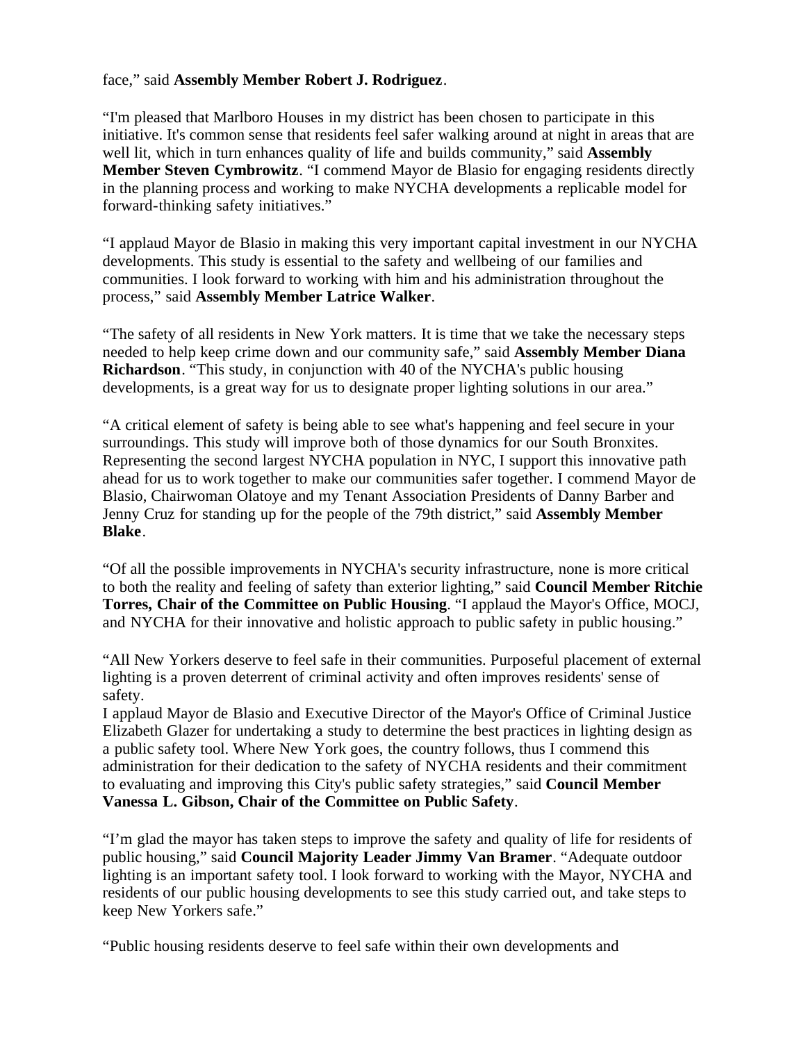face," said **Assembly Member Robert J. Rodriguez**.

"I'm pleased that Marlboro Houses in my district has been chosen to participate in this initiative. It's common sense that residents feel safer walking around at night in areas that are well lit, which in turn enhances quality of life and builds community," said **Assembly Member Steven Cymbrowitz**. "I commend Mayor de Blasio for engaging residents directly in the planning process and working to make NYCHA developments a replicable model for forward-thinking safety initiatives."

"I applaud Mayor de Blasio in making this very important capital investment in our NYCHA developments. This study is essential to the safety and wellbeing of our families and communities. I look forward to working with him and his administration throughout the process," said **Assembly Member Latrice Walker**.

"The safety of all residents in New York matters. It is time that we take the necessary steps needed to help keep crime down and our community safe," said **Assembly Member Diana Richardson**. "This study, in conjunction with 40 of the NYCHA's public housing developments, is a great way for us to designate proper lighting solutions in our area."

"A critical element of safety is being able to see what's happening and feel secure in your surroundings. This study will improve both of those dynamics for our South Bronxites. Representing the second largest NYCHA population in NYC, I support this innovative path ahead for us to work together to make our communities safer together. I commend Mayor de Blasio, Chairwoman Olatoye and my Tenant Association Presidents of Danny Barber and Jenny Cruz for standing up for the people of the 79th district," said **Assembly Member Blake**.

"Of all the possible improvements in NYCHA's security infrastructure, none is more critical to both the reality and feeling of safety than exterior lighting," said **Council Member Ritchie Torres, Chair of the Committee on Public Housing**. "I applaud the Mayor's Office, MOCJ, and NYCHA for their innovative and holistic approach to public safety in public housing."

"All New Yorkers deserve to feel safe in their communities. Purposeful placement of external lighting is a proven deterrent of criminal activity and often improves residents' sense of safety.
I applaud Mayor de Blasio and Executive Director of the Mayor's Office of Criminal Justice Elizabeth Glazer for undertaking a study to determine the best practices in lighting design as a public safety tool. Where New York goes, the country follows, thus I commend this administration for their dedication to the safety of NYCHA residents and their commitment to evaluating and improving this City's public safety strategies," said **Council Member Vanessa L. Gibson, Chair of the Committee on Public Safety**.

"I'm glad the mayor has taken steps to improve the safety and quality of life for residents of public housing," said **Council Majority Leader Jimmy Van Bramer**. "Adequate outdoor lighting is an important safety tool. I look forward to working with the Mayor, NYCHA and residents of our public housing developments to see this study carried out, and take steps to keep New Yorkers safe."

"Public housing residents deserve to feel safe within their own developments and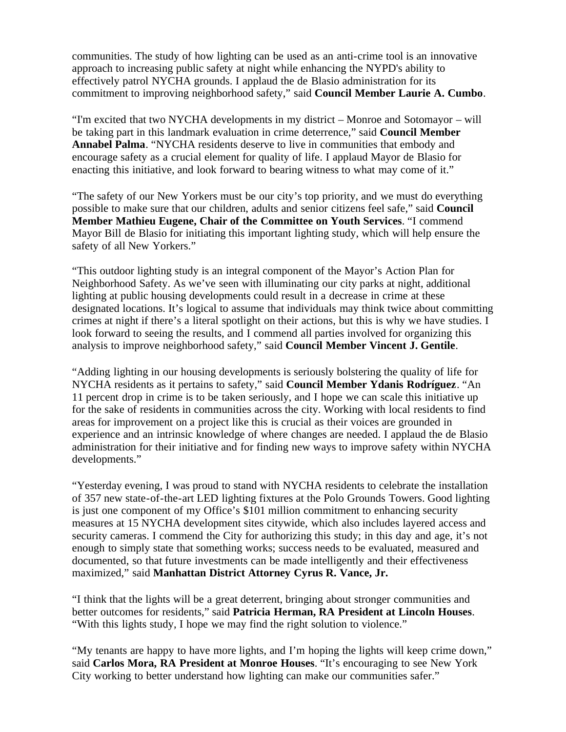communities. The study of how lighting can be used as an anti-crime tool is an innovative approach to increasing public safety at night while enhancing the NYPD's ability to effectively patrol NYCHA grounds. I applaud the de Blasio administration for its commitment to improving neighborhood safety," said **Council Member Laurie A. Cumbo**.

"I'm excited that two NYCHA developments in my district – Monroe and Sotomayor – will be taking part in this landmark evaluation in crime deterrence," said **Council Member Annabel Palma**. "NYCHA residents deserve to live in communities that embody and encourage safety as a crucial element for quality of life. I applaud Mayor de Blasio for enacting this initiative, and look forward to bearing witness to what may come of it."

"The safety of our New Yorkers must be our city's top priority, and we must do everything possible to make sure that our children, adults and senior citizens feel safe," said **Council Member Mathieu Eugene, Chair of the Committee on Youth Services**. "I commend Mayor Bill de Blasio for initiating this important lighting study, which will help ensure the safety of all New Yorkers."

"This outdoor lighting study is an integral component of the Mayor's Action Plan for Neighborhood Safety. As we've seen with illuminating our city parks at night, additional lighting at public housing developments could result in a decrease in crime at these designated locations. It's logical to assume that individuals may think twice about committing crimes at night if there's a literal spotlight on their actions, but this is why we have studies. I look forward to seeing the results, and I commend all parties involved for organizing this analysis to improve neighborhood safety," said **Council Member Vincent J. Gentile**.

"Adding lighting in our housing developments is seriously bolstering the quality of life for NYCHA residents as it pertains to safety," said **Council Member Ydanis Rodríguez**. "An 11 percent drop in crime is to be taken seriously, and I hope we can scale this initiative up for the sake of residents in communities across the city. Working with local residents to find areas for improvement on a project like this is crucial as their voices are grounded in experience and an intrinsic knowledge of where changes are needed. I applaud the de Blasio administration for their initiative and for finding new ways to improve safety within NYCHA developments."

"Yesterday evening, I was proud to stand with NYCHA residents to celebrate the installation of 357 new state-of-the-art LED lighting fixtures at the Polo Grounds Towers. Good lighting is just one component of my Office's $101 million commitment to enhancing security measures at 15 NYCHA development sites citywide, which also includes layered access and security cameras. I commend the City for authorizing this study; in this day and age, it's not enough to simply state that something works; success needs to be evaluated, measured and documented, so that future investments can be made intelligently and their effectiveness maximized," said **Manhattan District Attorney Cyrus R. Vance, Jr.**

"I think that the lights will be a great deterrent, bringing about stronger communities and better outcomes for residents," said **Patricia Herman, RA President at Lincoln Houses**. "With this lights study, I hope we may find the right solution to violence."

"My tenants are happy to have more lights, and I'm hoping the lights will keep crime down," said **Carlos Mora, RA President at Monroe Houses**. "It's encouraging to see New York City working to better understand how lighting can make our communities safer."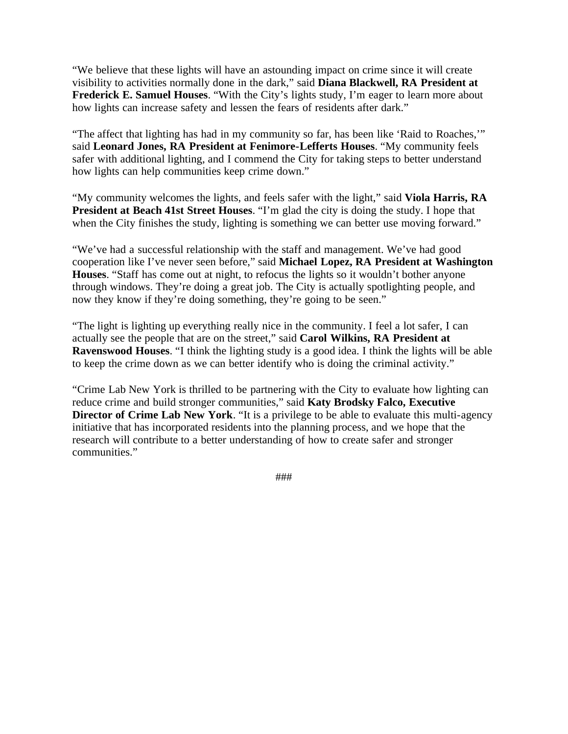"We believe that these lights will have an astounding impact on crime since it will create visibility to activities normally done in the dark," said **Diana Blackwell, RA President at Frederick E. Samuel Houses**. "With the City's lights study, I'm eager to learn more about how lights can increase safety and lessen the fears of residents after dark."

"The affect that lighting has had in my community so far, has been like 'Raid to Roaches,'" said **Leonard Jones, RA President at Fenimore-Lefferts Houses**. "My community feels safer with additional lighting, and I commend the City for taking steps to better understand how lights can help communities keep crime down."

"My community welcomes the lights, and feels safer with the light," said **Viola Harris, RA President at Beach 41st Street Houses**. "I'm glad the city is doing the study. I hope that when the City finishes the study, lighting is something we can better use moving forward."

"We've had a successful relationship with the staff and management. We've had good cooperation like I've never seen before," said **Michael Lopez, RA President at Washington Houses**. "Staff has come out at night, to refocus the lights so it wouldn't bother anyone through windows. They're doing a great job. The City is actually spotlighting people, and now they know if they're doing something, they're going to be seen."

"The light is lighting up everything really nice in the community. I feel a lot safer, I can actually see the people that are on the street," said **Carol Wilkins, RA President at Ravenswood Houses**. "I think the lighting study is a good idea. I think the lights will be able to keep the crime down as we can better identify who is doing the criminal activity."

"Crime Lab New York is thrilled to be partnering with the City to evaluate how lighting can reduce crime and build stronger communities," said **Katy Brodsky Falco, Executive Director of Crime Lab New York**. "It is a privilege to be able to evaluate this multi-agency initiative that has incorporated residents into the planning process, and we hope that the research will contribute to a better understanding of how to create safer and stronger communities."

###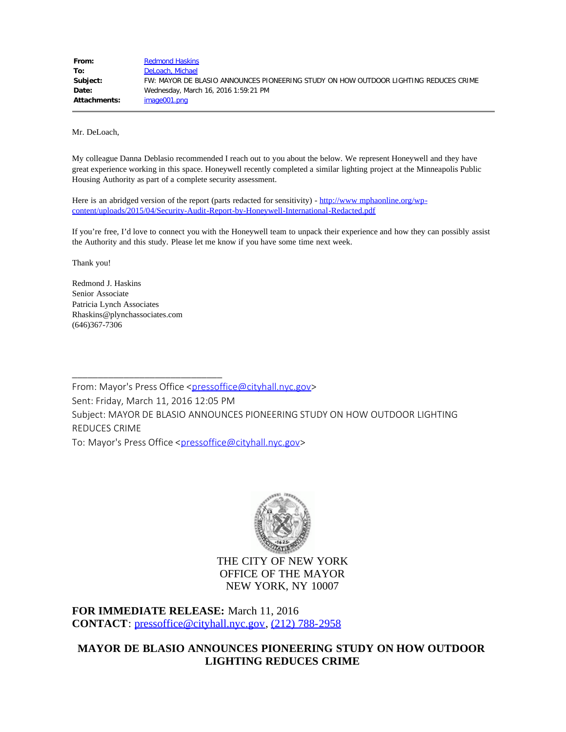| | |
|---|---|
| **From:** | Redmond Haskins |
| **To:** | DeLoach, Michael |
| **Subject:** | FW: MAYOR DE BLASIO ANNOUNCES PIONEERING STUDY ON HOW OUTDOOR LIGHTING REDUCES CRIME |
| **Date:** | Wednesday, March 16, 2016 1:59:21 PM |
| **Attachments:** | image001.png |

Mr. DeLoach,

My colleague Danna Deblasio recommended I reach out to you about the below. We represent Honeywell and they have great experience working in this space. Honeywell recently completed a similar lighting project at the Minneapolis Public Housing Authority as part of a complete security assessment.

Here is an abridged version of the report (parts redacted for sensitivity) - http://www mphaonline.org/wp-content/uploads/2015/04/Security-Audit-Report-by-Honeywell-International-Redacted.pdf

If you're free, I'd love to connect you with the Honeywell team to unpack their experience and how they can possibly assist the Authority and this study. Please let me know if you have some time next week.

Thank you!

Redmond J. Haskins
Senior Associate
Patricia Lynch Associates
Rhaskins@plynchassociates.com
(646)367-7306

________________________________

From: Mayor's Press Office <pressoffice@cityhall.nyc.gov>
Sent: Friday, March 11, 2016 12:05 PM
Subject: MAYOR DE BLASIO ANNOUNCES PIONEERING STUDY ON HOW OUTDOOR LIGHTING REDUCES CRIME
To: Mayor's Press Office <pressoffice@cityhall.nyc.gov>

THE CITY OF NEW YORK
OFFICE OF THE MAYOR
NEW YORK, NY 10007

**FOR IMMEDIATE RELEASE:** March 11, 2016
**CONTACT**: pressoffice@cityhall.nyc.gov, (212) 788-2958

**MAYOR DE BLASIO ANNOUNCES PIONEERING STUDY ON HOW OUTDOOR LIGHTING REDUCES CRIME**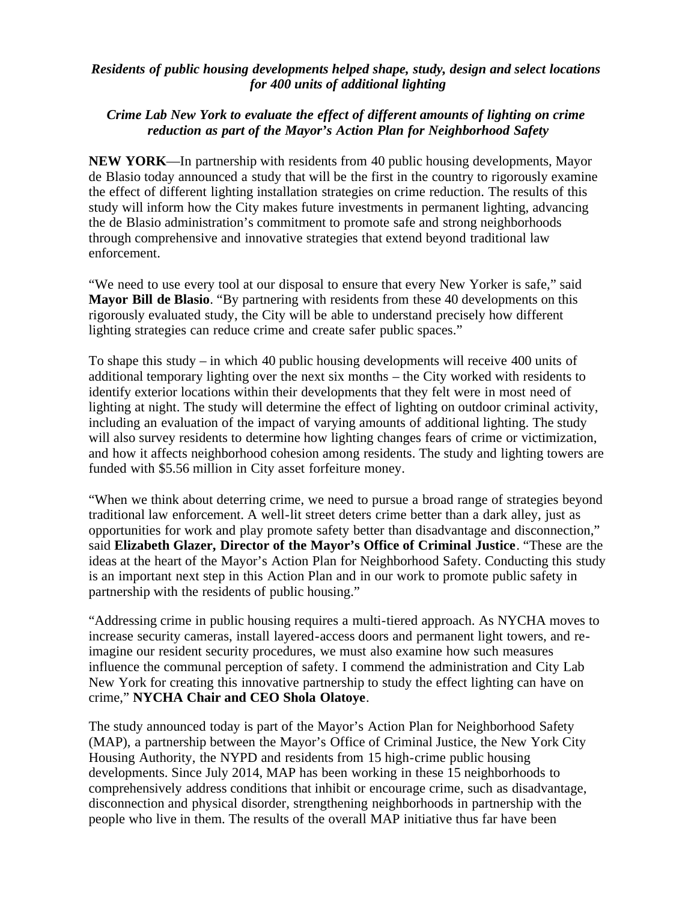***Residents of public housing developments helped shape, study, design and select locations for 400 units of additional lighting***

***Crime Lab New York to evaluate the effect of different amounts of lighting on crime reduction as part of the Mayor's Action Plan for Neighborhood Safety***

**NEW YORK**—In partnership with residents from 40 public housing developments, Mayor de Blasio today announced a study that will be the first in the country to rigorously examine the effect of different lighting installation strategies on crime reduction. The results of this study will inform how the City makes future investments in permanent lighting, advancing the de Blasio administration's commitment to promote safe and strong neighborhoods through comprehensive and innovative strategies that extend beyond traditional law enforcement.

"We need to use every tool at our disposal to ensure that every New Yorker is safe," said **Mayor Bill de Blasio**. "By partnering with residents from these 40 developments on this rigorously evaluated study, the City will be able to understand precisely how different lighting strategies can reduce crime and create safer public spaces."

To shape this study – in which 40 public housing developments will receive 400 units of additional temporary lighting over the next six months – the City worked with residents to identify exterior locations within their developments that they felt were in most need of lighting at night. The study will determine the effect of lighting on outdoor criminal activity, including an evaluation of the impact of varying amounts of additional lighting. The study will also survey residents to determine how lighting changes fears of crime or victimization, and how it affects neighborhood cohesion among residents. The study and lighting towers are funded with $5.56 million in City asset forfeiture money.

"When we think about deterring crime, we need to pursue a broad range of strategies beyond traditional law enforcement. A well-lit street deters crime better than a dark alley, just as opportunities for work and play promote safety better than disadvantage and disconnection," said **Elizabeth Glazer, Director of the Mayor's Office of Criminal Justice**. "These are the ideas at the heart of the Mayor's Action Plan for Neighborhood Safety. Conducting this study is an important next step in this Action Plan and in our work to promote public safety in partnership with the residents of public housing."

"Addressing crime in public housing requires a multi-tiered approach. As NYCHA moves to increase security cameras, install layered-access doors and permanent light towers, and re-imagine our resident security procedures, we must also examine how such measures influence the communal perception of safety. I commend the administration and City Lab New York for creating this innovative partnership to study the effect lighting can have on crime," **NYCHA Chair and CEO Shola Olatoye**.

The study announced today is part of the Mayor's Action Plan for Neighborhood Safety (MAP), a partnership between the Mayor's Office of Criminal Justice, the New York City Housing Authority, the NYPD and residents from 15 high-crime public housing developments. Since July 2014, MAP has been working in these 15 neighborhoods to comprehensively address conditions that inhibit or encourage crime, such as disadvantage, disconnection and physical disorder, strengthening neighborhoods in partnership with the people who live in them. The results of the overall MAP initiative thus far have been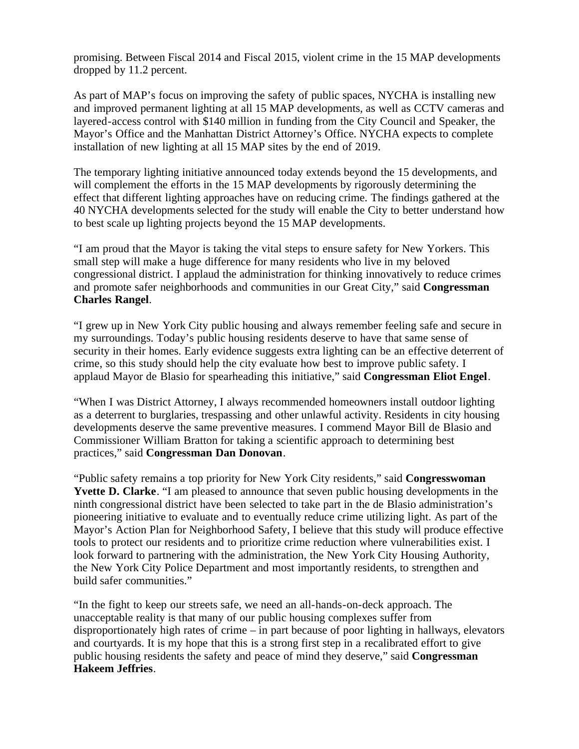promising. Between Fiscal 2014 and Fiscal 2015, violent crime in the 15 MAP developments dropped by 11.2 percent.

As part of MAP's focus on improving the safety of public spaces, NYCHA is installing new and improved permanent lighting at all 15 MAP developments, as well as CCTV cameras and layered-access control with $140 million in funding from the City Council and Speaker, the Mayor's Office and the Manhattan District Attorney's Office. NYCHA expects to complete installation of new lighting at all 15 MAP sites by the end of 2019.

The temporary lighting initiative announced today extends beyond the 15 developments, and will complement the efforts in the 15 MAP developments by rigorously determining the effect that different lighting approaches have on reducing crime. The findings gathered at the 40 NYCHA developments selected for the study will enable the City to better understand how to best scale up lighting projects beyond the 15 MAP developments.

"I am proud that the Mayor is taking the vital steps to ensure safety for New Yorkers. This small step will make a huge difference for many residents who live in my beloved congressional district. I applaud the administration for thinking innovatively to reduce crimes and promote safer neighborhoods and communities in our Great City," said **Congressman Charles Rangel**.

"I grew up in New York City public housing and always remember feeling safe and secure in my surroundings. Today's public housing residents deserve to have that same sense of security in their homes. Early evidence suggests extra lighting can be an effective deterrent of crime, so this study should help the city evaluate how best to improve public safety. I applaud Mayor de Blasio for spearheading this initiative," said **Congressman Eliot Engel**.

"When I was District Attorney, I always recommended homeowners install outdoor lighting as a deterrent to burglaries, trespassing and other unlawful activity. Residents in city housing developments deserve the same preventive measures. I commend Mayor Bill de Blasio and Commissioner William Bratton for taking a scientific approach to determining best practices," said **Congressman Dan Donovan**.

"Public safety remains a top priority for New York City residents," said **Congresswoman Yvette D. Clarke**. "I am pleased to announce that seven public housing developments in the ninth congressional district have been selected to take part in the de Blasio administration's pioneering initiative to evaluate and to eventually reduce crime utilizing light. As part of the Mayor's Action Plan for Neighborhood Safety, I believe that this study will produce effective tools to protect our residents and to prioritize crime reduction where vulnerabilities exist. I look forward to partnering with the administration, the New York City Housing Authority, the New York City Police Department and most importantly residents, to strengthen and build safer communities."

"In the fight to keep our streets safe, we need an all-hands-on-deck approach. The unacceptable reality is that many of our public housing complexes suffer from disproportionately high rates of crime – in part because of poor lighting in hallways, elevators and courtyards. It is my hope that this is a strong first step in a recalibrated effort to give public housing residents the safety and peace of mind they deserve," said **Congressman Hakeem Jeffries**.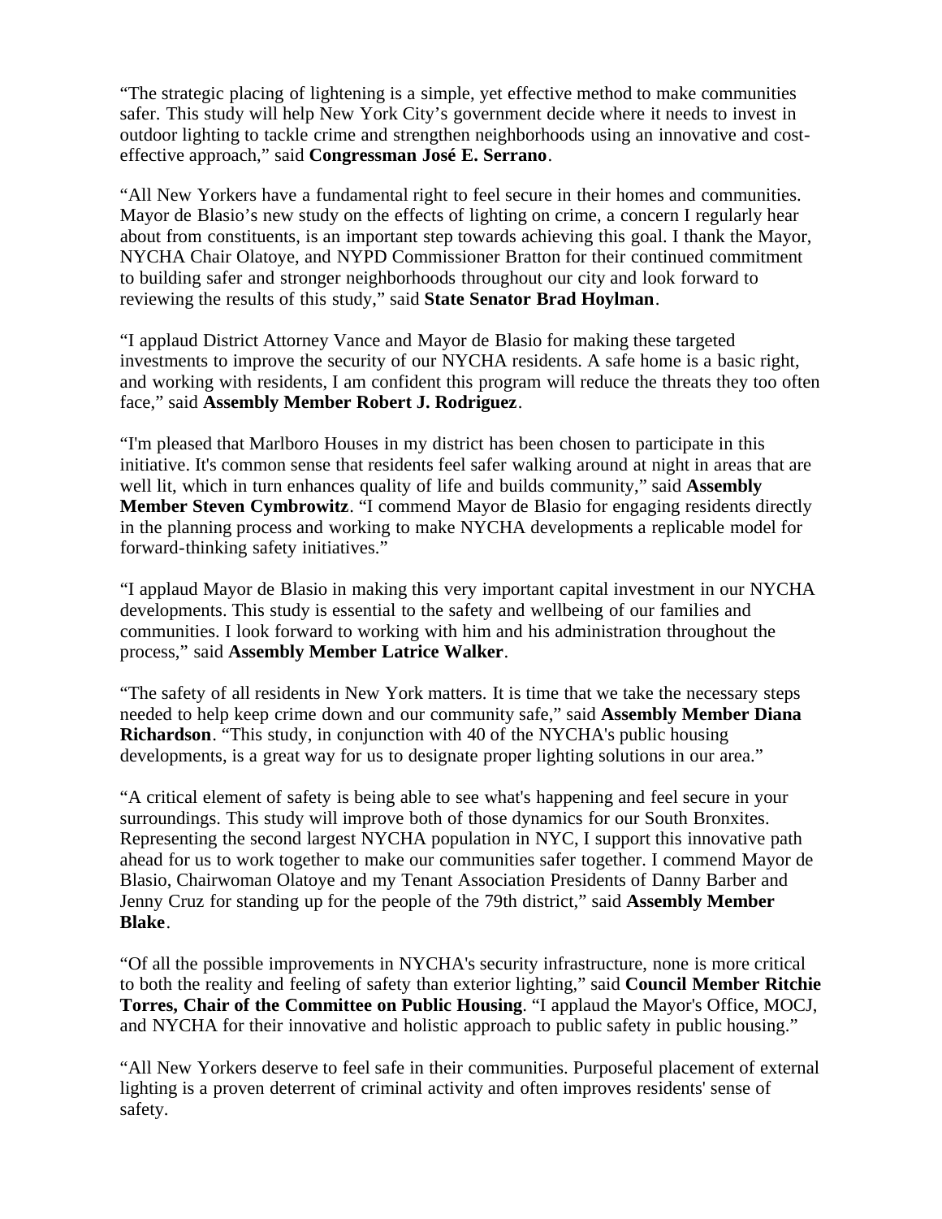“The strategic placing of lightening is a simple, yet effective method to make communities safer. This study will help New York City’s government decide where it needs to invest in outdoor lighting to tackle crime and strengthen neighborhoods using an innovative and cost-effective approach,” said **Congressman José E. Serrano**.

“All New Yorkers have a fundamental right to feel secure in their homes and communities. Mayor de Blasio’s new study on the effects of lighting on crime, a concern I regularly hear about from constituents, is an important step towards achieving this goal. I thank the Mayor, NYCHA Chair Olatoye, and NYPD Commissioner Bratton for their continued commitment to building safer and stronger neighborhoods throughout our city and look forward to reviewing the results of this study,” said **State Senator Brad Hoylman**.

“I applaud District Attorney Vance and Mayor de Blasio for making these targeted investments to improve the security of our NYCHA residents. A safe home is a basic right, and working with residents, I am confident this program will reduce the threats they too often face,” said **Assembly Member Robert J. Rodriguez**.

“I'm pleased that Marlboro Houses in my district has been chosen to participate in this initiative. It's common sense that residents feel safer walking around at night in areas that are well lit, which in turn enhances quality of life and builds community,” said **Assembly Member Steven Cymbrowitz**. “I commend Mayor de Blasio for engaging residents directly in the planning process and working to make NYCHA developments a replicable model for forward-thinking safety initiatives.”

“I applaud Mayor de Blasio in making this very important capital investment in our NYCHA developments. This study is essential to the safety and wellbeing of our families and communities. I look forward to working with him and his administration throughout the process,” said **Assembly Member Latrice Walker**.

“The safety of all residents in New York matters. It is time that we take the necessary steps needed to help keep crime down and our community safe,” said **Assembly Member Diana Richardson**. “This study, in conjunction with 40 of the NYCHA's public housing developments, is a great way for us to designate proper lighting solutions in our area.”

“A critical element of safety is being able to see what's happening and feel secure in your surroundings. This study will improve both of those dynamics for our South Bronxites. Representing the second largest NYCHA population in NYC, I support this innovative path ahead for us to work together to make our communities safer together. I commend Mayor de Blasio, Chairwoman Olatoye and my Tenant Association Presidents of Danny Barber and Jenny Cruz for standing up for the people of the 79th district,” said **Assembly Member Blake**.

“Of all the possible improvements in NYCHA's security infrastructure, none is more critical to both the reality and feeling of safety than exterior lighting,” said **Council Member Ritchie Torres, Chair of the Committee on Public Housing**. “I applaud the Mayor's Office, MOCJ, and NYCHA for their innovative and holistic approach to public safety in public housing.”

“All New Yorkers deserve to feel safe in their communities. Purposeful placement of external lighting is a proven deterrent of criminal activity and often improves residents' sense of safety.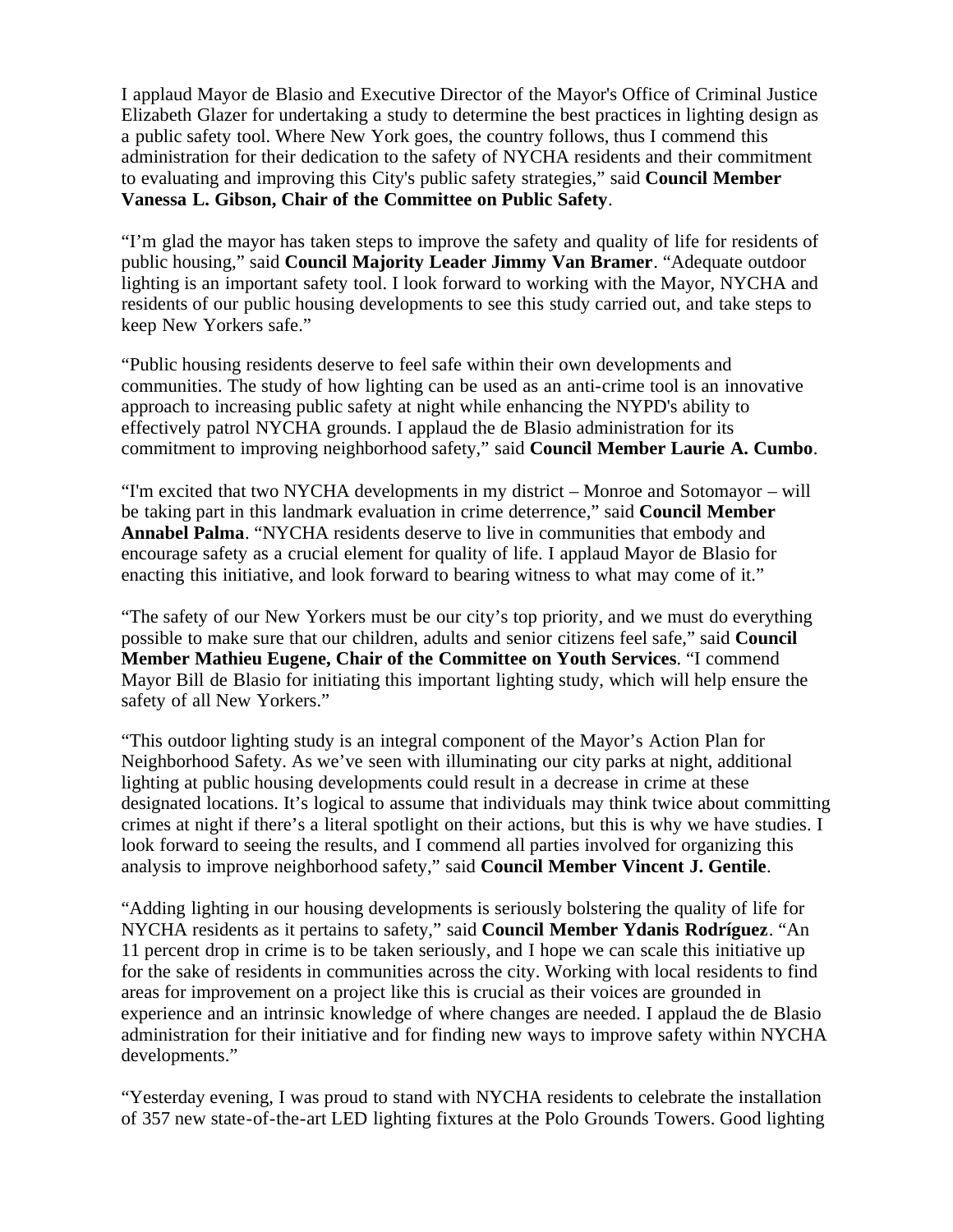I applaud Mayor de Blasio and Executive Director of the Mayor's Office of Criminal Justice Elizabeth Glazer for undertaking a study to determine the best practices in lighting design as a public safety tool. Where New York goes, the country follows, thus I commend this administration for their dedication to the safety of NYCHA residents and their commitment to evaluating and improving this City's public safety strategies," said **Council Member Vanessa L. Gibson, Chair of the Committee on Public Safety**.

"I'm glad the mayor has taken steps to improve the safety and quality of life for residents of public housing," said **Council Majority Leader Jimmy Van Bramer**. "Adequate outdoor lighting is an important safety tool. I look forward to working with the Mayor, NYCHA and residents of our public housing developments to see this study carried out, and take steps to keep New Yorkers safe."

"Public housing residents deserve to feel safe within their own developments and communities. The study of how lighting can be used as an anti-crime tool is an innovative approach to increasing public safety at night while enhancing the NYPD's ability to effectively patrol NYCHA grounds. I applaud the de Blasio administration for its commitment to improving neighborhood safety," said **Council Member Laurie A. Cumbo**.

"I'm excited that two NYCHA developments in my district – Monroe and Sotomayor – will be taking part in this landmark evaluation in crime deterrence," said **Council Member Annabel Palma**. "NYCHA residents deserve to live in communities that embody and encourage safety as a crucial element for quality of life. I applaud Mayor de Blasio for enacting this initiative, and look forward to bearing witness to what may come of it."

"The safety of our New Yorkers must be our city's top priority, and we must do everything possible to make sure that our children, adults and senior citizens feel safe," said **Council Member Mathieu Eugene, Chair of the Committee on Youth Services**. "I commend Mayor Bill de Blasio for initiating this important lighting study, which will help ensure the safety of all New Yorkers."

"This outdoor lighting study is an integral component of the Mayor's Action Plan for Neighborhood Safety. As we've seen with illuminating our city parks at night, additional lighting at public housing developments could result in a decrease in crime at these designated locations. It's logical to assume that individuals may think twice about committing crimes at night if there's a literal spotlight on their actions, but this is why we have studies. I look forward to seeing the results, and I commend all parties involved for organizing this analysis to improve neighborhood safety," said **Council Member Vincent J. Gentile**.

"Adding lighting in our housing developments is seriously bolstering the quality of life for NYCHA residents as it pertains to safety," said **Council Member Ydanis Rodríguez**. "An 11 percent drop in crime is to be taken seriously, and I hope we can scale this initiative up for the sake of residents in communities across the city. Working with local residents to find areas for improvement on a project like this is crucial as their voices are grounded in experience and an intrinsic knowledge of where changes are needed. I applaud the de Blasio administration for their initiative and for finding new ways to improve safety within NYCHA developments."

"Yesterday evening, I was proud to stand with NYCHA residents to celebrate the installation of 357 new state-of-the-art LED lighting fixtures at the Polo Grounds Towers. Good lighting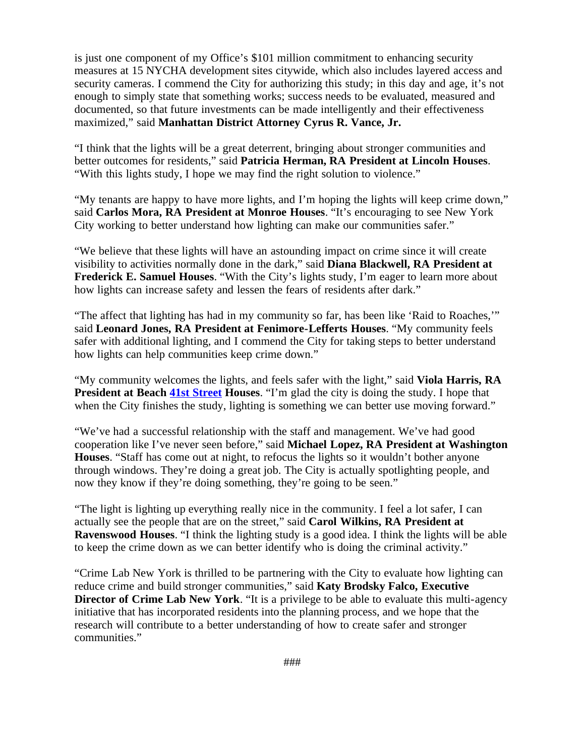is just one component of my Office's $101 million commitment to enhancing security measures at 15 NYCHA development sites citywide, which also includes layered access and security cameras. I commend the City for authorizing this study; in this day and age, it's not enough to simply state that something works; success needs to be evaluated, measured and documented, so that future investments can be made intelligently and their effectiveness maximized," said **Manhattan District Attorney Cyrus R. Vance, Jr.**

"I think that the lights will be a great deterrent, bringing about stronger communities and better outcomes for residents," said **Patricia Herman, RA President at Lincoln Houses**. "With this lights study, I hope we may find the right solution to violence."

"My tenants are happy to have more lights, and I'm hoping the lights will keep crime down," said **Carlos Mora, RA President at Monroe Houses**. "It's encouraging to see New York City working to better understand how lighting can make our communities safer."

"We believe that these lights will have an astounding impact on crime since it will create visibility to activities normally done in the dark," said **Diana Blackwell, RA President at Frederick E. Samuel Houses**. "With the City's lights study, I'm eager to learn more about how lights can increase safety and lessen the fears of residents after dark."

"The affect that lighting has had in my community so far, has been like 'Raid to Roaches,'" said **Leonard Jones, RA President at Fenimore-Lefferts Houses**. "My community feels safer with additional lighting, and I commend the City for taking steps to better understand how lights can help communities keep crime down."

"My community welcomes the lights, and feels safer with the light," said **Viola Harris, RA President at Beach 41st Street Houses**. "I'm glad the city is doing the study. I hope that when the City finishes the study, lighting is something we can better use moving forward."

"We've had a successful relationship with the staff and management. We've had good cooperation like I've never seen before," said **Michael Lopez, RA President at Washington Houses**. "Staff has come out at night, to refocus the lights so it wouldn't bother anyone through windows. They're doing a great job. The City is actually spotlighting people, and now they know if they're doing something, they're going to be seen."

"The light is lighting up everything really nice in the community. I feel a lot safer, I can actually see the people that are on the street," said **Carol Wilkins, RA President at Ravenswood Houses**. "I think the lighting study is a good idea. I think the lights will be able to keep the crime down as we can better identify who is doing the criminal activity."

"Crime Lab New York is thrilled to be partnering with the City to evaluate how lighting can reduce crime and build stronger communities," said **Katy Brodsky Falco, Executive Director of Crime Lab New York**. "It is a privilege to be able to evaluate this multi-agency initiative that has incorporated residents into the planning process, and we hope that the research will contribute to a better understanding of how to create safer and stronger communities."

###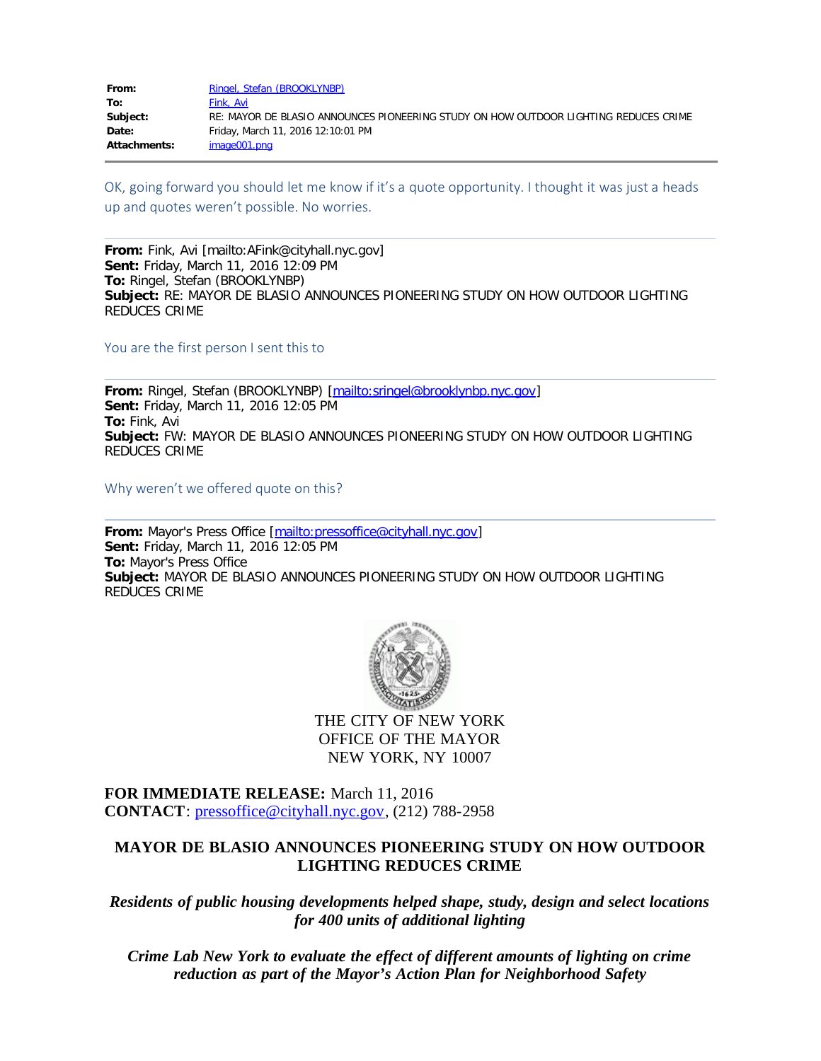| | |
|---|---|
| **From:** | Ringel, Stefan (BROOKLYNBP) |
| **To:** | Fink, Avi |
| **Subject:** | RE: MAYOR DE BLASIO ANNOUNCES PIONEERING STUDY ON HOW OUTDOOR LIGHTING REDUCES CRIME |
| **Date:** | Friday, March 11, 2016 12:10:01 PM |
| **Attachments:** | image001.png |

OK, going forward you should let me know if it's a quote opportunity. I thought it was just a heads up and quotes weren't possible. No worries.

---

**From:** Fink, Avi [mailto:AFink@cityhall.nyc.gov]
**Sent:** Friday, March 11, 2016 12:09 PM
**To:** Ringel, Stefan (BROOKLYNBP)
**Subject:** RE: MAYOR DE BLASIO ANNOUNCES PIONEERING STUDY ON HOW OUTDOOR LIGHTING REDUCES CRIME

You are the first person I sent this to

---

**From:** Ringel, Stefan (BROOKLYNBP) [mailto:sringel@brooklynbp.nyc.gov]
**Sent:** Friday, March 11, 2016 12:05 PM
**To:** Fink, Avi
**Subject:** FW: MAYOR DE BLASIO ANNOUNCES PIONEERING STUDY ON HOW OUTDOOR LIGHTING REDUCES CRIME

Why weren't we offered quote on this?

---

**From:** Mayor's Press Office [mailto:pressoffice@cityhall.nyc.gov]
**Sent:** Friday, March 11, 2016 12:05 PM
**To:** Mayor's Press Office
**Subject:** MAYOR DE BLASIO ANNOUNCES PIONEERING STUDY ON HOW OUTDOOR LIGHTING REDUCES CRIME

THE CITY OF NEW YORK
OFFICE OF THE MAYOR
NEW YORK, NY 10007

**FOR IMMEDIATE RELEASE:** March 11, 2016
**CONTACT**: pressoffice@cityhall.nyc.gov, (212) 788-2958

**MAYOR DE BLASIO ANNOUNCES PIONEERING STUDY ON HOW OUTDOOR LIGHTING REDUCES CRIME**

***Residents of public housing developments helped shape, study, design and select locations for 400 units of additional lighting***

***Crime Lab New York to evaluate the effect of different amounts of lighting on crime reduction as part of the Mayor's Action Plan for Neighborhood Safety***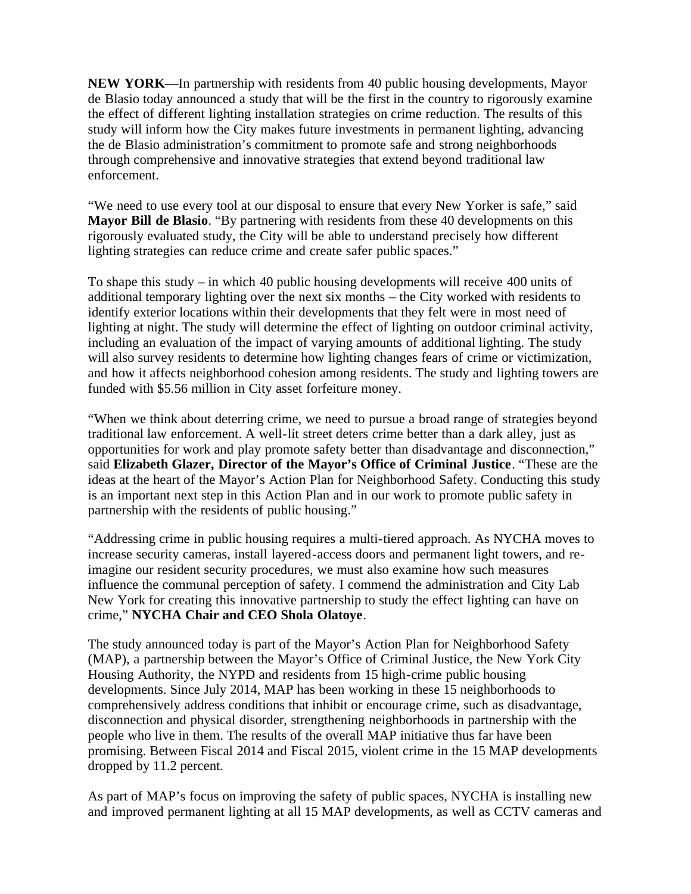**NEW YORK**—In partnership with residents from 40 public housing developments, Mayor de Blasio today announced a study that will be the first in the country to rigorously examine the effect of different lighting installation strategies on crime reduction. The results of this study will inform how the City makes future investments in permanent lighting, advancing the de Blasio administration's commitment to promote safe and strong neighborhoods through comprehensive and innovative strategies that extend beyond traditional law enforcement.

"We need to use every tool at our disposal to ensure that every New Yorker is safe," said **Mayor Bill de Blasio**. "By partnering with residents from these 40 developments on this rigorously evaluated study, the City will be able to understand precisely how different lighting strategies can reduce crime and create safer public spaces."

To shape this study – in which 40 public housing developments will receive 400 units of additional temporary lighting over the next six months – the City worked with residents to identify exterior locations within their developments that they felt were in most need of lighting at night. The study will determine the effect of lighting on outdoor criminal activity, including an evaluation of the impact of varying amounts of additional lighting. The study will also survey residents to determine how lighting changes fears of crime or victimization, and how it affects neighborhood cohesion among residents. The study and lighting towers are funded with $5.56 million in City asset forfeiture money.

"When we think about deterring crime, we need to pursue a broad range of strategies beyond traditional law enforcement. A well-lit street deters crime better than a dark alley, just as opportunities for work and play promote safety better than disadvantage and disconnection," said **Elizabeth Glazer, Director of the Mayor's Office of Criminal Justice**. "These are the ideas at the heart of the Mayor's Action Plan for Neighborhood Safety. Conducting this study is an important next step in this Action Plan and in our work to promote public safety in partnership with the residents of public housing."

"Addressing crime in public housing requires a multi-tiered approach. As NYCHA moves to increase security cameras, install layered-access doors and permanent light towers, and re-imagine our resident security procedures, we must also examine how such measures influence the communal perception of safety. I commend the administration and City Lab New York for creating this innovative partnership to study the effect lighting can have on crime," **NYCHA Chair and CEO Shola Olatoye**.

The study announced today is part of the Mayor's Action Plan for Neighborhood Safety (MAP), a partnership between the Mayor's Office of Criminal Justice, the New York City Housing Authority, the NYPD and residents from 15 high-crime public housing developments. Since July 2014, MAP has been working in these 15 neighborhoods to comprehensively address conditions that inhibit or encourage crime, such as disadvantage, disconnection and physical disorder, strengthening neighborhoods in partnership with the people who live in them. The results of the overall MAP initiative thus far have been promising. Between Fiscal 2014 and Fiscal 2015, violent crime in the 15 MAP developments dropped by 11.2 percent.

As part of MAP's focus on improving the safety of public spaces, NYCHA is installing new and improved permanent lighting at all 15 MAP developments, as well as CCTV cameras and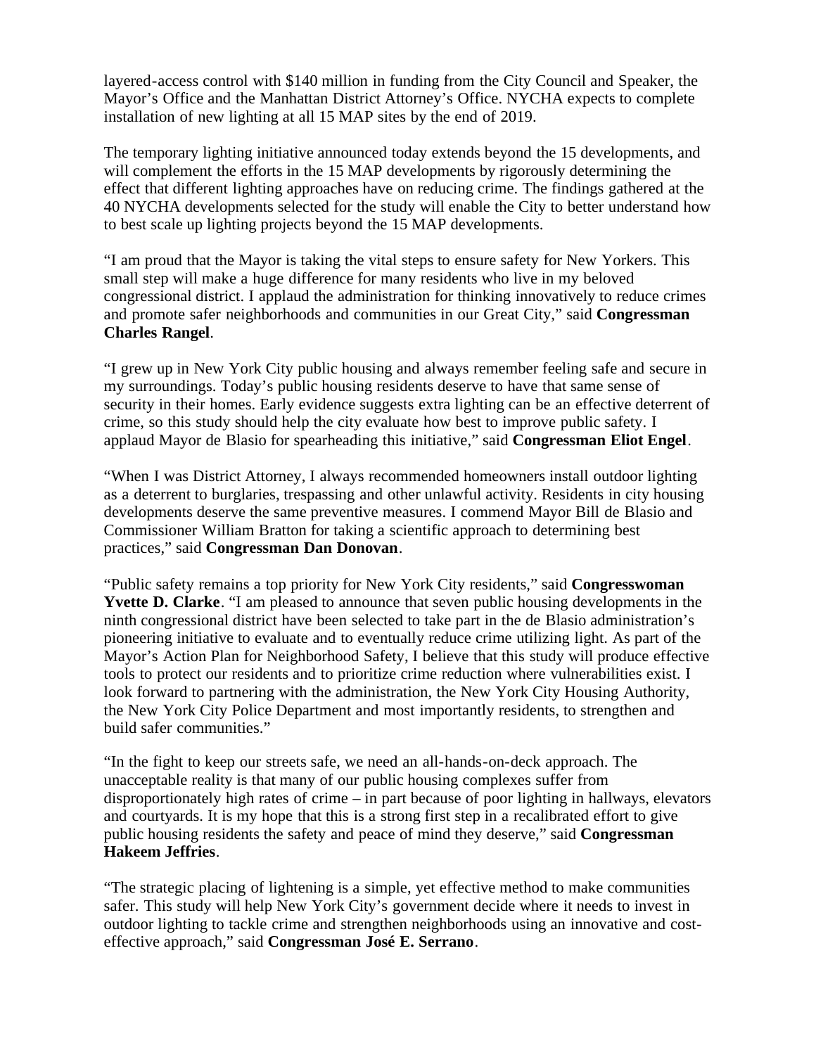layered-access control with $140 million in funding from the City Council and Speaker, the Mayor's Office and the Manhattan District Attorney's Office. NYCHA expects to complete installation of new lighting at all 15 MAP sites by the end of 2019.

The temporary lighting initiative announced today extends beyond the 15 developments, and will complement the efforts in the 15 MAP developments by rigorously determining the effect that different lighting approaches have on reducing crime. The findings gathered at the 40 NYCHA developments selected for the study will enable the City to better understand how to best scale up lighting projects beyond the 15 MAP developments.

"I am proud that the Mayor is taking the vital steps to ensure safety for New Yorkers. This small step will make a huge difference for many residents who live in my beloved congressional district. I applaud the administration for thinking innovatively to reduce crimes and promote safer neighborhoods and communities in our Great City," said **Congressman Charles Rangel**.

"I grew up in New York City public housing and always remember feeling safe and secure in my surroundings. Today's public housing residents deserve to have that same sense of security in their homes. Early evidence suggests extra lighting can be an effective deterrent of crime, so this study should help the city evaluate how best to improve public safety. I applaud Mayor de Blasio for spearheading this initiative," said **Congressman Eliot Engel**.

"When I was District Attorney, I always recommended homeowners install outdoor lighting as a deterrent to burglaries, trespassing and other unlawful activity. Residents in city housing developments deserve the same preventive measures. I commend Mayor Bill de Blasio and Commissioner William Bratton for taking a scientific approach to determining best practices," said **Congressman Dan Donovan**.

"Public safety remains a top priority for New York City residents," said **Congresswoman Yvette D. Clarke**. "I am pleased to announce that seven public housing developments in the ninth congressional district have been selected to take part in the de Blasio administration's pioneering initiative to evaluate and to eventually reduce crime utilizing light. As part of the Mayor's Action Plan for Neighborhood Safety, I believe that this study will produce effective tools to protect our residents and to prioritize crime reduction where vulnerabilities exist. I look forward to partnering with the administration, the New York City Housing Authority, the New York City Police Department and most importantly residents, to strengthen and build safer communities."

"In the fight to keep our streets safe, we need an all-hands-on-deck approach. The unacceptable reality is that many of our public housing complexes suffer from disproportionately high rates of crime – in part because of poor lighting in hallways, elevators and courtyards. It is my hope that this is a strong first step in a recalibrated effort to give public housing residents the safety and peace of mind they deserve," said **Congressman Hakeem Jeffries**.

"The strategic placing of lightening is a simple, yet effective method to make communities safer. This study will help New York City's government decide where it needs to invest in outdoor lighting to tackle crime and strengthen neighborhoods using an innovative and cost-effective approach," said **Congressman José E. Serrano**.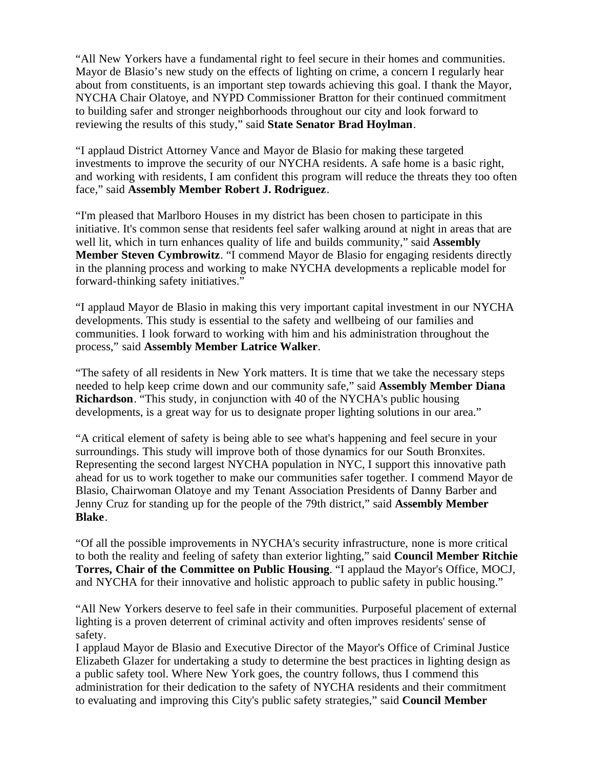"All New Yorkers have a fundamental right to feel secure in their homes and communities. Mayor de Blasio's new study on the effects of lighting on crime, a concern I regularly hear about from constituents, is an important step towards achieving this goal. I thank the Mayor, NYCHA Chair Olatoye, and NYPD Commissioner Bratton for their continued commitment to building safer and stronger neighborhoods throughout our city and look forward to reviewing the results of this study," said **State Senator Brad Hoylman**.

"I applaud District Attorney Vance and Mayor de Blasio for making these targeted investments to improve the security of our NYCHA residents. A safe home is a basic right, and working with residents, I am confident this program will reduce the threats they too often face," said **Assembly Member Robert J. Rodriguez**.

"I'm pleased that Marlboro Houses in my district has been chosen to participate in this initiative. It's common sense that residents feel safer walking around at night in areas that are well lit, which in turn enhances quality of life and builds community," said **Assembly Member Steven Cymbrowitz**. "I commend Mayor de Blasio for engaging residents directly in the planning process and working to make NYCHA developments a replicable model for forward-thinking safety initiatives."

"I applaud Mayor de Blasio in making this very important capital investment in our NYCHA developments. This study is essential to the safety and wellbeing of our families and communities. I look forward to working with him and his administration throughout the process," said **Assembly Member Latrice Walker**.

"The safety of all residents in New York matters. It is time that we take the necessary steps needed to help keep crime down and our community safe," said **Assembly Member Diana Richardson**. "This study, in conjunction with 40 of the NYCHA's public housing developments, is a great way for us to designate proper lighting solutions in our area."

"A critical element of safety is being able to see what's happening and feel secure in your surroundings. This study will improve both of those dynamics for our South Bronxites. Representing the second largest NYCHA population in NYC, I support this innovative path ahead for us to work together to make our communities safer together. I commend Mayor de Blasio, Chairwoman Olatoye and my Tenant Association Presidents of Danny Barber and Jenny Cruz for standing up for the people of the 79th district," said **Assembly Member Blake**.

"Of all the possible improvements in NYCHA's security infrastructure, none is more critical to both the reality and feeling of safety than exterior lighting," said **Council Member Ritchie Torres, Chair of the Committee on Public Housing**. "I applaud the Mayor's Office, MOCJ, and NYCHA for their innovative and holistic approach to public safety in public housing."

"All New Yorkers deserve to feel safe in their communities. Purposeful placement of external lighting is a proven deterrent of criminal activity and often improves residents' sense of safety.
I applaud Mayor de Blasio and Executive Director of the Mayor's Office of Criminal Justice Elizabeth Glazer for undertaking a study to determine the best practices in lighting design as a public safety tool. Where New York goes, the country follows, thus I commend this administration for their dedication to the safety of NYCHA residents and their commitment to evaluating and improving this City's public safety strategies," said **Council Member**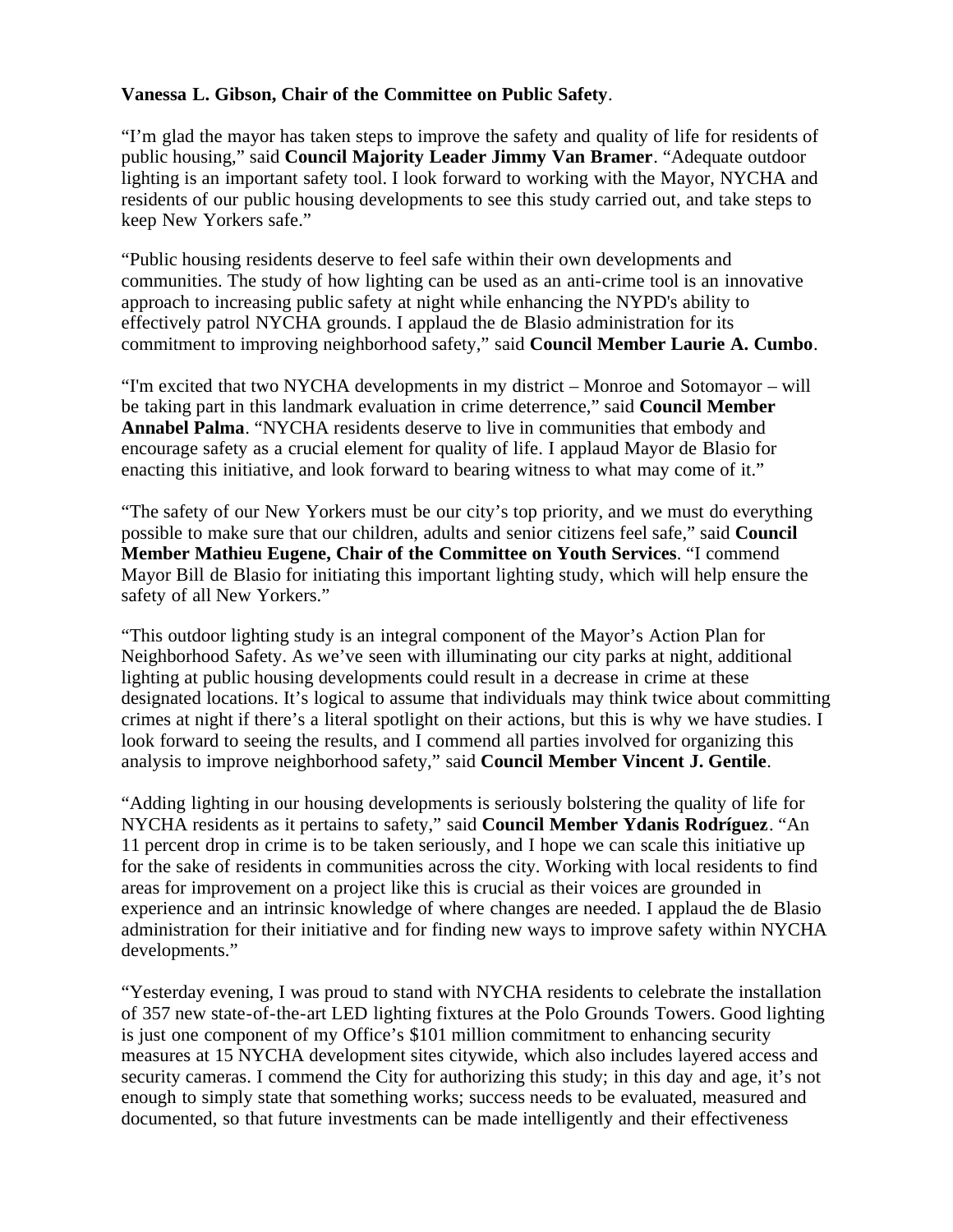**Vanessa L. Gibson, Chair of the Committee on Public Safety**.

“I’m glad the mayor has taken steps to improve the safety and quality of life for residents of public housing,” said **Council Majority Leader Jimmy Van Bramer**. “Adequate outdoor lighting is an important safety tool. I look forward to working with the Mayor, NYCHA and residents of our public housing developments to see this study carried out, and take steps to keep New Yorkers safe.”

“Public housing residents deserve to feel safe within their own developments and communities. The study of how lighting can be used as an anti-crime tool is an innovative approach to increasing public safety at night while enhancing the NYPD's ability to effectively patrol NYCHA grounds. I applaud the de Blasio administration for its commitment to improving neighborhood safety,” said **Council Member Laurie A. Cumbo**.

“I'm excited that two NYCHA developments in my district – Monroe and Sotomayor – will be taking part in this landmark evaluation in crime deterrence,” said **Council Member Annabel Palma**. “NYCHA residents deserve to live in communities that embody and encourage safety as a crucial element for quality of life. I applaud Mayor de Blasio for enacting this initiative, and look forward to bearing witness to what may come of it.”

“The safety of our New Yorkers must be our city’s top priority, and we must do everything possible to make sure that our children, adults and senior citizens feel safe,” said **Council Member Mathieu Eugene, Chair of the Committee on Youth Services**. “I commend Mayor Bill de Blasio for initiating this important lighting study, which will help ensure the safety of all New Yorkers.”

“This outdoor lighting study is an integral component of the Mayor’s Action Plan for Neighborhood Safety. As we’ve seen with illuminating our city parks at night, additional lighting at public housing developments could result in a decrease in crime at these designated locations. It’s logical to assume that individuals may think twice about committing crimes at night if there’s a literal spotlight on their actions, but this is why we have studies. I look forward to seeing the results, and I commend all parties involved for organizing this analysis to improve neighborhood safety,” said **Council Member Vincent J. Gentile**.

“Adding lighting in our housing developments is seriously bolstering the quality of life for NYCHA residents as it pertains to safety,” said **Council Member Ydanis Rodríguez**. “An 11 percent drop in crime is to be taken seriously, and I hope we can scale this initiative up for the sake of residents in communities across the city. Working with local residents to find areas for improvement on a project like this is crucial as their voices are grounded in experience and an intrinsic knowledge of where changes are needed. I applaud the de Blasio administration for their initiative and for finding new ways to improve safety within NYCHA developments.”

“Yesterday evening, I was proud to stand with NYCHA residents to celebrate the installation of 357 new state-of-the-art LED lighting fixtures at the Polo Grounds Towers. Good lighting is just one component of my Office’s $101 million commitment to enhancing security measures at 15 NYCHA development sites citywide, which also includes layered access and security cameras. I commend the City for authorizing this study; in this day and age, it’s not enough to simply state that something works; success needs to be evaluated, measured and documented, so that future investments can be made intelligently and their effectiveness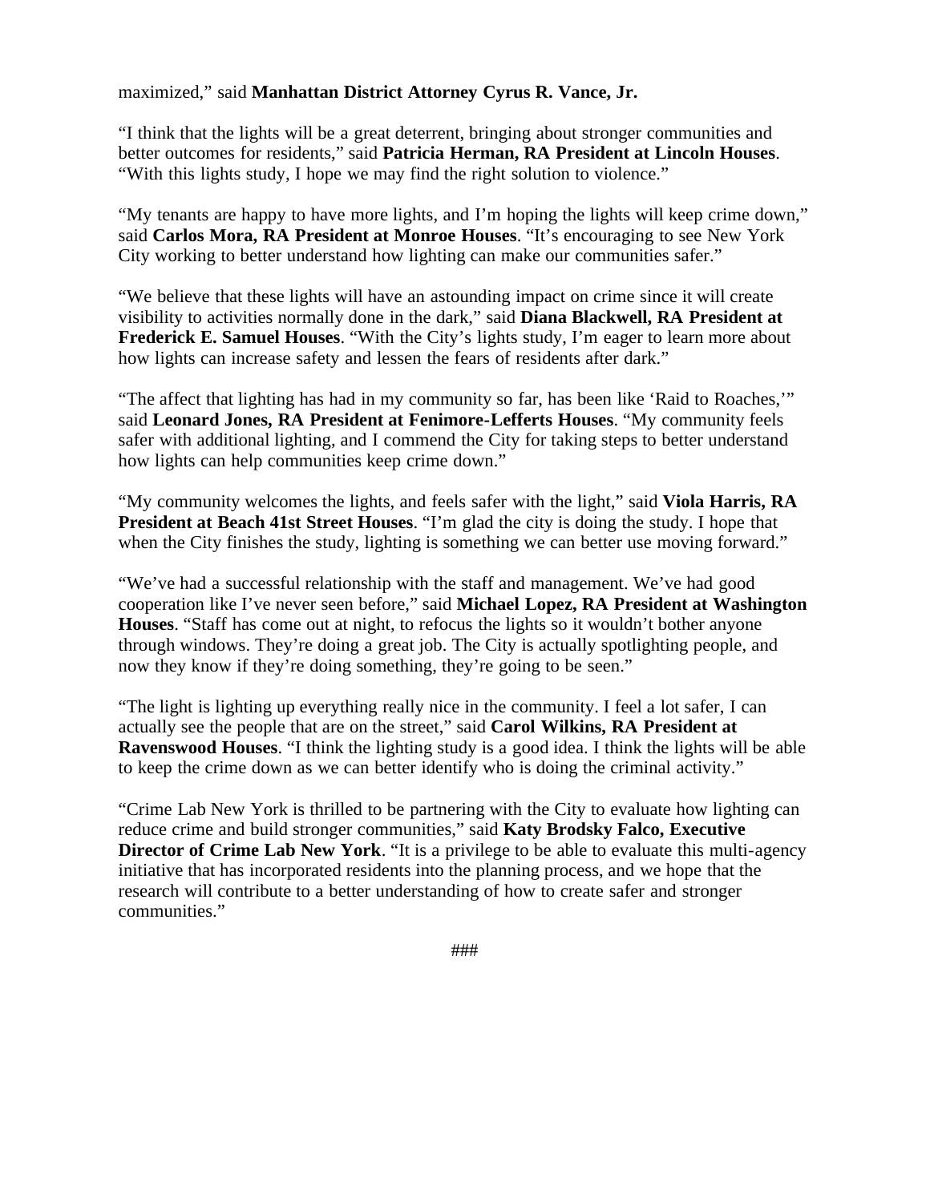maximized," said **Manhattan District Attorney Cyrus R. Vance, Jr.**

"I think that the lights will be a great deterrent, bringing about stronger communities and better outcomes for residents," said **Patricia Herman, RA President at Lincoln Houses**. "With this lights study, I hope we may find the right solution to violence."

"My tenants are happy to have more lights, and I'm hoping the lights will keep crime down," said **Carlos Mora, RA President at Monroe Houses**. "It's encouraging to see New York City working to better understand how lighting can make our communities safer."

"We believe that these lights will have an astounding impact on crime since it will create visibility to activities normally done in the dark," said **Diana Blackwell, RA President at Frederick E. Samuel Houses**. "With the City's lights study, I'm eager to learn more about how lights can increase safety and lessen the fears of residents after dark."

"The affect that lighting has had in my community so far, has been like 'Raid to Roaches,'" said **Leonard Jones, RA President at Fenimore-Lefferts Houses**. "My community feels safer with additional lighting, and I commend the City for taking steps to better understand how lights can help communities keep crime down."

"My community welcomes the lights, and feels safer with the light," said **Viola Harris, RA President at Beach 41st Street Houses**. "I'm glad the city is doing the study. I hope that when the City finishes the study, lighting is something we can better use moving forward."

"We've had a successful relationship with the staff and management. We've had good cooperation like I've never seen before," said **Michael Lopez, RA President at Washington Houses**. "Staff has come out at night, to refocus the lights so it wouldn't bother anyone through windows. They're doing a great job. The City is actually spotlighting people, and now they know if they're doing something, they're going to be seen."

"The light is lighting up everything really nice in the community. I feel a lot safer, I can actually see the people that are on the street," said **Carol Wilkins, RA President at Ravenswood Houses**. "I think the lighting study is a good idea. I think the lights will be able to keep the crime down as we can better identify who is doing the criminal activity."

"Crime Lab New York is thrilled to be partnering with the City to evaluate how lighting can reduce crime and build stronger communities," said **Katy Brodsky Falco, Executive Director of Crime Lab New York**. "It is a privilege to be able to evaluate this multi-agency initiative that has incorporated residents into the planning process, and we hope that the research will contribute to a better understanding of how to create safer and stronger communities."

###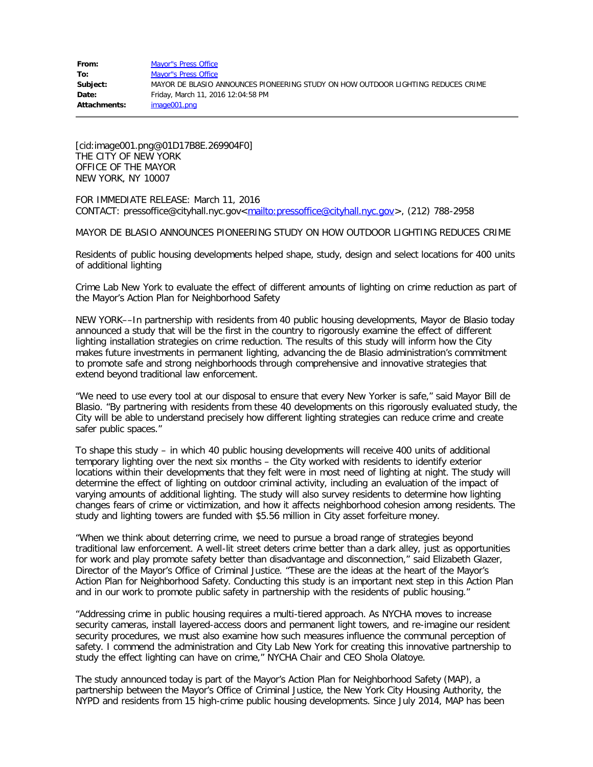| | |
|---|---|
| **From:** | Mayor"s Press Office |
| **To:** | Mayor"s Press Office |
| **Subject:** | MAYOR DE BLASIO ANNOUNCES PIONEERING STUDY ON HOW OUTDOOR LIGHTING REDUCES CRIME |
| **Date:** | Friday, March 11, 2016 12:04:58 PM |
| **Attachments:** | image001.png |

[cid:image001.png@01D17B8E.269904F0]
THE CITY OF NEW YORK
OFFICE OF THE MAYOR
NEW YORK, NY 10007

FOR IMMEDIATE RELEASE: March 11, 2016
CONTACT: pressoffice@cityhall.nyc.gov<mailto:pressoffice@cityhall.nyc.gov>, (212) 788-2958

MAYOR DE BLASIO ANNOUNCES PIONEERING STUDY ON HOW OUTDOOR LIGHTING REDUCES CRIME

Residents of public housing developments helped shape, study, design and select locations for 400 units of additional lighting

Crime Lab New York to evaluate the effect of different amounts of lighting on crime reduction as part of the Mayor's Action Plan for Neighborhood Safety

NEW YORK––In partnership with residents from 40 public housing developments, Mayor de Blasio today announced a study that will be the first in the country to rigorously examine the effect of different lighting installation strategies on crime reduction. The results of this study will inform how the City makes future investments in permanent lighting, advancing the de Blasio administration's commitment to promote safe and strong neighborhoods through comprehensive and innovative strategies that extend beyond traditional law enforcement.

"We need to use every tool at our disposal to ensure that every New Yorker is safe," said Mayor Bill de Blasio. "By partnering with residents from these 40 developments on this rigorously evaluated study, the City will be able to understand precisely how different lighting strategies can reduce crime and create safer public spaces."

To shape this study – in which 40 public housing developments will receive 400 units of additional temporary lighting over the next six months – the City worked with residents to identify exterior locations within their developments that they felt were in most need of lighting at night. The study will determine the effect of lighting on outdoor criminal activity, including an evaluation of the impact of varying amounts of additional lighting. The study will also survey residents to determine how lighting changes fears of crime or victimization, and how it affects neighborhood cohesion among residents. The study and lighting towers are funded with $5.56 million in City asset forfeiture money.

"When we think about deterring crime, we need to pursue a broad range of strategies beyond traditional law enforcement. A well-lit street deters crime better than a dark alley, just as opportunities for work and play promote safety better than disadvantage and disconnection," said Elizabeth Glazer, Director of the Mayor's Office of Criminal Justice. "These are the ideas at the heart of the Mayor's Action Plan for Neighborhood Safety. Conducting this study is an important next step in this Action Plan and in our work to promote public safety in partnership with the residents of public housing."

"Addressing crime in public housing requires a multi-tiered approach. As NYCHA moves to increase security cameras, install layered-access doors and permanent light towers, and re-imagine our resident security procedures, we must also examine how such measures influence the communal perception of safety. I commend the administration and City Lab New York for creating this innovative partnership to study the effect lighting can have on crime," NYCHA Chair and CEO Shola Olatoye.

The study announced today is part of the Mayor's Action Plan for Neighborhood Safety (MAP), a partnership between the Mayor's Office of Criminal Justice, the New York City Housing Authority, the NYPD and residents from 15 high-crime public housing developments. Since July 2014, MAP has been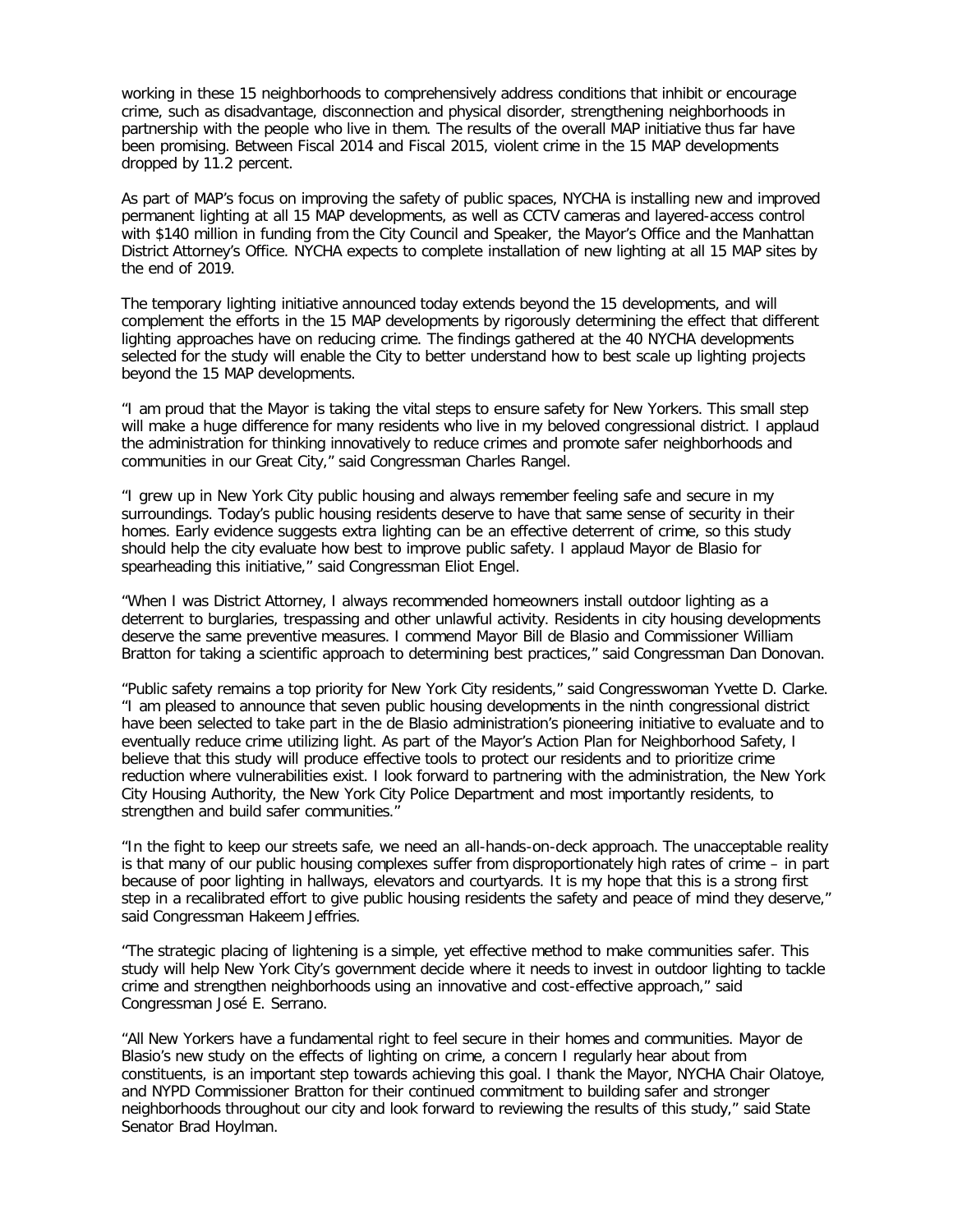working in these 15 neighborhoods to comprehensively address conditions that inhibit or encourage crime, such as disadvantage, disconnection and physical disorder, strengthening neighborhoods in partnership with the people who live in them. The results of the overall MAP initiative thus far have been promising. Between Fiscal 2014 and Fiscal 2015, violent crime in the 15 MAP developments dropped by 11.2 percent.

As part of MAP's focus on improving the safety of public spaces, NYCHA is installing new and improved permanent lighting at all 15 MAP developments, as well as CCTV cameras and layered-access control with $140 million in funding from the City Council and Speaker, the Mayor's Office and the Manhattan District Attorney's Office. NYCHA expects to complete installation of new lighting at all 15 MAP sites by the end of 2019.

The temporary lighting initiative announced today extends beyond the 15 developments, and will complement the efforts in the 15 MAP developments by rigorously determining the effect that different lighting approaches have on reducing crime. The findings gathered at the 40 NYCHA developments selected for the study will enable the City to better understand how to best scale up lighting projects beyond the 15 MAP developments.

"I am proud that the Mayor is taking the vital steps to ensure safety for New Yorkers. This small step will make a huge difference for many residents who live in my beloved congressional district. I applaud the administration for thinking innovatively to reduce crimes and promote safer neighborhoods and communities in our Great City," said Congressman Charles Rangel.

"I grew up in New York City public housing and always remember feeling safe and secure in my surroundings. Today's public housing residents deserve to have that same sense of security in their homes. Early evidence suggests extra lighting can be an effective deterrent of crime, so this study should help the city evaluate how best to improve public safety. I applaud Mayor de Blasio for spearheading this initiative," said Congressman Eliot Engel.

"When I was District Attorney, I always recommended homeowners install outdoor lighting as a deterrent to burglaries, trespassing and other unlawful activity. Residents in city housing developments deserve the same preventive measures. I commend Mayor Bill de Blasio and Commissioner William Bratton for taking a scientific approach to determining best practices," said Congressman Dan Donovan.

"Public safety remains a top priority for New York City residents," said Congresswoman Yvette D. Clarke. "I am pleased to announce that seven public housing developments in the ninth congressional district have been selected to take part in the de Blasio administration's pioneering initiative to evaluate and to eventually reduce crime utilizing light. As part of the Mayor's Action Plan for Neighborhood Safety, I believe that this study will produce effective tools to protect our residents and to prioritize crime reduction where vulnerabilities exist. I look forward to partnering with the administration, the New York City Housing Authority, the New York City Police Department and most importantly residents, to strengthen and build safer communities."

"In the fight to keep our streets safe, we need an all-hands-on-deck approach. The unacceptable reality is that many of our public housing complexes suffer from disproportionately high rates of crime – in part because of poor lighting in hallways, elevators and courtyards. It is my hope that this is a strong first step in a recalibrated effort to give public housing residents the safety and peace of mind they deserve," said Congressman Hakeem Jeffries.

"The strategic placing of lightening is a simple, yet effective method to make communities safer. This study will help New York City's government decide where it needs to invest in outdoor lighting to tackle crime and strengthen neighborhoods using an innovative and cost-effective approach," said Congressman José E. Serrano.

"All New Yorkers have a fundamental right to feel secure in their homes and communities. Mayor de Blasio's new study on the effects of lighting on crime, a concern I regularly hear about from constituents, is an important step towards achieving this goal. I thank the Mayor, NYCHA Chair Olatoye, and NYPD Commissioner Bratton for their continued commitment to building safer and stronger neighborhoods throughout our city and look forward to reviewing the results of this study," said State Senator Brad Hoylman.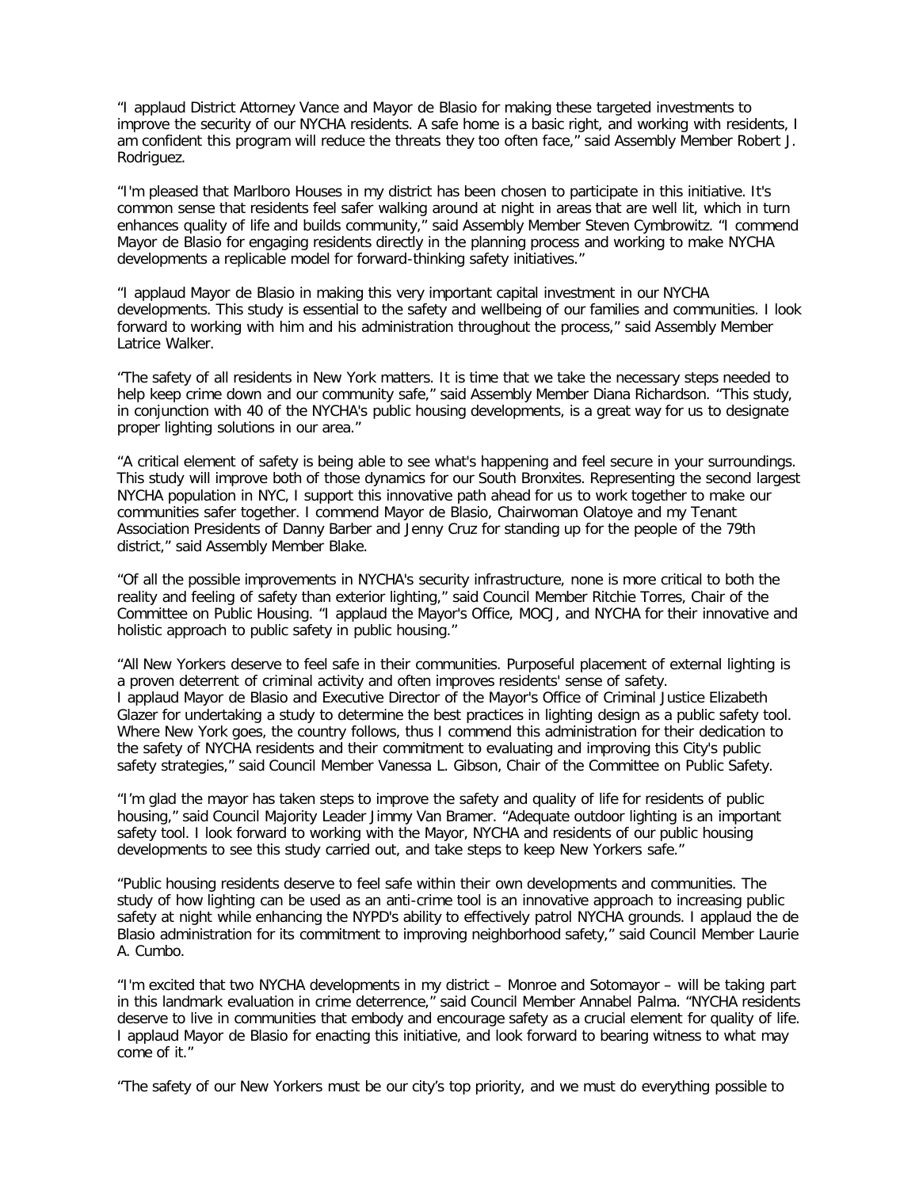"I applaud District Attorney Vance and Mayor de Blasio for making these targeted investments to improve the security of our NYCHA residents. A safe home is a basic right, and working with residents, I am confident this program will reduce the threats they too often face," said Assembly Member Robert J. Rodriguez.

"I'm pleased that Marlboro Houses in my district has been chosen to participate in this initiative. It's common sense that residents feel safer walking around at night in areas that are well lit, which in turn enhances quality of life and builds community," said Assembly Member Steven Cymbrowitz. "I commend Mayor de Blasio for engaging residents directly in the planning process and working to make NYCHA developments a replicable model for forward-thinking safety initiatives."

"I applaud Mayor de Blasio in making this very important capital investment in our NYCHA developments. This study is essential to the safety and wellbeing of our families and communities. I look forward to working with him and his administration throughout the process," said Assembly Member Latrice Walker.

"The safety of all residents in New York matters. It is time that we take the necessary steps needed to help keep crime down and our community safe," said Assembly Member Diana Richardson. "This study, in conjunction with 40 of the NYCHA's public housing developments, is a great way for us to designate proper lighting solutions in our area."

"A critical element of safety is being able to see what's happening and feel secure in your surroundings. This study will improve both of those dynamics for our South Bronxites. Representing the second largest NYCHA population in NYC, I support this innovative path ahead for us to work together to make our communities safer together. I commend Mayor de Blasio, Chairwoman Olatoye and my Tenant Association Presidents of Danny Barber and Jenny Cruz for standing up for the people of the 79th district," said Assembly Member Blake.

"Of all the possible improvements in NYCHA's security infrastructure, none is more critical to both the reality and feeling of safety than exterior lighting," said Council Member Ritchie Torres, Chair of the Committee on Public Housing. "I applaud the Mayor's Office, MOCJ, and NYCHA for their innovative and holistic approach to public safety in public housing."

"All New Yorkers deserve to feel safe in their communities. Purposeful placement of external lighting is a proven deterrent of criminal activity and often improves residents' sense of safety.
I applaud Mayor de Blasio and Executive Director of the Mayor's Office of Criminal Justice Elizabeth Glazer for undertaking a study to determine the best practices in lighting design as a public safety tool. Where New York goes, the country follows, thus I commend this administration for their dedication to the safety of NYCHA residents and their commitment to evaluating and improving this City's public safety strategies," said Council Member Vanessa L. Gibson, Chair of the Committee on Public Safety.

"I'm glad the mayor has taken steps to improve the safety and quality of life for residents of public housing," said Council Majority Leader Jimmy Van Bramer. "Adequate outdoor lighting is an important safety tool. I look forward to working with the Mayor, NYCHA and residents of our public housing developments to see this study carried out, and take steps to keep New Yorkers safe."

"Public housing residents deserve to feel safe within their own developments and communities. The study of how lighting can be used as an anti-crime tool is an innovative approach to increasing public safety at night while enhancing the NYPD's ability to effectively patrol NYCHA grounds. I applaud the de Blasio administration for its commitment to improving neighborhood safety," said Council Member Laurie A. Cumbo.

"I'm excited that two NYCHA developments in my district – Monroe and Sotomayor – will be taking part in this landmark evaluation in crime deterrence," said Council Member Annabel Palma. "NYCHA residents deserve to live in communities that embody and encourage safety as a crucial element for quality of life. I applaud Mayor de Blasio for enacting this initiative, and look forward to bearing witness to what may come of it."

"The safety of our New Yorkers must be our city's top priority, and we must do everything possible to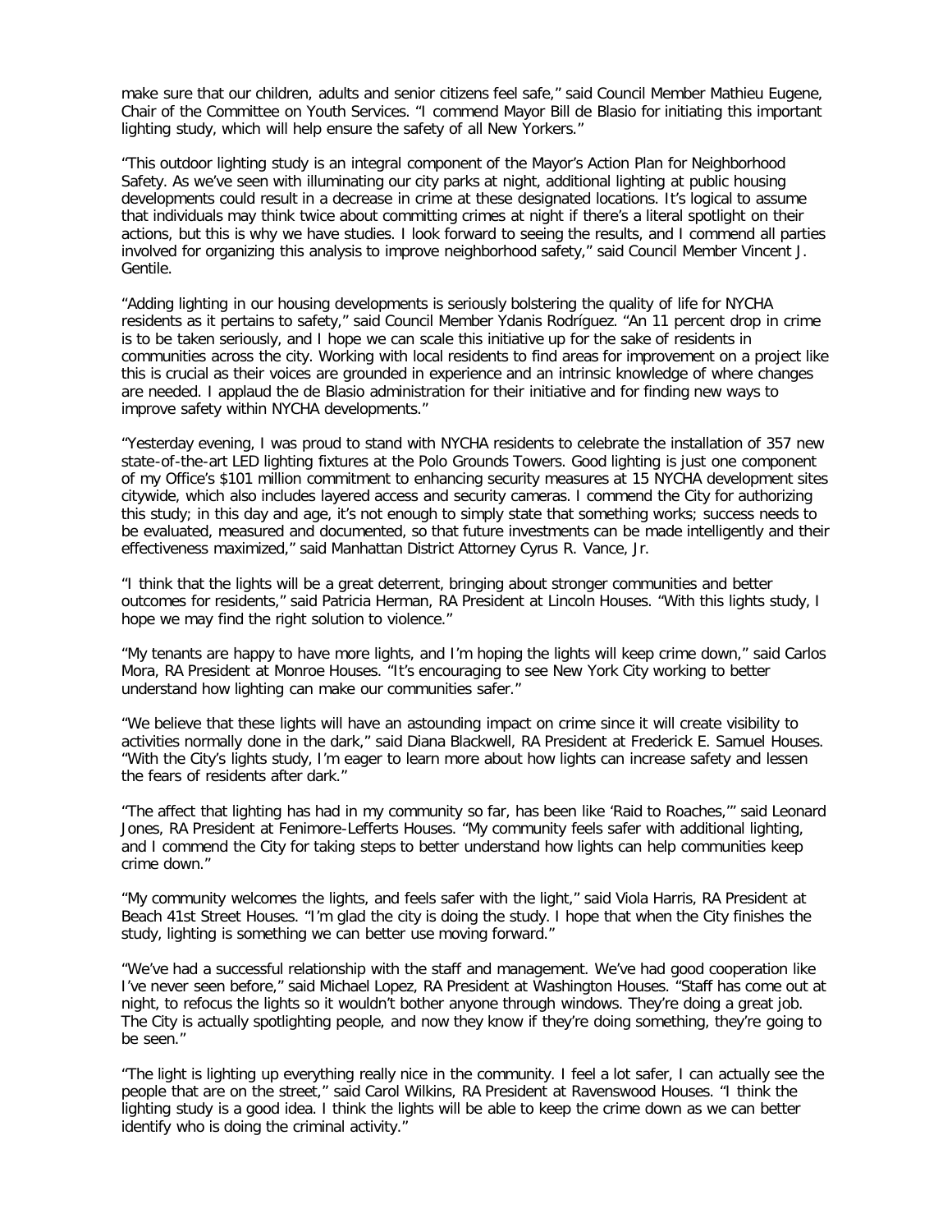make sure that our children, adults and senior citizens feel safe," said Council Member Mathieu Eugene, Chair of the Committee on Youth Services. "I commend Mayor Bill de Blasio for initiating this important lighting study, which will help ensure the safety of all New Yorkers."

"This outdoor lighting study is an integral component of the Mayor's Action Plan for Neighborhood Safety. As we've seen with illuminating our city parks at night, additional lighting at public housing developments could result in a decrease in crime at these designated locations. It's logical to assume that individuals may think twice about committing crimes at night if there's a literal spotlight on their actions, but this is why we have studies. I look forward to seeing the results, and I commend all parties involved for organizing this analysis to improve neighborhood safety," said Council Member Vincent J. Gentile.

"Adding lighting in our housing developments is seriously bolstering the quality of life for NYCHA residents as it pertains to safety," said Council Member Ydanis Rodríguez. "An 11 percent drop in crime is to be taken seriously, and I hope we can scale this initiative up for the sake of residents in communities across the city. Working with local residents to find areas for improvement on a project like this is crucial as their voices are grounded in experience and an intrinsic knowledge of where changes are needed. I applaud the de Blasio administration for their initiative and for finding new ways to improve safety within NYCHA developments."

"Yesterday evening, I was proud to stand with NYCHA residents to celebrate the installation of 357 new state-of-the-art LED lighting fixtures at the Polo Grounds Towers. Good lighting is just one component of my Office's $101 million commitment to enhancing security measures at 15 NYCHA development sites citywide, which also includes layered access and security cameras. I commend the City for authorizing this study; in this day and age, it's not enough to simply state that something works; success needs to be evaluated, measured and documented, so that future investments can be made intelligently and their effectiveness maximized," said Manhattan District Attorney Cyrus R. Vance, Jr.

"I think that the lights will be a great deterrent, bringing about stronger communities and better outcomes for residents," said Patricia Herman, RA President at Lincoln Houses. "With this lights study, I hope we may find the right solution to violence."

"My tenants are happy to have more lights, and I'm hoping the lights will keep crime down," said Carlos Mora, RA President at Monroe Houses. "It's encouraging to see New York City working to better understand how lighting can make our communities safer."

"We believe that these lights will have an astounding impact on crime since it will create visibility to activities normally done in the dark," said Diana Blackwell, RA President at Frederick E. Samuel Houses. "With the City's lights study, I'm eager to learn more about how lights can increase safety and lessen the fears of residents after dark."

"The affect that lighting has had in my community so far, has been like 'Raid to Roaches,'" said Leonard Jones, RA President at Fenimore-Lefferts Houses. "My community feels safer with additional lighting, and I commend the City for taking steps to better understand how lights can help communities keep crime down."

"My community welcomes the lights, and feels safer with the light," said Viola Harris, RA President at Beach 41st Street Houses. "I'm glad the city is doing the study. I hope that when the City finishes the study, lighting is something we can better use moving forward."

"We've had a successful relationship with the staff and management. We've had good cooperation like I've never seen before," said Michael Lopez, RA President at Washington Houses. "Staff has come out at night, to refocus the lights so it wouldn't bother anyone through windows. They're doing a great job. The City is actually spotlighting people, and now they know if they're doing something, they're going to be seen."

"The light is lighting up everything really nice in the community. I feel a lot safer, I can actually see the people that are on the street," said Carol Wilkins, RA President at Ravenswood Houses. "I think the lighting study is a good idea. I think the lights will be able to keep the crime down as we can better identify who is doing the criminal activity."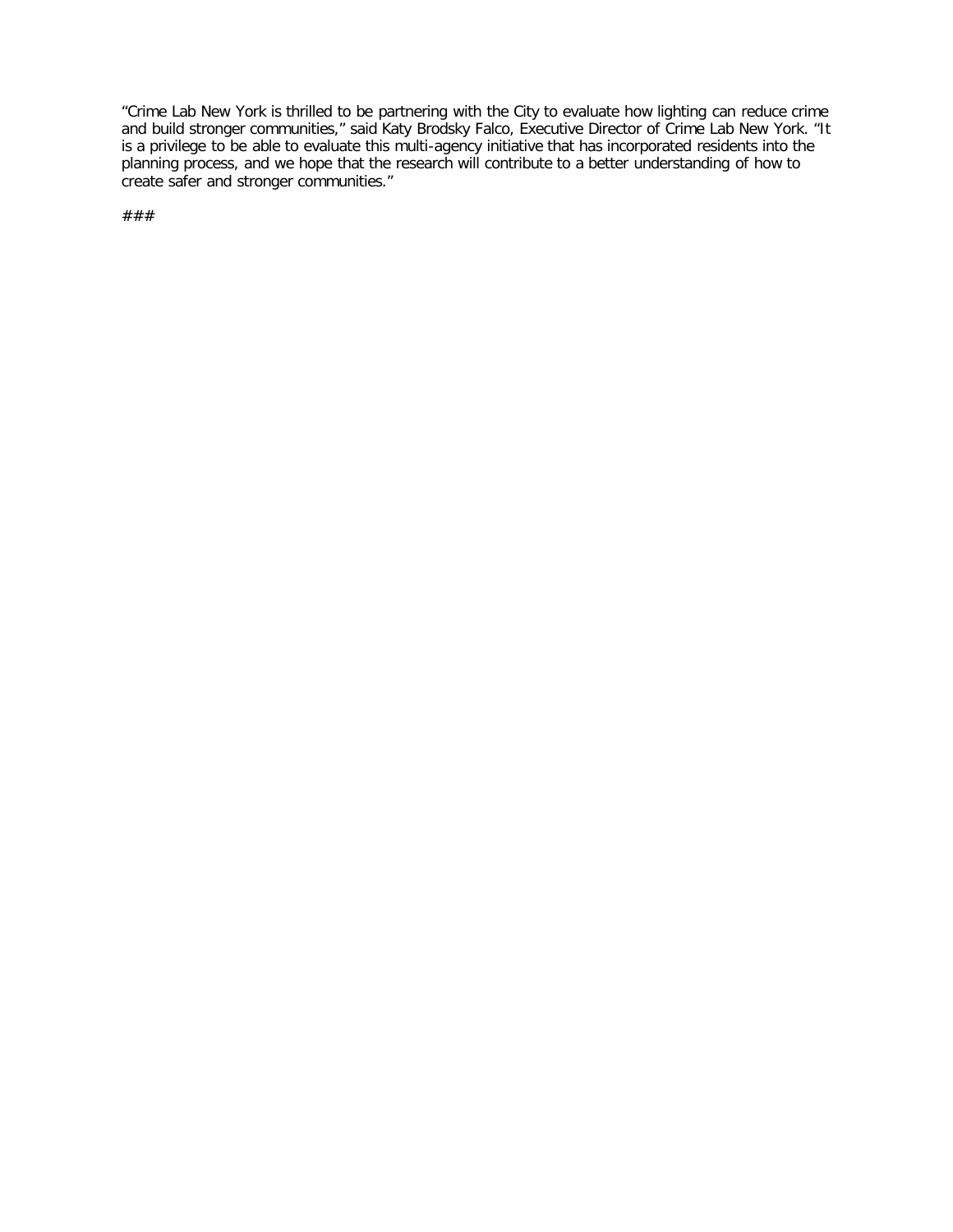"Crime Lab New York is thrilled to be partnering with the City to evaluate how lighting can reduce crime and build stronger communities," said Katy Brodsky Falco, Executive Director of Crime Lab New York. "It is a privilege to be able to evaluate this multi-agency initiative that has incorporated residents into the planning process, and we hope that the research will contribute to a better understanding of how to create safer and stronger communities."

###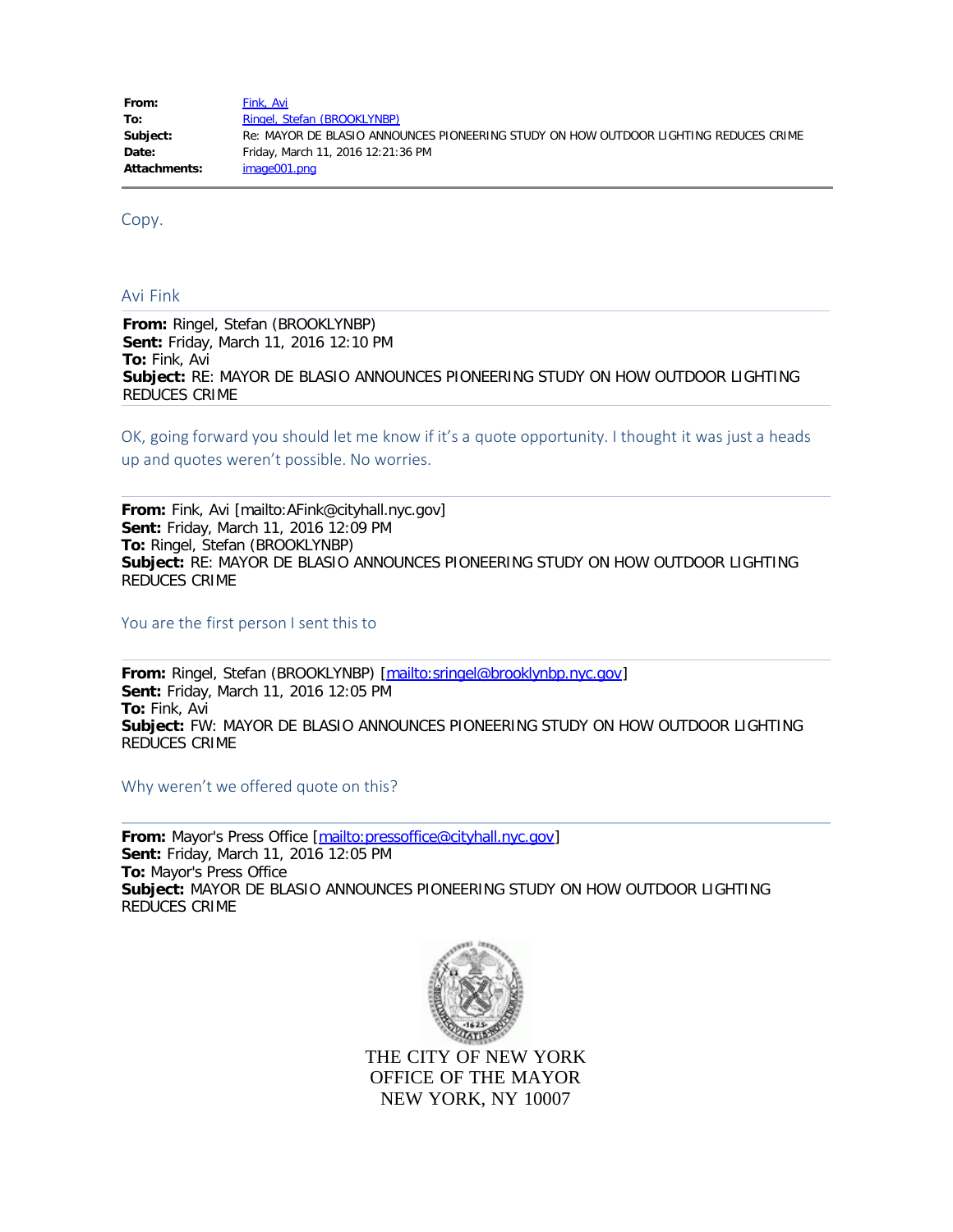| | |
|---|---|
| **From:** | Fink, Avi |
| **To:** | Ringel, Stefan (BROOKLYNBP) |
| **Subject:** | Re: MAYOR DE BLASIO ANNOUNCES PIONEERING STUDY ON HOW OUTDOOR LIGHTING REDUCES CRIME |
| **Date:** | Friday, March 11, 2016 12:21:36 PM |
| **Attachments:** | image001.png |

Copy.

Avi Fink

**From:** Ringel, Stefan (BROOKLYNBP)
**Sent:** Friday, March 11, 2016 12:10 PM
**To:** Fink, Avi
**Subject:** RE: MAYOR DE BLASIO ANNOUNCES PIONEERING STUDY ON HOW OUTDOOR LIGHTING REDUCES CRIME

OK, going forward you should let me know if it's a quote opportunity. I thought it was just a heads up and quotes weren't possible. No worries.

**From:** Fink, Avi [mailto:AFink@cityhall.nyc.gov]
**Sent:** Friday, March 11, 2016 12:09 PM
**To:** Ringel, Stefan (BROOKLYNBP)
**Subject:** RE: MAYOR DE BLASIO ANNOUNCES PIONEERING STUDY ON HOW OUTDOOR LIGHTING REDUCES CRIME

You are the first person I sent this to

**From:** Ringel, Stefan (BROOKLYNBP) [mailto:sringel@brooklynbp.nyc.gov]
**Sent:** Friday, March 11, 2016 12:05 PM
**To:** Fink, Avi
**Subject:** FW: MAYOR DE BLASIO ANNOUNCES PIONEERING STUDY ON HOW OUTDOOR LIGHTING REDUCES CRIME

Why weren't we offered quote on this?

**From:** Mayor's Press Office [mailto:pressoffice@cityhall.nyc.gov]
**Sent:** Friday, March 11, 2016 12:05 PM
**To:** Mayor's Press Office
**Subject:** MAYOR DE BLASIO ANNOUNCES PIONEERING STUDY ON HOW OUTDOOR LIGHTING REDUCES CRIME

THE CITY OF NEW YORK
OFFICE OF THE MAYOR
NEW YORK, NY 10007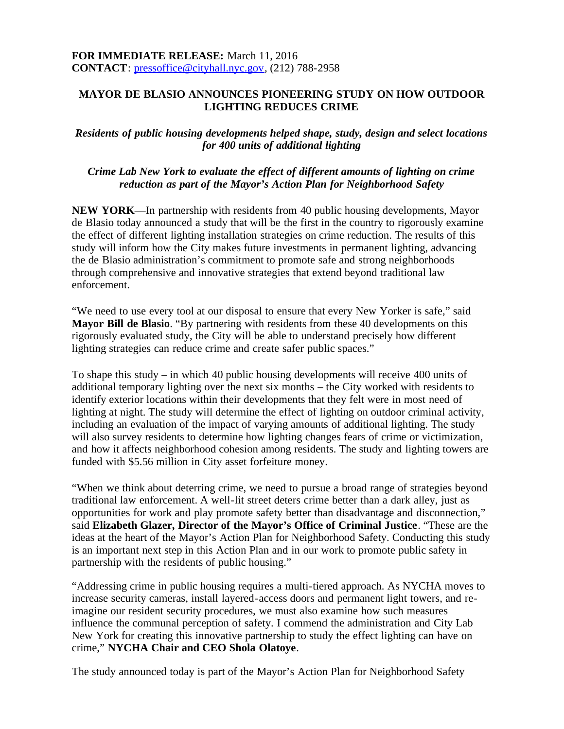**FOR IMMEDIATE RELEASE:** March 11, 2016
**CONTACT**: pressoffice@cityhall.nyc.gov, (212) 788-2958

# MAYOR DE BLASIO ANNOUNCES PIONEERING STUDY ON HOW OUTDOOR LIGHTING REDUCES CRIME

***Residents of public housing developments helped shape, study, design and select locations for 400 units of additional lighting***

***Crime Lab New York to evaluate the effect of different amounts of lighting on crime reduction as part of the Mayor's Action Plan for Neighborhood Safety***

**NEW YORK**—In partnership with residents from 40 public housing developments, Mayor de Blasio today announced a study that will be the first in the country to rigorously examine the effect of different lighting installation strategies on crime reduction. The results of this study will inform how the City makes future investments in permanent lighting, advancing the de Blasio administration's commitment to promote safe and strong neighborhoods through comprehensive and innovative strategies that extend beyond traditional law enforcement.

"We need to use every tool at our disposal to ensure that every New Yorker is safe," said **Mayor Bill de Blasio**. "By partnering with residents from these 40 developments on this rigorously evaluated study, the City will be able to understand precisely how different lighting strategies can reduce crime and create safer public spaces."

To shape this study – in which 40 public housing developments will receive 400 units of additional temporary lighting over the next six months – the City worked with residents to identify exterior locations within their developments that they felt were in most need of lighting at night. The study will determine the effect of lighting on outdoor criminal activity, including an evaluation of the impact of varying amounts of additional lighting. The study will also survey residents to determine how lighting changes fears of crime or victimization, and how it affects neighborhood cohesion among residents. The study and lighting towers are funded with $5.56 million in City asset forfeiture money.

"When we think about deterring crime, we need to pursue a broad range of strategies beyond traditional law enforcement. A well-lit street deters crime better than a dark alley, just as opportunities for work and play promote safety better than disadvantage and disconnection," said **Elizabeth Glazer, Director of the Mayor's Office of Criminal Justice**. "These are the ideas at the heart of the Mayor's Action Plan for Neighborhood Safety. Conducting this study is an important next step in this Action Plan and in our work to promote public safety in partnership with the residents of public housing."

"Addressing crime in public housing requires a multi-tiered approach. As NYCHA moves to increase security cameras, install layered-access doors and permanent light towers, and re-imagine our resident security procedures, we must also examine how such measures influence the communal perception of safety. I commend the administration and City Lab New York for creating this innovative partnership to study the effect lighting can have on crime," **NYCHA Chair and CEO Shola Olatoye**.

The study announced today is part of the Mayor's Action Plan for Neighborhood Safety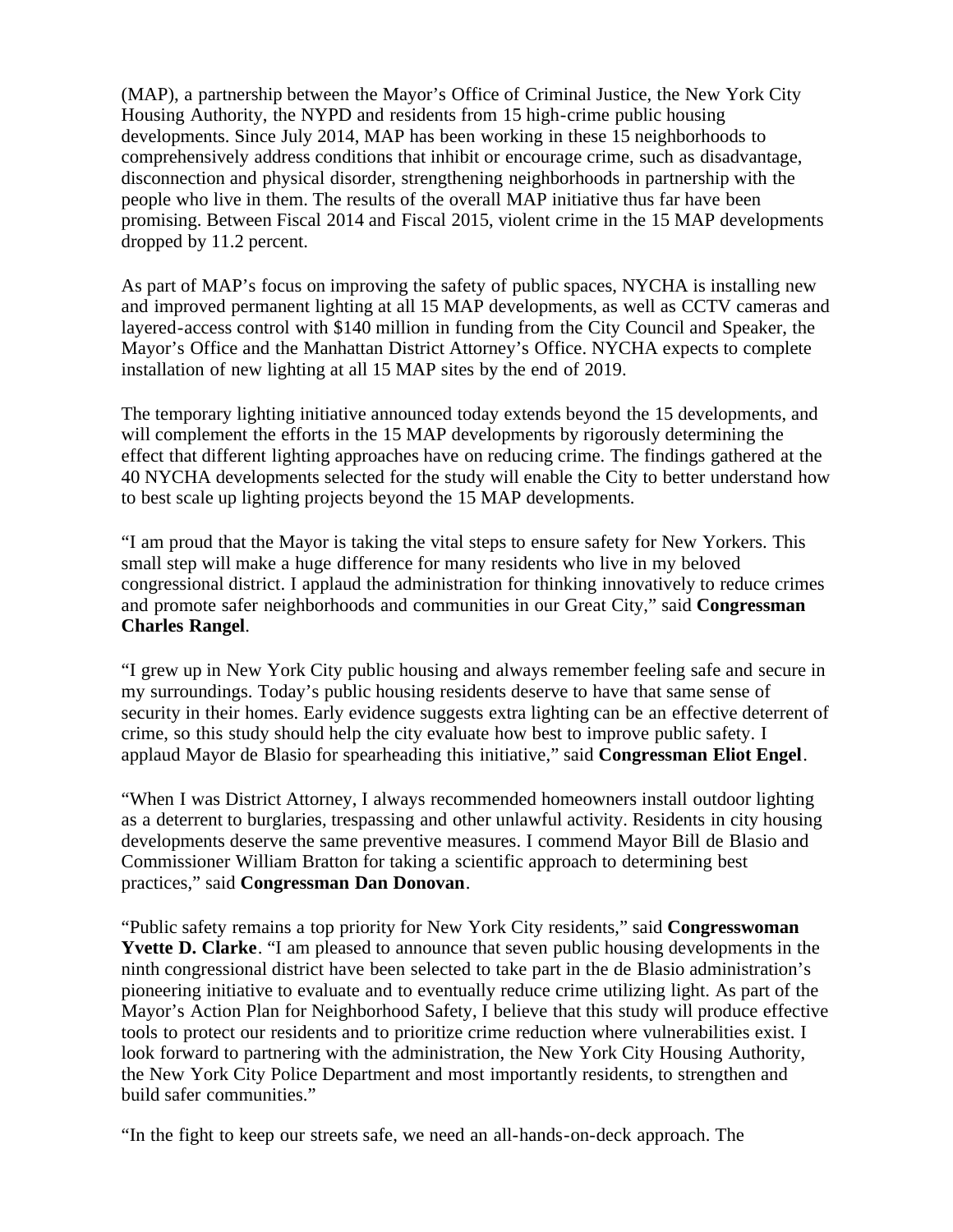(MAP), a partnership between the Mayor's Office of Criminal Justice, the New York City Housing Authority, the NYPD and residents from 15 high-crime public housing developments. Since July 2014, MAP has been working in these 15 neighborhoods to comprehensively address conditions that inhibit or encourage crime, such as disadvantage, disconnection and physical disorder, strengthening neighborhoods in partnership with the people who live in them. The results of the overall MAP initiative thus far have been promising. Between Fiscal 2014 and Fiscal 2015, violent crime in the 15 MAP developments dropped by 11.2 percent.

As part of MAP's focus on improving the safety of public spaces, NYCHA is installing new and improved permanent lighting at all 15 MAP developments, as well as CCTV cameras and layered-access control with $140 million in funding from the City Council and Speaker, the Mayor's Office and the Manhattan District Attorney's Office. NYCHA expects to complete installation of new lighting at all 15 MAP sites by the end of 2019.

The temporary lighting initiative announced today extends beyond the 15 developments, and will complement the efforts in the 15 MAP developments by rigorously determining the effect that different lighting approaches have on reducing crime. The findings gathered at the 40 NYCHA developments selected for the study will enable the City to better understand how to best scale up lighting projects beyond the 15 MAP developments.

"I am proud that the Mayor is taking the vital steps to ensure safety for New Yorkers. This small step will make a huge difference for many residents who live in my beloved congressional district. I applaud the administration for thinking innovatively to reduce crimes and promote safer neighborhoods and communities in our Great City," said **Congressman Charles Rangel**.

"I grew up in New York City public housing and always remember feeling safe and secure in my surroundings. Today's public housing residents deserve to have that same sense of security in their homes. Early evidence suggests extra lighting can be an effective deterrent of crime, so this study should help the city evaluate how best to improve public safety. I applaud Mayor de Blasio for spearheading this initiative," said **Congressman Eliot Engel**.

"When I was District Attorney, I always recommended homeowners install outdoor lighting as a deterrent to burglaries, trespassing and other unlawful activity. Residents in city housing developments deserve the same preventive measures. I commend Mayor Bill de Blasio and Commissioner William Bratton for taking a scientific approach to determining best practices," said **Congressman Dan Donovan**.

"Public safety remains a top priority for New York City residents," said **Congresswoman Yvette D. Clarke**. "I am pleased to announce that seven public housing developments in the ninth congressional district have been selected to take part in the de Blasio administration's pioneering initiative to evaluate and to eventually reduce crime utilizing light. As part of the Mayor's Action Plan for Neighborhood Safety, I believe that this study will produce effective tools to protect our residents and to prioritize crime reduction where vulnerabilities exist. I look forward to partnering with the administration, the New York City Housing Authority, the New York City Police Department and most importantly residents, to strengthen and build safer communities."

"In the fight to keep our streets safe, we need an all-hands-on-deck approach. The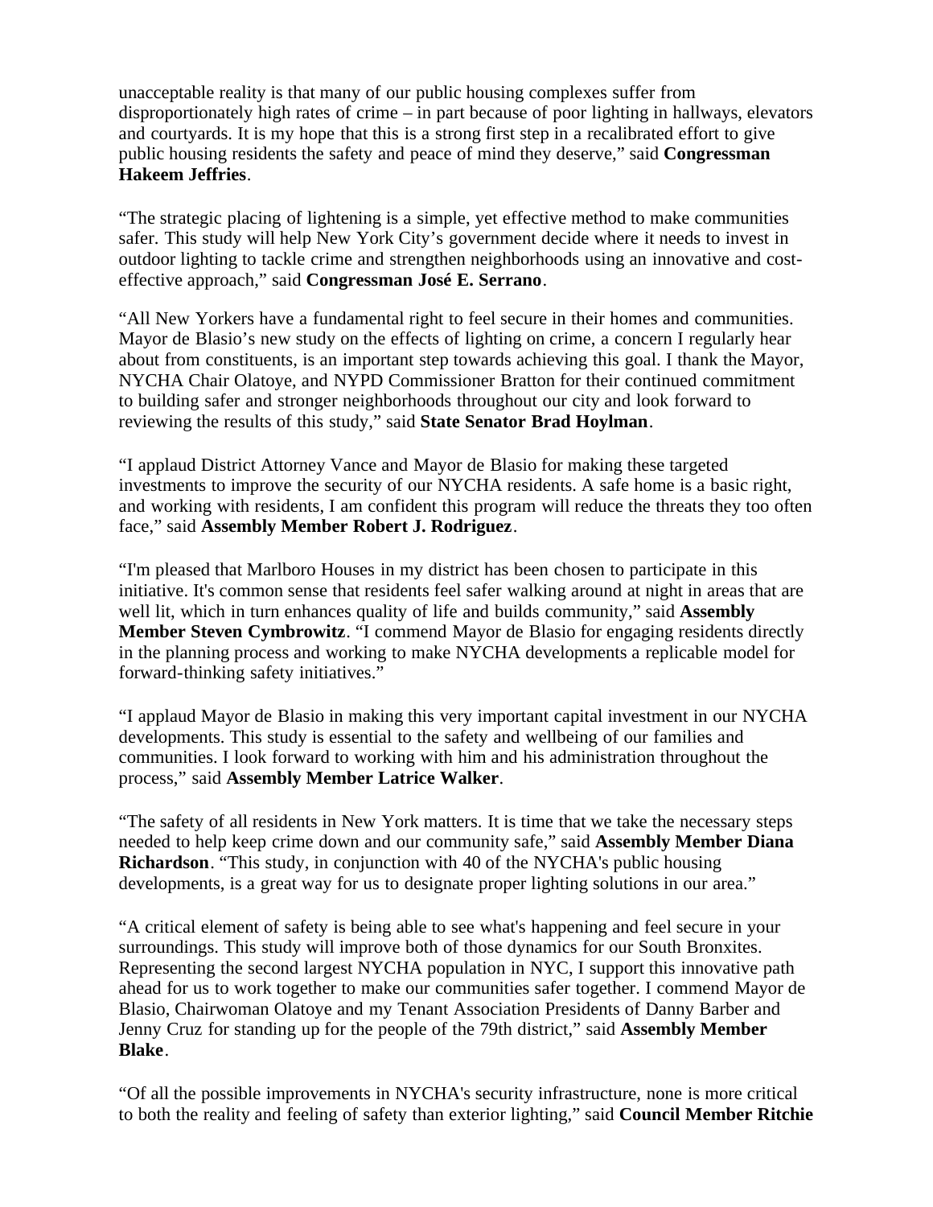unacceptable reality is that many of our public housing complexes suffer from disproportionately high rates of crime – in part because of poor lighting in hallways, elevators and courtyards. It is my hope that this is a strong first step in a recalibrated effort to give public housing residents the safety and peace of mind they deserve," said **Congressman Hakeem Jeffries**.

"The strategic placing of lightening is a simple, yet effective method to make communities safer. This study will help New York City's government decide where it needs to invest in outdoor lighting to tackle crime and strengthen neighborhoods using an innovative and cost-effective approach," said **Congressman José E. Serrano**.

"All New Yorkers have a fundamental right to feel secure in their homes and communities. Mayor de Blasio's new study on the effects of lighting on crime, a concern I regularly hear about from constituents, is an important step towards achieving this goal. I thank the Mayor, NYCHA Chair Olatoye, and NYPD Commissioner Bratton for their continued commitment to building safer and stronger neighborhoods throughout our city and look forward to reviewing the results of this study," said **State Senator Brad Hoylman**.

"I applaud District Attorney Vance and Mayor de Blasio for making these targeted investments to improve the security of our NYCHA residents. A safe home is a basic right, and working with residents, I am confident this program will reduce the threats they too often face," said **Assembly Member Robert J. Rodriguez**.

"I'm pleased that Marlboro Houses in my district has been chosen to participate in this initiative. It's common sense that residents feel safer walking around at night in areas that are well lit, which in turn enhances quality of life and builds community," said **Assembly Member Steven Cymbrowitz**. "I commend Mayor de Blasio for engaging residents directly in the planning process and working to make NYCHA developments a replicable model for forward-thinking safety initiatives."

"I applaud Mayor de Blasio in making this very important capital investment in our NYCHA developments. This study is essential to the safety and wellbeing of our families and communities. I look forward to working with him and his administration throughout the process," said **Assembly Member Latrice Walker**.

"The safety of all residents in New York matters. It is time that we take the necessary steps needed to help keep crime down and our community safe," said **Assembly Member Diana Richardson**. "This study, in conjunction with 40 of the NYCHA's public housing developments, is a great way for us to designate proper lighting solutions in our area."

"A critical element of safety is being able to see what's happening and feel secure in your surroundings. This study will improve both of those dynamics for our South Bronxites. Representing the second largest NYCHA population in NYC, I support this innovative path ahead for us to work together to make our communities safer together. I commend Mayor de Blasio, Chairwoman Olatoye and my Tenant Association Presidents of Danny Barber and Jenny Cruz for standing up for the people of the 79th district," said **Assembly Member Blake**.

"Of all the possible improvements in NYCHA's security infrastructure, none is more critical to both the reality and feeling of safety than exterior lighting," said **Council Member Ritchie**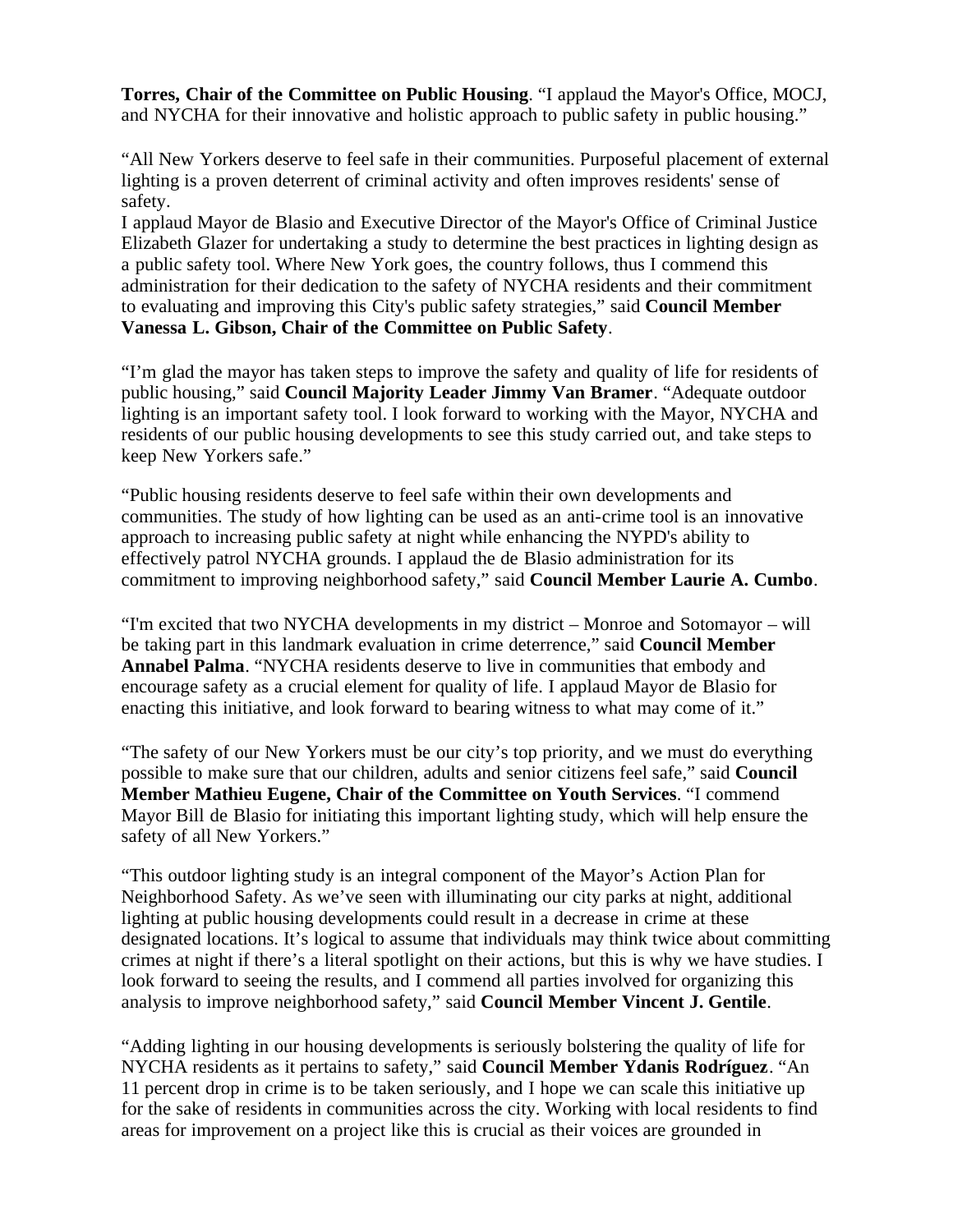**Torres, Chair of the Committee on Public Housing**. "I applaud the Mayor's Office, MOCJ, and NYCHA for their innovative and holistic approach to public safety in public housing."

"All New Yorkers deserve to feel safe in their communities. Purposeful placement of external lighting is a proven deterrent of criminal activity and often improves residents' sense of safety.
I applaud Mayor de Blasio and Executive Director of the Mayor's Office of Criminal Justice Elizabeth Glazer for undertaking a study to determine the best practices in lighting design as a public safety tool. Where New York goes, the country follows, thus I commend this administration for their dedication to the safety of NYCHA residents and their commitment to evaluating and improving this City's public safety strategies," said **Council Member Vanessa L. Gibson, Chair of the Committee on Public Safety**.

"I'm glad the mayor has taken steps to improve the safety and quality of life for residents of public housing," said **Council Majority Leader Jimmy Van Bramer**. "Adequate outdoor lighting is an important safety tool. I look forward to working with the Mayor, NYCHA and residents of our public housing developments to see this study carried out, and take steps to keep New Yorkers safe."

"Public housing residents deserve to feel safe within their own developments and communities. The study of how lighting can be used as an anti-crime tool is an innovative approach to increasing public safety at night while enhancing the NYPD's ability to effectively patrol NYCHA grounds. I applaud the de Blasio administration for its commitment to improving neighborhood safety," said **Council Member Laurie A. Cumbo**.

"I'm excited that two NYCHA developments in my district – Monroe and Sotomayor – will be taking part in this landmark evaluation in crime deterrence," said **Council Member Annabel Palma**. "NYCHA residents deserve to live in communities that embody and encourage safety as a crucial element for quality of life. I applaud Mayor de Blasio for enacting this initiative, and look forward to bearing witness to what may come of it."

"The safety of our New Yorkers must be our city's top priority, and we must do everything possible to make sure that our children, adults and senior citizens feel safe," said **Council Member Mathieu Eugene, Chair of the Committee on Youth Services**. "I commend Mayor Bill de Blasio for initiating this important lighting study, which will help ensure the safety of all New Yorkers."

"This outdoor lighting study is an integral component of the Mayor's Action Plan for Neighborhood Safety. As we've seen with illuminating our city parks at night, additional lighting at public housing developments could result in a decrease in crime at these designated locations. It's logical to assume that individuals may think twice about committing crimes at night if there's a literal spotlight on their actions, but this is why we have studies. I look forward to seeing the results, and I commend all parties involved for organizing this analysis to improve neighborhood safety," said **Council Member Vincent J. Gentile**.

"Adding lighting in our housing developments is seriously bolstering the quality of life for NYCHA residents as it pertains to safety," said **Council Member Ydanis Rodríguez**. "An 11 percent drop in crime is to be taken seriously, and I hope we can scale this initiative up for the sake of residents in communities across the city. Working with local residents to find areas for improvement on a project like this is crucial as their voices are grounded in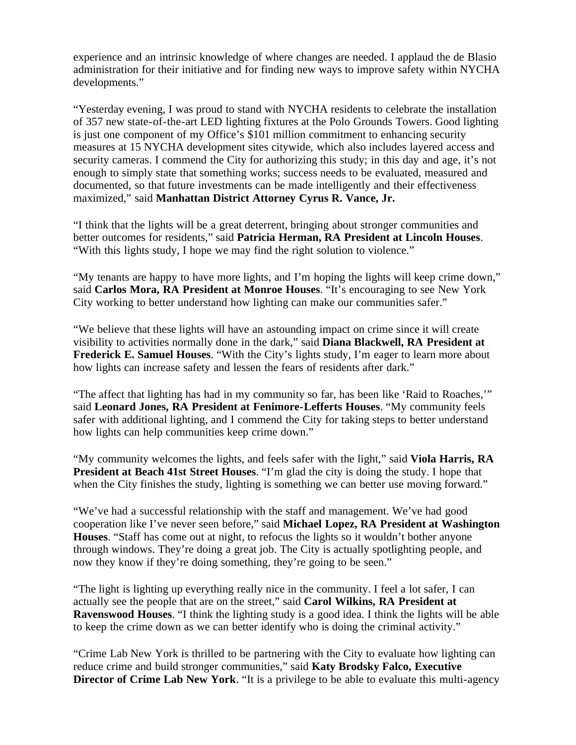experience and an intrinsic knowledge of where changes are needed. I applaud the de Blasio administration for their initiative and for finding new ways to improve safety within NYCHA developments."

"Yesterday evening, I was proud to stand with NYCHA residents to celebrate the installation of 357 new state-of-the-art LED lighting fixtures at the Polo Grounds Towers. Good lighting is just one component of my Office's $101 million commitment to enhancing security measures at 15 NYCHA development sites citywide, which also includes layered access and security cameras. I commend the City for authorizing this study; in this day and age, it's not enough to simply state that something works; success needs to be evaluated, measured and documented, so that future investments can be made intelligently and their effectiveness maximized," said **Manhattan District Attorney Cyrus R. Vance, Jr.**

"I think that the lights will be a great deterrent, bringing about stronger communities and better outcomes for residents," said **Patricia Herman, RA President at Lincoln Houses**. "With this lights study, I hope we may find the right solution to violence."

"My tenants are happy to have more lights, and I'm hoping the lights will keep crime down," said **Carlos Mora, RA President at Monroe Houses**. "It's encouraging to see New York City working to better understand how lighting can make our communities safer."

"We believe that these lights will have an astounding impact on crime since it will create visibility to activities normally done in the dark," said **Diana Blackwell, RA President at Frederick E. Samuel Houses**. "With the City's lights study, I'm eager to learn more about how lights can increase safety and lessen the fears of residents after dark."

"The affect that lighting has had in my community so far, has been like 'Raid to Roaches,'" said **Leonard Jones, RA President at Fenimore-Lefferts Houses**. "My community feels safer with additional lighting, and I commend the City for taking steps to better understand how lights can help communities keep crime down."

"My community welcomes the lights, and feels safer with the light," said **Viola Harris, RA President at Beach 41st Street Houses**. "I'm glad the city is doing the study. I hope that when the City finishes the study, lighting is something we can better use moving forward."

"We've had a successful relationship with the staff and management. We've had good cooperation like I've never seen before," said **Michael Lopez, RA President at Washington Houses**. "Staff has come out at night, to refocus the lights so it wouldn't bother anyone through windows. They're doing a great job. The City is actually spotlighting people, and now they know if they're doing something, they're going to be seen."

"The light is lighting up everything really nice in the community. I feel a lot safer, I can actually see the people that are on the street," said **Carol Wilkins, RA President at Ravenswood Houses**. "I think the lighting study is a good idea. I think the lights will be able to keep the crime down as we can better identify who is doing the criminal activity."

"Crime Lab New York is thrilled to be partnering with the City to evaluate how lighting can reduce crime and build stronger communities," said **Katy Brodsky Falco, Executive Director of Crime Lab New York**. "It is a privilege to be able to evaluate this multi-agency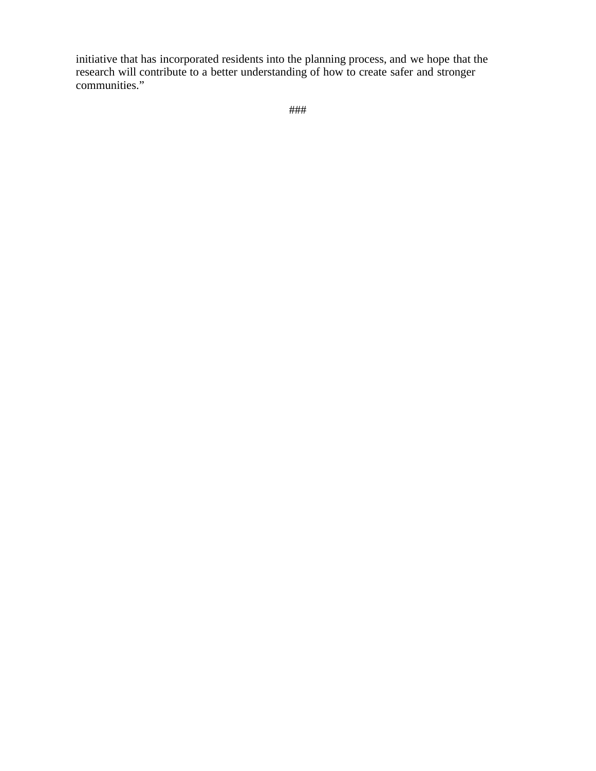initiative that has incorporated residents into the planning process, and we hope that the research will contribute to a better understanding of how to create safer and stronger communities."

###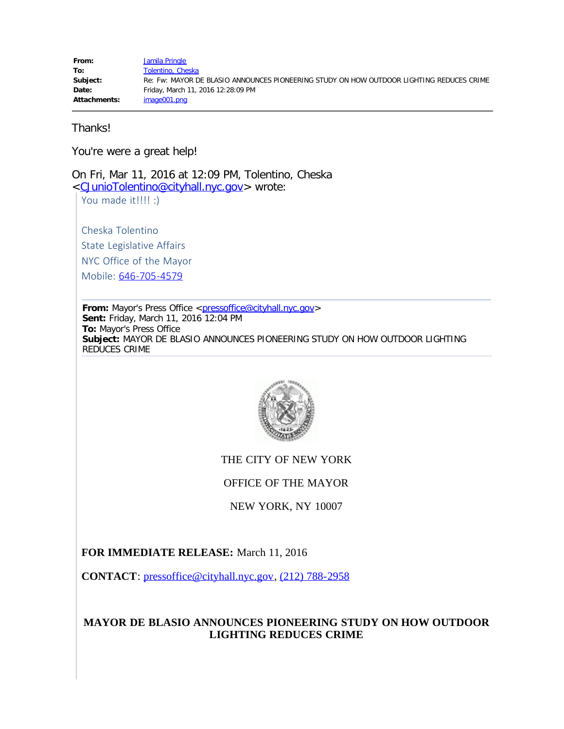| | |
|---|---|
| **From:** | Jamila Pringle |
| **To:** | Tolentino, Cheska |
| **Subject:** | Re: Fw: MAYOR DE BLASIO ANNOUNCES PIONEERING STUDY ON HOW OUTDOOR LIGHTING REDUCES CRIME |
| **Date:** | Friday, March 11, 2016 12:28:09 PM |
| **Attachments:** | image001.png |

Thanks!

You're were a great help!

On Fri, Mar 11, 2016 at 12:09 PM, Tolentino, Cheska <CJunioTolentino@cityhall.nyc.gov> wrote:

> You made it!!!! :)
>
> Cheska Tolentino
>
> State Legislative Affairs
>
> NYC Office of the Mayor
>
> Mobile: 646-705-4579
>
> **From:** Mayor's Press Office <pressoffice@cityhall.nyc.gov>
> **Sent:** Friday, March 11, 2016 12:04 PM
> **To:** Mayor's Press Office
> **Subject:** MAYOR DE BLASIO ANNOUNCES PIONEERING STUDY ON HOW OUTDOOR LIGHTING REDUCES CRIME
>
> THE CITY OF NEW YORK
>
> OFFICE OF THE MAYOR
>
> NEW YORK, NY 10007
>
> **FOR IMMEDIATE RELEASE:** March 11, 2016
>
> **CONTACT**: pressoffice@cityhall.nyc.gov, (212) 788-2958
>
> **MAYOR DE BLASIO ANNOUNCES PIONEERING STUDY ON HOW OUTDOOR LIGHTING REDUCES CRIME**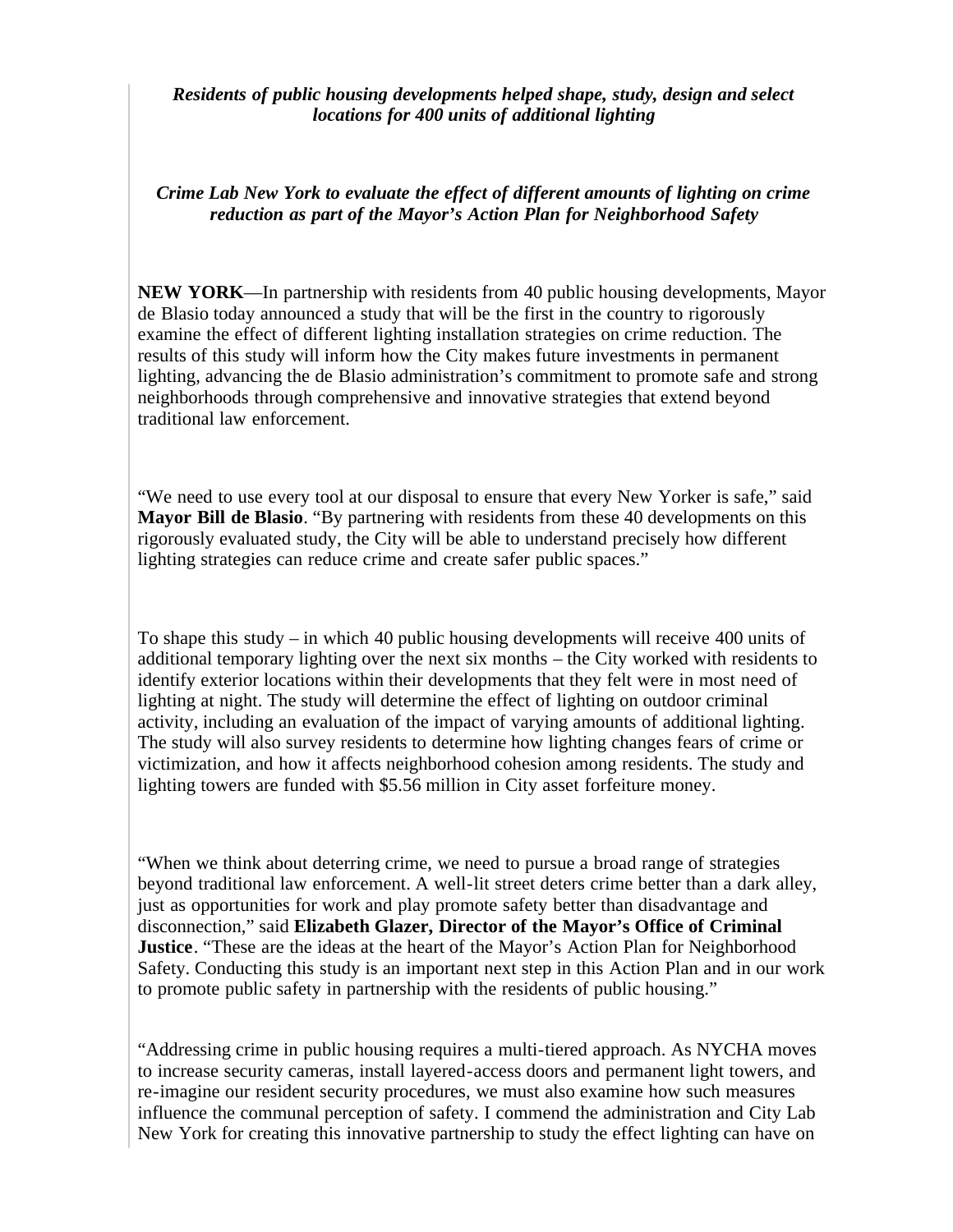***Residents of public housing developments helped shape, study, design and select locations for 400 units of additional lighting***

***Crime Lab New York to evaluate the effect of different amounts of lighting on crime reduction as part of the Mayor's Action Plan for Neighborhood Safety***

**NEW YORK**—In partnership with residents from 40 public housing developments, Mayor de Blasio today announced a study that will be the first in the country to rigorously examine the effect of different lighting installation strategies on crime reduction. The results of this study will inform how the City makes future investments in permanent lighting, advancing the de Blasio administration's commitment to promote safe and strong neighborhoods through comprehensive and innovative strategies that extend beyond traditional law enforcement.

"We need to use every tool at our disposal to ensure that every New Yorker is safe," said **Mayor Bill de Blasio**. "By partnering with residents from these 40 developments on this rigorously evaluated study, the City will be able to understand precisely how different lighting strategies can reduce crime and create safer public spaces."

To shape this study – in which 40 public housing developments will receive 400 units of additional temporary lighting over the next six months – the City worked with residents to identify exterior locations within their developments that they felt were in most need of lighting at night. The study will determine the effect of lighting on outdoor criminal activity, including an evaluation of the impact of varying amounts of additional lighting. The study will also survey residents to determine how lighting changes fears of crime or victimization, and how it affects neighborhood cohesion among residents. The study and lighting towers are funded with $5.56 million in City asset forfeiture money.

"When we think about deterring crime, we need to pursue a broad range of strategies beyond traditional law enforcement. A well-lit street deters crime better than a dark alley, just as opportunities for work and play promote safety better than disadvantage and disconnection," said **Elizabeth Glazer, Director of the Mayor's Office of Criminal Justice**. "These are the ideas at the heart of the Mayor's Action Plan for Neighborhood Safety. Conducting this study is an important next step in this Action Plan and in our work to promote public safety in partnership with the residents of public housing."

"Addressing crime in public housing requires a multi-tiered approach. As NYCHA moves to increase security cameras, install layered-access doors and permanent light towers, and re-imagine our resident security procedures, we must also examine how such measures influence the communal perception of safety. I commend the administration and City Lab New York for creating this innovative partnership to study the effect lighting can have on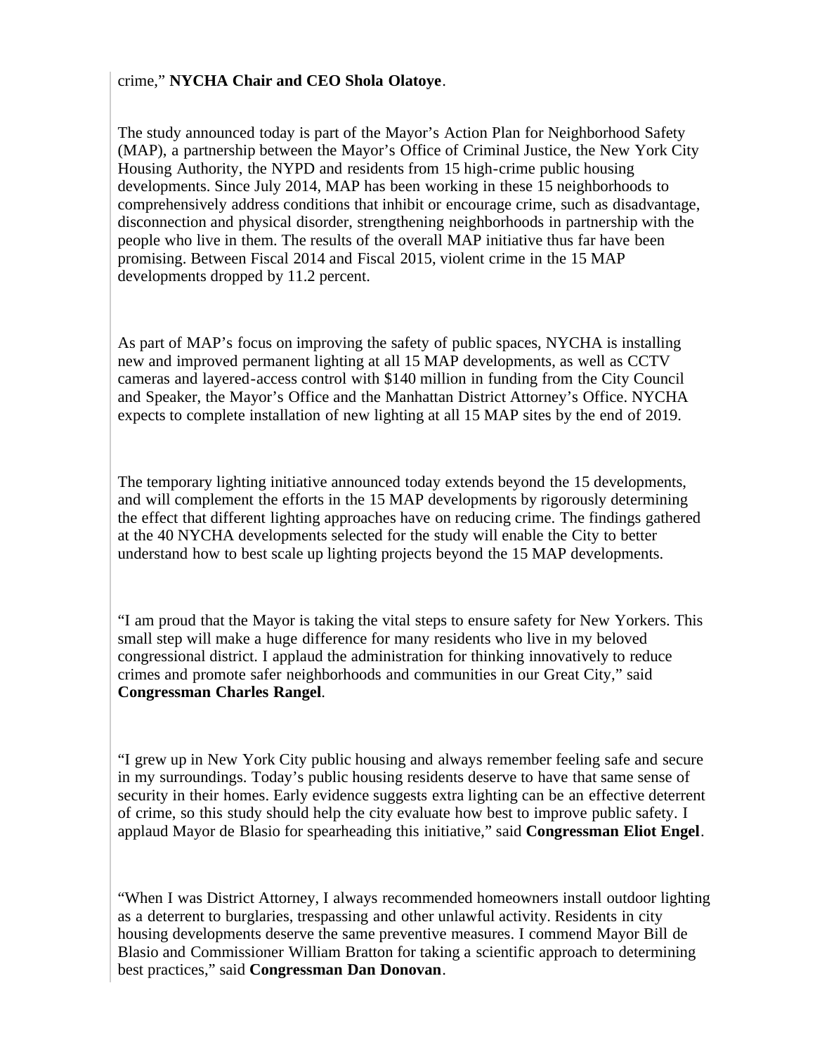crime," **NYCHA Chair and CEO Shola Olatoye**.

The study announced today is part of the Mayor's Action Plan for Neighborhood Safety (MAP), a partnership between the Mayor's Office of Criminal Justice, the New York City Housing Authority, the NYPD and residents from 15 high-crime public housing developments. Since July 2014, MAP has been working in these 15 neighborhoods to comprehensively address conditions that inhibit or encourage crime, such as disadvantage, disconnection and physical disorder, strengthening neighborhoods in partnership with the people who live in them. The results of the overall MAP initiative thus far have been promising. Between Fiscal 2014 and Fiscal 2015, violent crime in the 15 MAP developments dropped by 11.2 percent.

As part of MAP's focus on improving the safety of public spaces, NYCHA is installing new and improved permanent lighting at all 15 MAP developments, as well as CCTV cameras and layered-access control with $140 million in funding from the City Council and Speaker, the Mayor's Office and the Manhattan District Attorney's Office. NYCHA expects to complete installation of new lighting at all 15 MAP sites by the end of 2019.

The temporary lighting initiative announced today extends beyond the 15 developments, and will complement the efforts in the 15 MAP developments by rigorously determining the effect that different lighting approaches have on reducing crime. The findings gathered at the 40 NYCHA developments selected for the study will enable the City to better understand how to best scale up lighting projects beyond the 15 MAP developments.

"I am proud that the Mayor is taking the vital steps to ensure safety for New Yorkers. This small step will make a huge difference for many residents who live in my beloved congressional district. I applaud the administration for thinking innovatively to reduce crimes and promote safer neighborhoods and communities in our Great City," said **Congressman Charles Rangel**.

"I grew up in New York City public housing and always remember feeling safe and secure in my surroundings. Today's public housing residents deserve to have that same sense of security in their homes. Early evidence suggests extra lighting can be an effective deterrent of crime, so this study should help the city evaluate how best to improve public safety. I applaud Mayor de Blasio for spearheading this initiative," said **Congressman Eliot Engel**.

"When I was District Attorney, I always recommended homeowners install outdoor lighting as a deterrent to burglaries, trespassing and other unlawful activity. Residents in city housing developments deserve the same preventive measures. I commend Mayor Bill de Blasio and Commissioner William Bratton for taking a scientific approach to determining best practices," said **Congressman Dan Donovan**.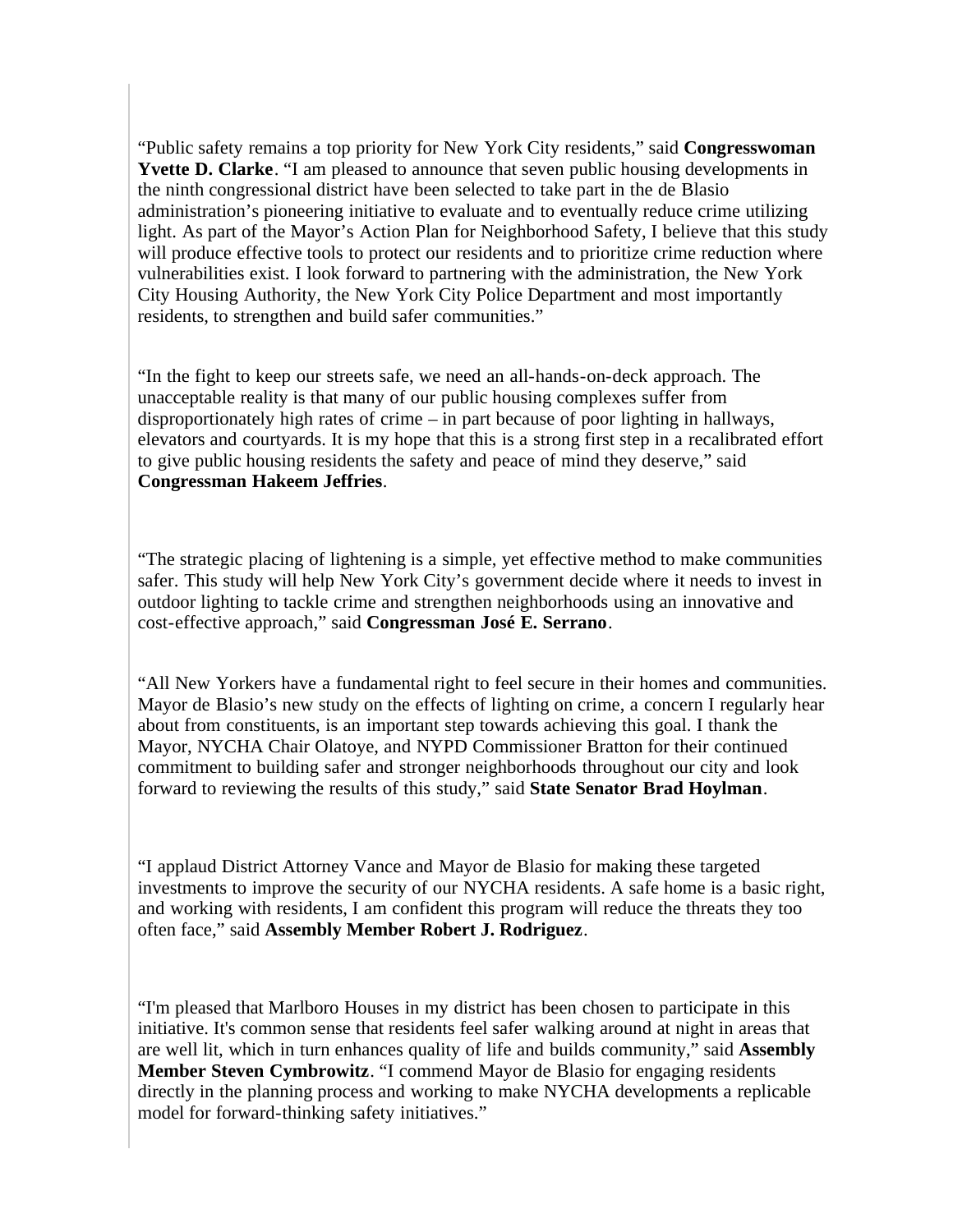"Public safety remains a top priority for New York City residents," said **Congresswoman Yvette D. Clarke**. "I am pleased to announce that seven public housing developments in the ninth congressional district have been selected to take part in the de Blasio administration's pioneering initiative to evaluate and to eventually reduce crime utilizing light. As part of the Mayor's Action Plan for Neighborhood Safety, I believe that this study will produce effective tools to protect our residents and to prioritize crime reduction where vulnerabilities exist. I look forward to partnering with the administration, the New York City Housing Authority, the New York City Police Department and most importantly residents, to strengthen and build safer communities."

"In the fight to keep our streets safe, we need an all-hands-on-deck approach. The unacceptable reality is that many of our public housing complexes suffer from disproportionately high rates of crime – in part because of poor lighting in hallways, elevators and courtyards. It is my hope that this is a strong first step in a recalibrated effort to give public housing residents the safety and peace of mind they deserve," said **Congressman Hakeem Jeffries**.

"The strategic placing of lightening is a simple, yet effective method to make communities safer. This study will help New York City's government decide where it needs to invest in outdoor lighting to tackle crime and strengthen neighborhoods using an innovative and cost-effective approach," said **Congressman José E. Serrano**.

"All New Yorkers have a fundamental right to feel secure in their homes and communities. Mayor de Blasio's new study on the effects of lighting on crime, a concern I regularly hear about from constituents, is an important step towards achieving this goal. I thank the Mayor, NYCHA Chair Olatoye, and NYPD Commissioner Bratton for their continued commitment to building safer and stronger neighborhoods throughout our city and look forward to reviewing the results of this study," said **State Senator Brad Hoylman**.

"I applaud District Attorney Vance and Mayor de Blasio for making these targeted investments to improve the security of our NYCHA residents. A safe home is a basic right, and working with residents, I am confident this program will reduce the threats they too often face," said **Assembly Member Robert J. Rodriguez**.

"I'm pleased that Marlboro Houses in my district has been chosen to participate in this initiative. It's common sense that residents feel safer walking around at night in areas that are well lit, which in turn enhances quality of life and builds community," said **Assembly Member Steven Cymbrowitz**. "I commend Mayor de Blasio for engaging residents directly in the planning process and working to make NYCHA developments a replicable model for forward-thinking safety initiatives."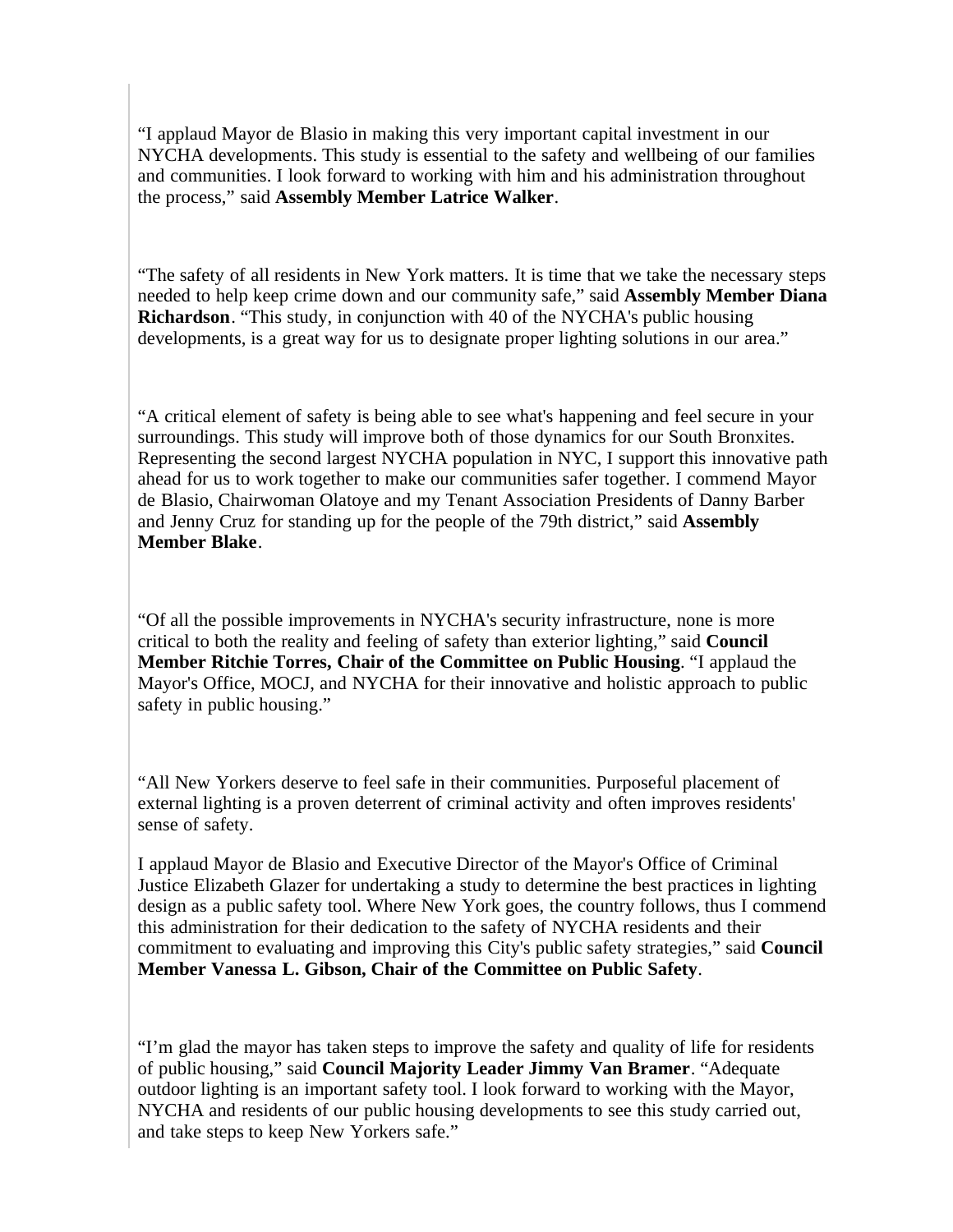"I applaud Mayor de Blasio in making this very important capital investment in our NYCHA developments. This study is essential to the safety and wellbeing of our families and communities. I look forward to working with him and his administration throughout the process," said **Assembly Member Latrice Walker**.

"The safety of all residents in New York matters. It is time that we take the necessary steps needed to help keep crime down and our community safe," said **Assembly Member Diana Richardson**. "This study, in conjunction with 40 of the NYCHA's public housing developments, is a great way for us to designate proper lighting solutions in our area."

"A critical element of safety is being able to see what's happening and feel secure in your surroundings. This study will improve both of those dynamics for our South Bronxites. Representing the second largest NYCHA population in NYC, I support this innovative path ahead for us to work together to make our communities safer together. I commend Mayor de Blasio, Chairwoman Olatoye and my Tenant Association Presidents of Danny Barber and Jenny Cruz for standing up for the people of the 79th district," said **Assembly Member Blake**.

"Of all the possible improvements in NYCHA's security infrastructure, none is more critical to both the reality and feeling of safety than exterior lighting," said **Council Member Ritchie Torres, Chair of the Committee on Public Housing**. "I applaud the Mayor's Office, MOCJ, and NYCHA for their innovative and holistic approach to public safety in public housing."

"All New Yorkers deserve to feel safe in their communities. Purposeful placement of external lighting is a proven deterrent of criminal activity and often improves residents' sense of safety.

I applaud Mayor de Blasio and Executive Director of the Mayor's Office of Criminal Justice Elizabeth Glazer for undertaking a study to determine the best practices in lighting design as a public safety tool. Where New York goes, the country follows, thus I commend this administration for their dedication to the safety of NYCHA residents and their commitment to evaluating and improving this City's public safety strategies," said **Council Member Vanessa L. Gibson, Chair of the Committee on Public Safety**.

"I'm glad the mayor has taken steps to improve the safety and quality of life for residents of public housing," said **Council Majority Leader Jimmy Van Bramer**. "Adequate outdoor lighting is an important safety tool. I look forward to working with the Mayor, NYCHA and residents of our public housing developments to see this study carried out, and take steps to keep New Yorkers safe."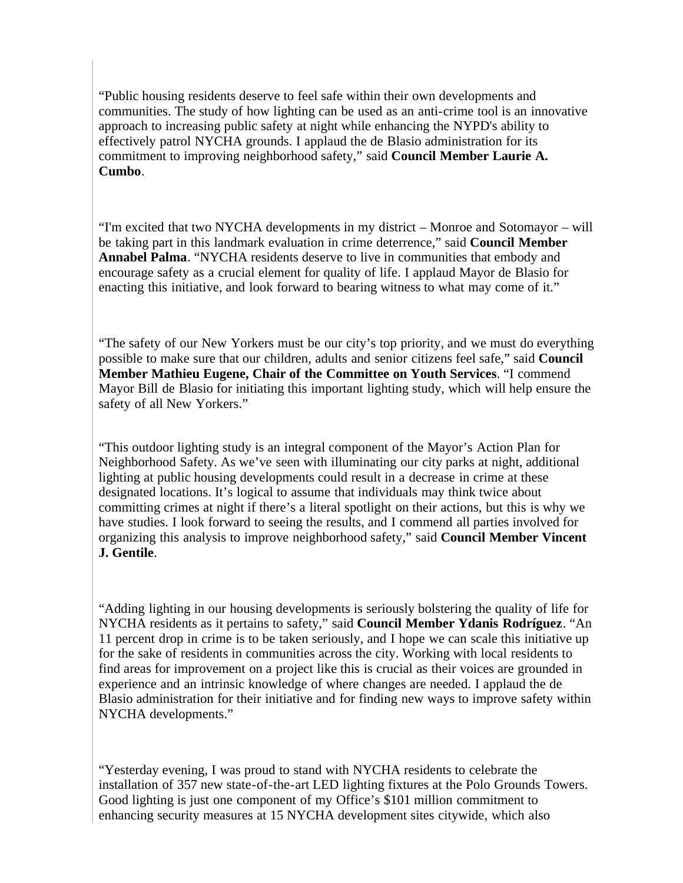"Public housing residents deserve to feel safe within their own developments and communities. The study of how lighting can be used as an anti-crime tool is an innovative approach to increasing public safety at night while enhancing the NYPD's ability to effectively patrol NYCHA grounds. I applaud the de Blasio administration for its commitment to improving neighborhood safety," said **Council Member Laurie A. Cumbo**.

"I'm excited that two NYCHA developments in my district – Monroe and Sotomayor – will be taking part in this landmark evaluation in crime deterrence," said **Council Member Annabel Palma**. "NYCHA residents deserve to live in communities that embody and encourage safety as a crucial element for quality of life. I applaud Mayor de Blasio for enacting this initiative, and look forward to bearing witness to what may come of it."

"The safety of our New Yorkers must be our city's top priority, and we must do everything possible to make sure that our children, adults and senior citizens feel safe," said **Council Member Mathieu Eugene, Chair of the Committee on Youth Services**. "I commend Mayor Bill de Blasio for initiating this important lighting study, which will help ensure the safety of all New Yorkers."

"This outdoor lighting study is an integral component of the Mayor's Action Plan for Neighborhood Safety. As we've seen with illuminating our city parks at night, additional lighting at public housing developments could result in a decrease in crime at these designated locations. It's logical to assume that individuals may think twice about committing crimes at night if there's a literal spotlight on their actions, but this is why we have studies. I look forward to seeing the results, and I commend all parties involved for organizing this analysis to improve neighborhood safety," said **Council Member Vincent J. Gentile**.

"Adding lighting in our housing developments is seriously bolstering the quality of life for NYCHA residents as it pertains to safety," said **Council Member Ydanis Rodríguez**. "An 11 percent drop in crime is to be taken seriously, and I hope we can scale this initiative up for the sake of residents in communities across the city. Working with local residents to find areas for improvement on a project like this is crucial as their voices are grounded in experience and an intrinsic knowledge of where changes are needed. I applaud the de Blasio administration for their initiative and for finding new ways to improve safety within NYCHA developments."

"Yesterday evening, I was proud to stand with NYCHA residents to celebrate the installation of 357 new state-of-the-art LED lighting fixtures at the Polo Grounds Towers. Good lighting is just one component of my Office's $101 million commitment to enhancing security measures at 15 NYCHA development sites citywide, which also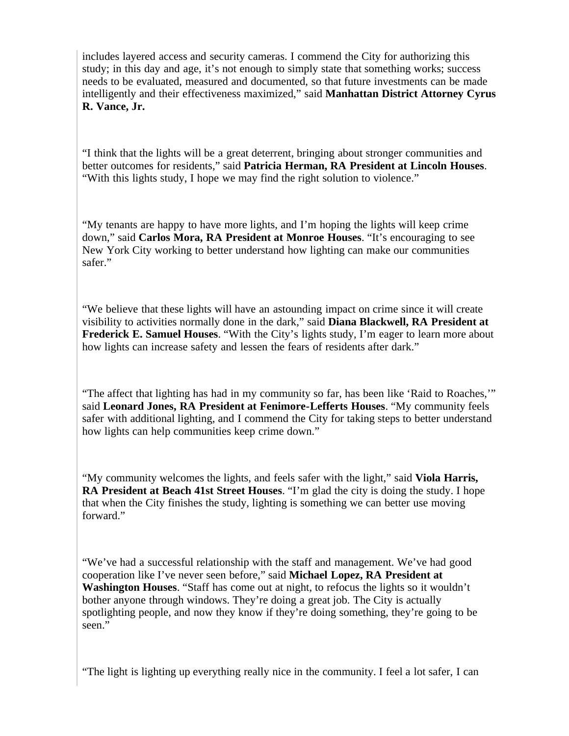includes layered access and security cameras. I commend the City for authorizing this study; in this day and age, it's not enough to simply state that something works; success needs to be evaluated, measured and documented, so that future investments can be made intelligently and their effectiveness maximized," said **Manhattan District Attorney Cyrus R. Vance, Jr.**

"I think that the lights will be a great deterrent, bringing about stronger communities and better outcomes for residents," said **Patricia Herman, RA President at Lincoln Houses**. "With this lights study, I hope we may find the right solution to violence."

"My tenants are happy to have more lights, and I'm hoping the lights will keep crime down," said **Carlos Mora, RA President at Monroe Houses**. "It's encouraging to see New York City working to better understand how lighting can make our communities safer."

"We believe that these lights will have an astounding impact on crime since it will create visibility to activities normally done in the dark," said **Diana Blackwell, RA President at Frederick E. Samuel Houses**. "With the City's lights study, I'm eager to learn more about how lights can increase safety and lessen the fears of residents after dark."

"The affect that lighting has had in my community so far, has been like 'Raid to Roaches,'" said **Leonard Jones, RA President at Fenimore-Lefferts Houses**. "My community feels safer with additional lighting, and I commend the City for taking steps to better understand how lights can help communities keep crime down."

"My community welcomes the lights, and feels safer with the light," said **Viola Harris, RA President at Beach 41st Street Houses**. "I'm glad the city is doing the study. I hope that when the City finishes the study, lighting is something we can better use moving forward."

"We've had a successful relationship with the staff and management. We've had good cooperation like I've never seen before," said **Michael Lopez, RA President at Washington Houses**. "Staff has come out at night, to refocus the lights so it wouldn't bother anyone through windows. They're doing a great job. The City is actually spotlighting people, and now they know if they're doing something, they're going to be seen."

"The light is lighting up everything really nice in the community. I feel a lot safer, I can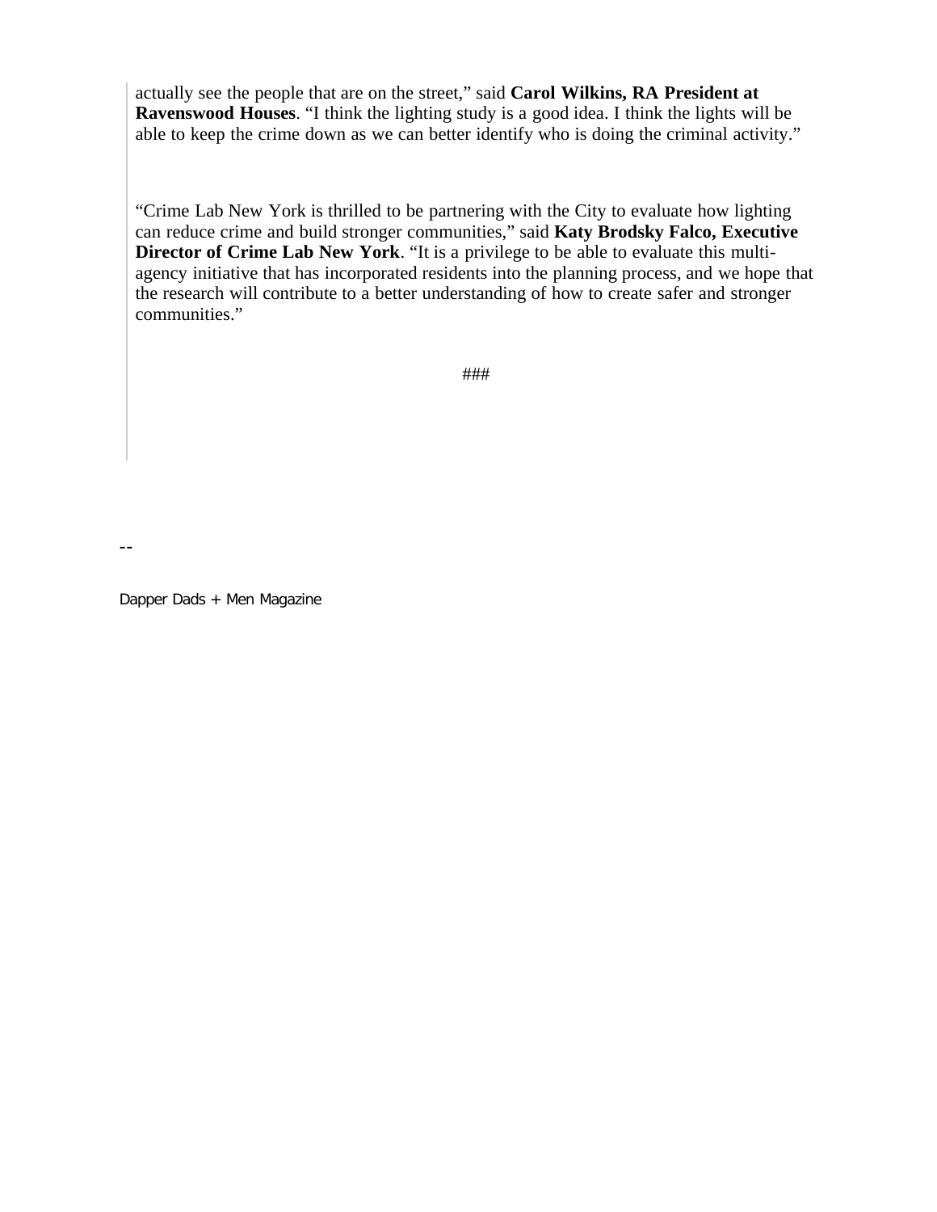actually see the people that are on the street," said **Carol Wilkins, RA President at Ravenswood Houses**. "I think the lighting study is a good idea. I think the lights will be able to keep the crime down as we can better identify who is doing the criminal activity."

"Crime Lab New York is thrilled to be partnering with the City to evaluate how lighting can reduce crime and build stronger communities," said **Katy Brodsky Falco, Executive Director of Crime Lab New York**. "It is a privilege to be able to evaluate this multi-agency initiative that has incorporated residents into the planning process, and we hope that the research will contribute to a better understanding of how to create safer and stronger communities."

###

--

Dapper Dads + Men Magazine